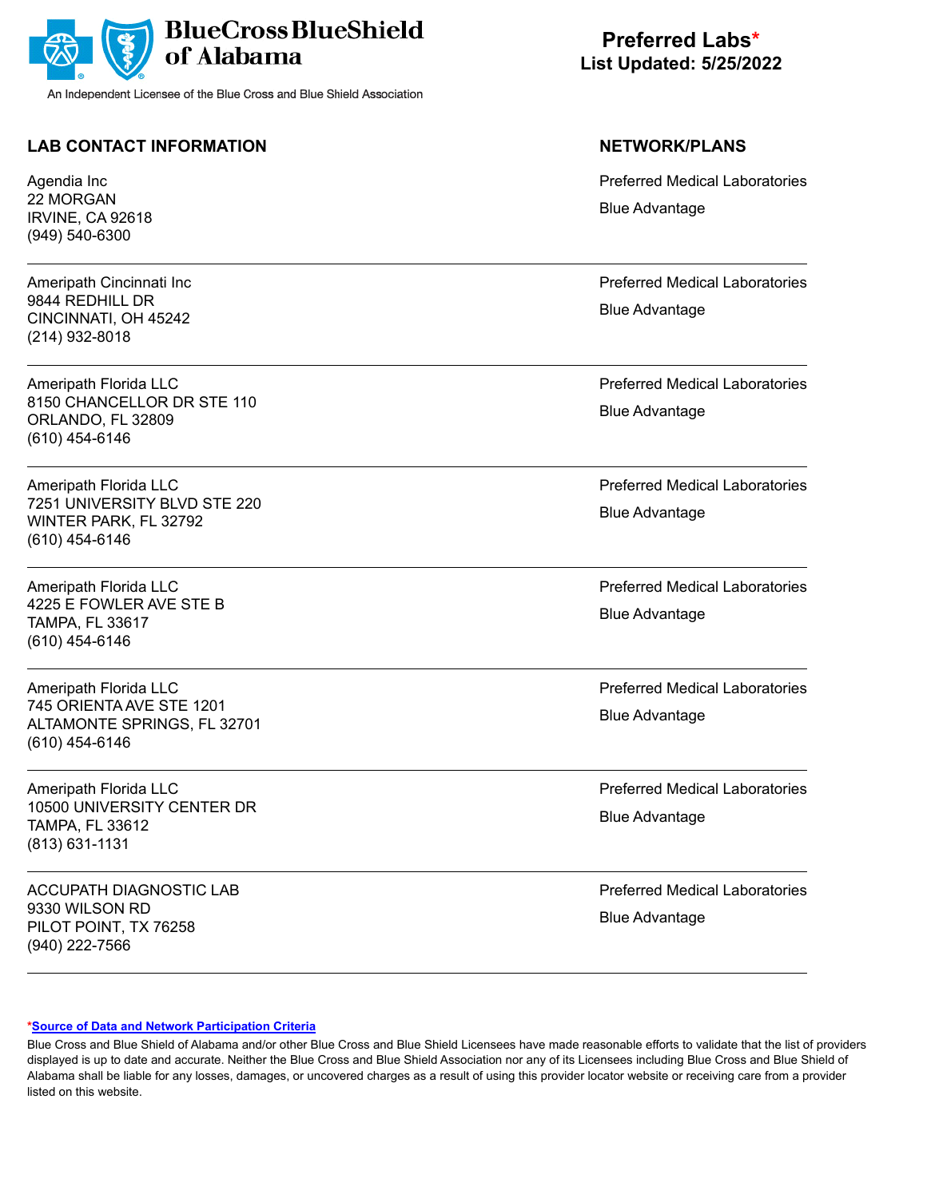**BlueCross BlueShield of Alabama**

An Independent Licensee of the Blue Cross and Blue Shield Association

# Preferred Labs*

**List Updated: 5/25/2022**

| LAB CONTACT INFORMATION | NETWORK/PLANS |
| --- | --- |
| Agendia Inc<br>22 MORGAN<br>IRVINE, CA 92618<br>(949) 540-6300 | Preferred Medical Laboratories<br>Blue Advantage |
| Ameripath Cincinnati Inc<br>9844 REDHILL DR<br>CINCINNATI, OH 45242<br>(214) 932-8018 | Preferred Medical Laboratories<br>Blue Advantage |
| Ameripath Florida LLC<br>8150 CHANCELLOR DR STE 110<br>ORLANDO, FL 32809<br>(610) 454-6146 | Preferred Medical Laboratories<br>Blue Advantage |
| Ameripath Florida LLC<br>7251 UNIVERSITY BLVD STE 220<br>WINTER PARK, FL 32792<br>(610) 454-6146 | Preferred Medical Laboratories<br>Blue Advantage |
| Ameripath Florida LLC<br>4225 E FOWLER AVE STE B<br>TAMPA, FL 33617<br>(610) 454-6146 | Preferred Medical Laboratories<br>Blue Advantage |
| Ameripath Florida LLC<br>745 ORIENTA AVE STE 1201<br>ALTAMONTE SPRINGS, FL 32701<br>(610) 454-6146 | Preferred Medical Laboratories<br>Blue Advantage |
| Ameripath Florida LLC<br>10500 UNIVERSITY CENTER DR<br>TAMPA, FL 33612<br>(813) 631-1131 | Preferred Medical Laboratories<br>Blue Advantage |
| ACCUPATH DIAGNOSTIC LAB<br>9330 WILSON RD<br>PILOT POINT, TX 76258<br>(940) 222-7566 | Preferred Medical Laboratories<br>Blue Advantage |

*Source of Data and Network Participation Criteria

Blue Cross and Blue Shield of Alabama and/or other Blue Cross and Blue Shield Licensees have made reasonable efforts to validate that the list of providers displayed is up to date and accurate. Neither the Blue Cross and Blue Shield Association nor any of its Licensees including Blue Cross and Blue Shield of Alabama shall be liable for any losses, damages, or uncovered charges as a result of using this provider locator website or receiving care from a provider listed on this website.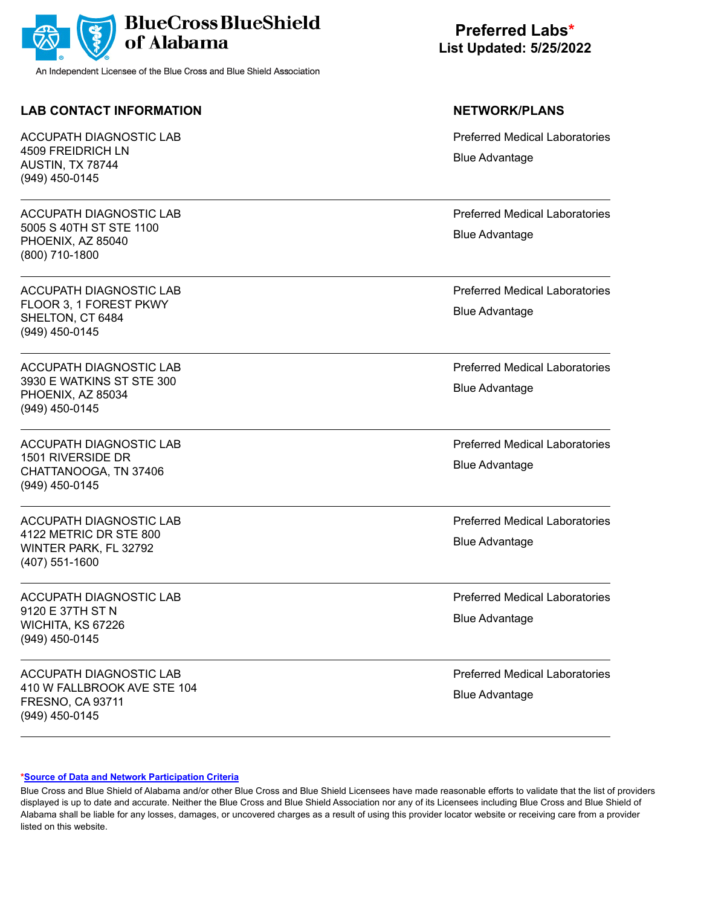BlueCross BlueShield of Alabama

An Independent Licensee of the Blue Cross and Blue Shield Association

# Preferred Labs*

**List Updated: 5/25/2022**

| LAB CONTACT INFORMATION | NETWORK/PLANS |
|---|---|
| ACCUPATH DIAGNOSTIC LAB<br>4509 FREIDRICH LN<br>AUSTIN, TX 78744<br>(949) 450-0145 | Preferred Medical Laboratories<br>Blue Advantage |
| ACCUPATH DIAGNOSTIC LAB<br>5005 S 40TH ST STE 1100<br>PHOENIX, AZ 85040<br>(800) 710-1800 | Preferred Medical Laboratories<br>Blue Advantage |
| ACCUPATH DIAGNOSTIC LAB<br>FLOOR 3, 1 FOREST PKWY<br>SHELTON, CT 6484<br>(949) 450-0145 | Preferred Medical Laboratories<br>Blue Advantage |
| ACCUPATH DIAGNOSTIC LAB<br>3930 E WATKINS ST STE 300<br>PHOENIX, AZ 85034<br>(949) 450-0145 | Preferred Medical Laboratories<br>Blue Advantage |
| ACCUPATH DIAGNOSTIC LAB<br>1501 RIVERSIDE DR<br>CHATTANOOGA, TN 37406<br>(949) 450-0145 | Preferred Medical Laboratories<br>Blue Advantage |
| ACCUPATH DIAGNOSTIC LAB<br>4122 METRIC DR STE 800<br>WINTER PARK, FL 32792<br>(407) 551-1600 | Preferred Medical Laboratories<br>Blue Advantage |
| ACCUPATH DIAGNOSTIC LAB<br>9120 E 37TH ST N<br>WICHITA, KS 67226<br>(949) 450-0145 | Preferred Medical Laboratories<br>Blue Advantage |
| ACCUPATH DIAGNOSTIC LAB<br>410 W FALLBROOK AVE STE 104<br>FRESNO, CA 93711<br>(949) 450-0145 | Preferred Medical Laboratories<br>Blue Advantage |

*Source of Data and Network Participation Criteria

Blue Cross and Blue Shield of Alabama and/or other Blue Cross and Blue Shield Licensees have made reasonable efforts to validate that the list of providers displayed is up to date and accurate. Neither the Blue Cross and Blue Shield Association nor any of its Licensees including Blue Cross and Blue Shield of Alabama shall be liable for any losses, damages, or uncovered charges as a result of using this provider locator website or receiving care from a provider listed on this website.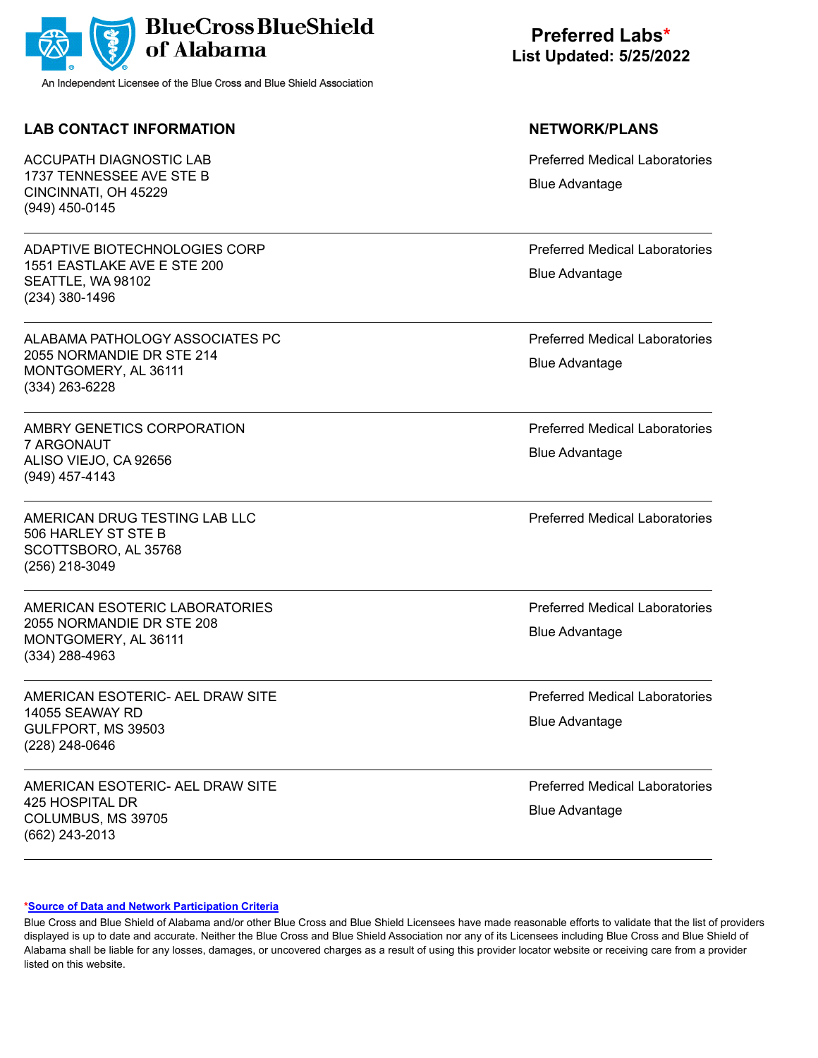**BlueCross BlueShield of Alabama**

An Independent Licensee of the Blue Cross and Blue Shield Association

## Preferred Labs*
**List Updated: 5/25/2022**

| LAB CONTACT INFORMATION | NETWORK/PLANS |
|---|---|
| ACCUPATH DIAGNOSTIC LAB<br>1737 TENNESSEE AVE STE B<br>CINCINNATI, OH 45229<br>(949) 450-0145 | Preferred Medical Laboratories<br>Blue Advantage |
| ADAPTIVE BIOTECHNOLOGIES CORP<br>1551 EASTLAKE AVE E STE 200<br>SEATTLE, WA 98102<br>(234) 380-1496 | Preferred Medical Laboratories<br>Blue Advantage |
| ALABAMA PATHOLOGY ASSOCIATES PC<br>2055 NORMANDIE DR STE 214<br>MONTGOMERY, AL 36111<br>(334) 263-6228 | Preferred Medical Laboratories<br>Blue Advantage |
| AMBRY GENETICS CORPORATION<br>7 ARGONAUT<br>ALISO VIEJO, CA 92656<br>(949) 457-4143 | Preferred Medical Laboratories<br>Blue Advantage |
| AMERICAN DRUG TESTING LAB LLC<br>506 HARLEY ST STE B<br>SCOTTSBORO, AL 35768<br>(256) 218-3049 | Preferred Medical Laboratories |
| AMERICAN ESOTERIC LABORATORIES<br>2055 NORMANDIE DR STE 208<br>MONTGOMERY, AL 36111<br>(334) 288-4963 | Preferred Medical Laboratories<br>Blue Advantage |
| AMERICAN ESOTERIC- AEL DRAW SITE<br>14055 SEAWAY RD<br>GULFPORT, MS 39503<br>(228) 248-0646 | Preferred Medical Laboratories<br>Blue Advantage |
| AMERICAN ESOTERIC- AEL DRAW SITE<br>425 HOSPITAL DR<br>COLUMBUS, MS 39705<br>(662) 243-2013 | Preferred Medical Laboratories<br>Blue Advantage |

*Source of Data and Network Participation Criteria

Blue Cross and Blue Shield of Alabama and/or other Blue Cross and Blue Shield Licensees have made reasonable efforts to validate that the list of providers displayed is up to date and accurate. Neither the Blue Cross and Blue Shield Association nor any of its Licensees including Blue Cross and Blue Shield of Alabama shall be liable for any losses, damages, or uncovered charges as a result of using this provider locator website or receiving care from a provider listed on this website.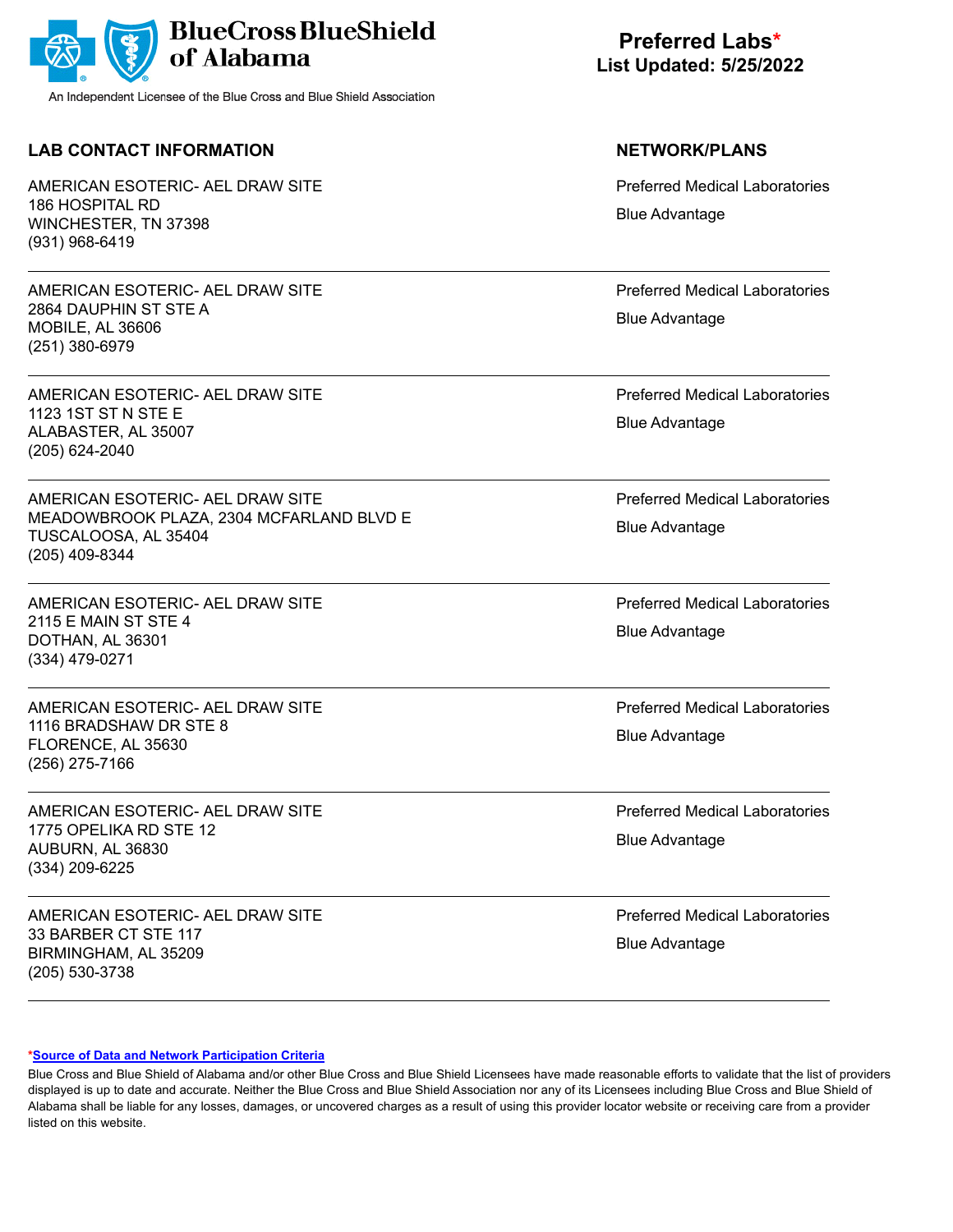BlueCross BlueShield of Alabama

An Independent Licensee of the Blue Cross and Blue Shield Association

# Preferred Labs*

**List Updated: 5/25/2022**

| LAB CONTACT INFORMATION | NETWORK/PLANS |
| --- | --- |
| AMERICAN ESOTERIC- AEL DRAW SITE<br>186 HOSPITAL RD<br>WINCHESTER, TN 37398<br>(931) 968-6419 | Preferred Medical Laboratories<br>Blue Advantage |
| AMERICAN ESOTERIC- AEL DRAW SITE<br>2864 DAUPHIN ST STE A<br>MOBILE, AL 36606<br>(251) 380-6979 | Preferred Medical Laboratories<br>Blue Advantage |
| AMERICAN ESOTERIC- AEL DRAW SITE<br>1123 1ST ST N STE E<br>ALABASTER, AL 35007<br>(205) 624-2040 | Preferred Medical Laboratories<br>Blue Advantage |
| AMERICAN ESOTERIC- AEL DRAW SITE<br>MEADOWBROOK PLAZA, 2304 MCFARLAND BLVD E<br>TUSCALOOSA, AL 35404<br>(205) 409-8344 | Preferred Medical Laboratories<br>Blue Advantage |
| AMERICAN ESOTERIC- AEL DRAW SITE<br>2115 E MAIN ST STE 4<br>DOTHAN, AL 36301<br>(334) 479-0271 | Preferred Medical Laboratories<br>Blue Advantage |
| AMERICAN ESOTERIC- AEL DRAW SITE<br>1116 BRADSHAW DR STE 8<br>FLORENCE, AL 35630<br>(256) 275-7166 | Preferred Medical Laboratories<br>Blue Advantage |
| AMERICAN ESOTERIC- AEL DRAW SITE<br>1775 OPELIKA RD STE 12<br>AUBURN, AL 36830<br>(334) 209-6225 | Preferred Medical Laboratories<br>Blue Advantage |
| AMERICAN ESOTERIC- AEL DRAW SITE<br>33 BARBER CT STE 117<br>BIRMINGHAM, AL 35209<br>(205) 530-3738 | Preferred Medical Laboratories<br>Blue Advantage |

***Source of Data and Network Participation Criteria**

Blue Cross and Blue Shield of Alabama and/or other Blue Cross and Blue Shield Licensees have made reasonable efforts to validate that the list of providers displayed is up to date and accurate. Neither the Blue Cross and Blue Shield Association nor any of its Licensees including Blue Cross and Blue Shield of Alabama shall be liable for any losses, damages, or uncovered charges as a result of using this provider locator website or receiving care from a provider listed on this website.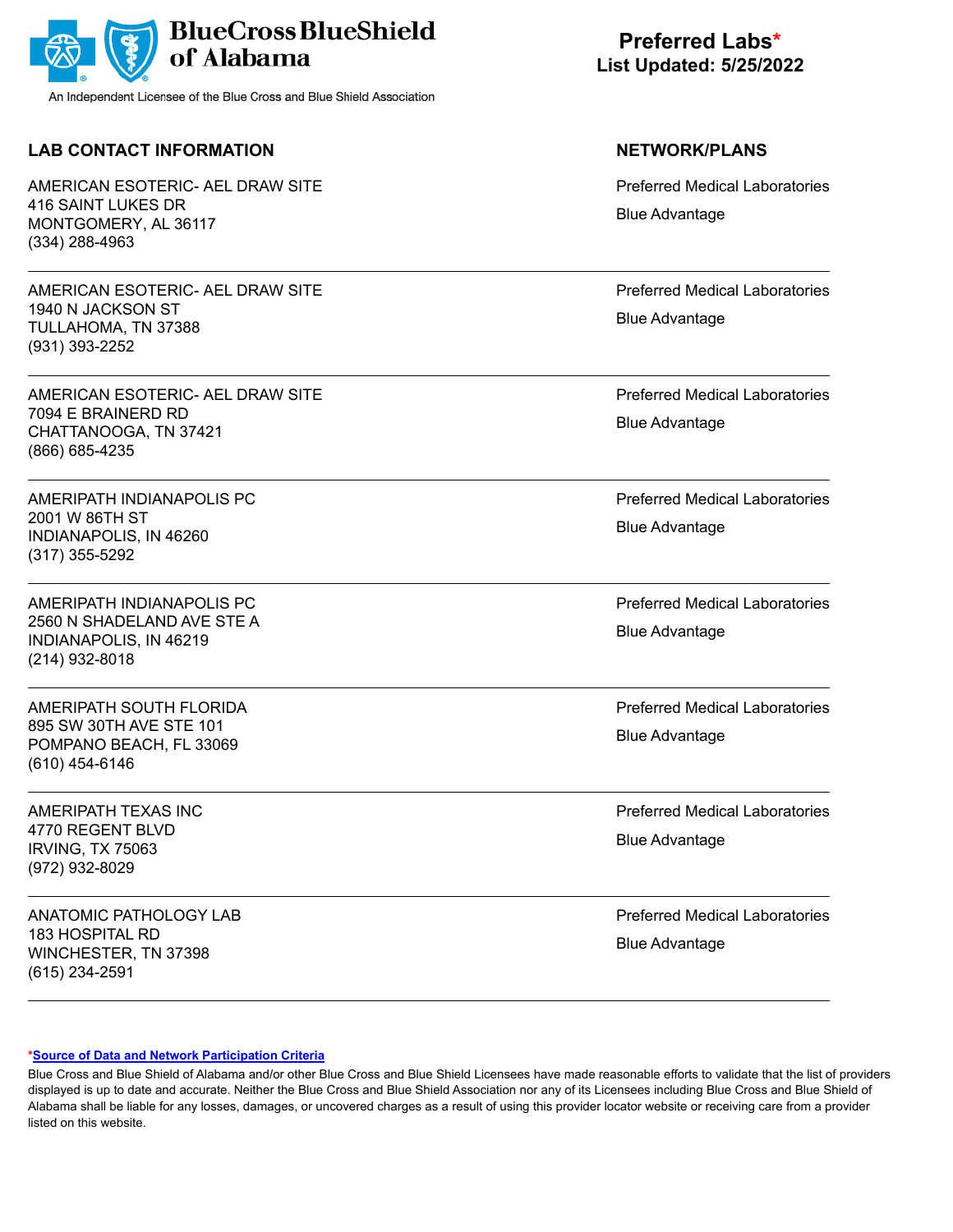BlueCross BlueShield of Alabama

An Independent Licensee of the Blue Cross and Blue Shield Association

**Preferred Labs***
**List Updated: 5/25/2022**

| LAB CONTACT INFORMATION | NETWORK/PLANS |
| --- | --- |
| AMERICAN ESOTERIC- AEL DRAW SITE<br>416 SAINT LUKES DR<br>MONTGOMERY, AL 36117<br>(334) 288-4963 | Preferred Medical Laboratories<br>Blue Advantage |
| AMERICAN ESOTERIC- AEL DRAW SITE<br>1940 N JACKSON ST<br>TULLAHOMA, TN 37388<br>(931) 393-2252 | Preferred Medical Laboratories<br>Blue Advantage |
| AMERICAN ESOTERIC- AEL DRAW SITE<br>7094 E BRAINERD RD<br>CHATTANOOGA, TN 37421<br>(866) 685-4235 | Preferred Medical Laboratories<br>Blue Advantage |
| AMERIPATH INDIANAPOLIS PC<br>2001 W 86TH ST<br>INDIANAPOLIS, IN 46260<br>(317) 355-5292 | Preferred Medical Laboratories<br>Blue Advantage |
| AMERIPATH INDIANAPOLIS PC<br>2560 N SHADELAND AVE STE A<br>INDIANAPOLIS, IN 46219<br>(214) 932-8018 | Preferred Medical Laboratories<br>Blue Advantage |
| AMERIPATH SOUTH FLORIDA<br>895 SW 30TH AVE STE 101<br>POMPANO BEACH, FL 33069<br>(610) 454-6146 | Preferred Medical Laboratories<br>Blue Advantage |
| AMERIPATH TEXAS INC<br>4770 REGENT BLVD<br>IRVING, TX 75063<br>(972) 932-8029 | Preferred Medical Laboratories<br>Blue Advantage |
| ANATOMIC PATHOLOGY LAB<br>183 HOSPITAL RD<br>WINCHESTER, TN 37398<br>(615) 234-2591 | Preferred Medical Laboratories<br>Blue Advantage |

*Source of Data and Network Participation Criteria

Blue Cross and Blue Shield of Alabama and/or other Blue Cross and Blue Shield Licensees have made reasonable efforts to validate that the list of providers displayed is up to date and accurate. Neither the Blue Cross and Blue Shield Association nor any of its Licensees including Blue Cross and Blue Shield of Alabama shall be liable for any losses, damages, or uncovered charges as a result of using this provider locator website or receiving care from a provider listed on this website.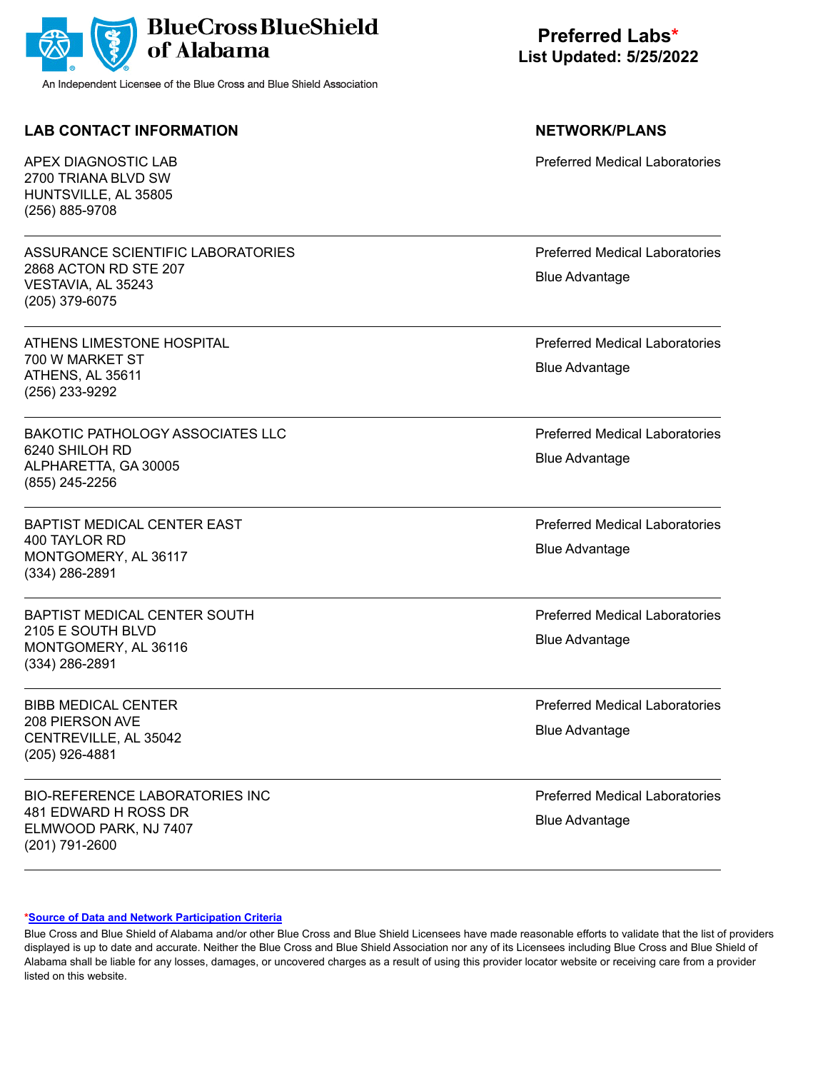BlueCross BlueShield of Alabama

An Independent Licensee of the Blue Cross and Blue Shield Association

# Preferred Labs*
**List Updated: 5/25/2022**

| LAB CONTACT INFORMATION | NETWORK/PLANS |
| --- | --- |
| APEX DIAGNOSTIC LAB<br>2700 TRIANA BLVD SW<br>HUNTSVILLE, AL 35805<br>(256) 885-9708 | Preferred Medical Laboratories |
| ASSURANCE SCIENTIFIC LABORATORIES<br>2868 ACTON RD STE 207<br>VESTAVIA, AL 35243<br>(205) 379-6075 | Preferred Medical Laboratories<br>Blue Advantage |
| ATHENS LIMESTONE HOSPITAL<br>700 W MARKET ST<br>ATHENS, AL 35611<br>(256) 233-9292 | Preferred Medical Laboratories<br>Blue Advantage |
| BAKOTIC PATHOLOGY ASSOCIATES LLC<br>6240 SHILOH RD<br>ALPHARETTA, GA 30005<br>(855) 245-2256 | Preferred Medical Laboratories<br>Blue Advantage |
| BAPTIST MEDICAL CENTER EAST<br>400 TAYLOR RD<br>MONTGOMERY, AL 36117<br>(334) 286-2891 | Preferred Medical Laboratories<br>Blue Advantage |
| BAPTIST MEDICAL CENTER SOUTH<br>2105 E SOUTH BLVD<br>MONTGOMERY, AL 36116<br>(334) 286-2891 | Preferred Medical Laboratories<br>Blue Advantage |
| BIBB MEDICAL CENTER<br>208 PIERSON AVE<br>CENTREVILLE, AL 35042<br>(205) 926-4881 | Preferred Medical Laboratories<br>Blue Advantage |
| BIO-REFERENCE LABORATORIES INC<br>481 EDWARD H ROSS DR<br>ELMWOOD PARK, NJ 7407<br>(201) 791-2600 | Preferred Medical Laboratories<br>Blue Advantage |

*Source of Data and Network Participation Criteria

Blue Cross and Blue Shield of Alabama and/or other Blue Cross and Blue Shield Licensees have made reasonable efforts to validate that the list of providers displayed is up to date and accurate. Neither the Blue Cross and Blue Shield Association nor any of its Licensees including Blue Cross and Blue Shield of Alabama shall be liable for any losses, damages, or uncovered charges as a result of using this provider locator website or receiving care from a provider listed on this website.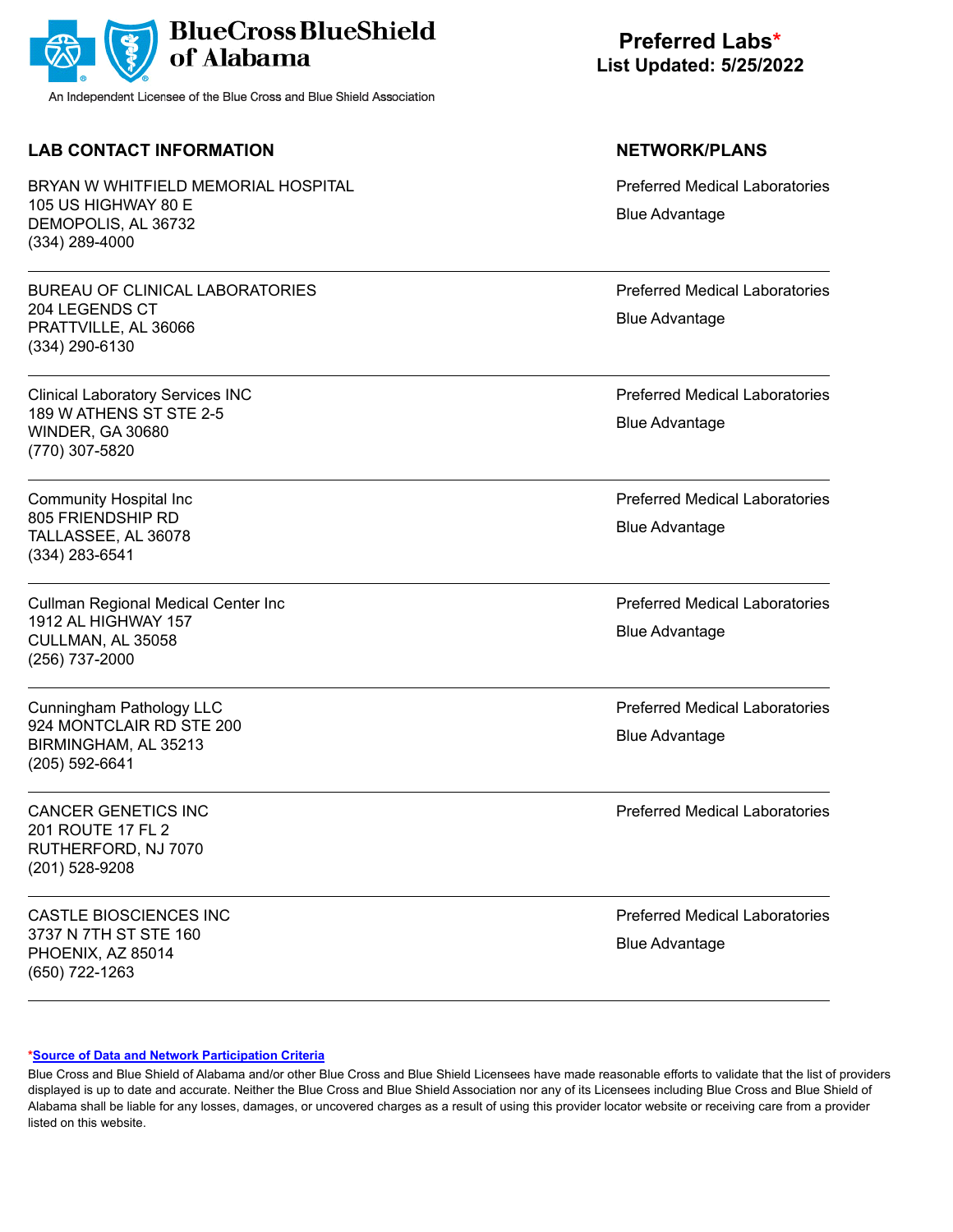**BlueCross BlueShield of Alabama**

An Independent Licensee of the Blue Cross and Blue Shield Association

# Preferred Labs*
## List Updated: 5/25/2022

| LAB CONTACT INFORMATION | NETWORK/PLANS |
| --- | --- |
| BRYAN W WHITFIELD MEMORIAL HOSPITAL<br>105 US HIGHWAY 80 E<br>DEMOPOLIS, AL 36732<br>(334) 289-4000 | Preferred Medical Laboratories<br>Blue Advantage |
| BUREAU OF CLINICAL LABORATORIES<br>204 LEGENDS CT<br>PRATTVILLE, AL 36066<br>(334) 290-6130 | Preferred Medical Laboratories<br>Blue Advantage |
| Clinical Laboratory Services INC<br>189 W ATHENS ST STE 2-5<br>WINDER, GA 30680<br>(770) 307-5820 | Preferred Medical Laboratories<br>Blue Advantage |
| Community Hospital Inc<br>805 FRIENDSHIP RD<br>TALLASSEE, AL 36078<br>(334) 283-6541 | Preferred Medical Laboratories<br>Blue Advantage |
| Cullman Regional Medical Center Inc<br>1912 AL HIGHWAY 157<br>CULLMAN, AL 35058<br>(256) 737-2000 | Preferred Medical Laboratories<br>Blue Advantage |
| Cunningham Pathology LLC<br>924 MONTCLAIR RD STE 200<br>BIRMINGHAM, AL 35213<br>(205) 592-6641 | Preferred Medical Laboratories<br>Blue Advantage |
| CANCER GENETICS INC<br>201 ROUTE 17 FL 2<br>RUTHERFORD, NJ 7070<br>(201) 528-9208 | Preferred Medical Laboratories |
| CASTLE BIOSCIENCES INC<br>3737 N 7TH ST STE 160<br>PHOENIX, AZ 85014<br>(650) 722-1263 | Preferred Medical Laboratories<br>Blue Advantage |

*Source of Data and Network Participation Criteria

Blue Cross and Blue Shield of Alabama and/or other Blue Cross and Blue Shield Licensees have made reasonable efforts to validate that the list of providers displayed is up to date and accurate. Neither the Blue Cross and Blue Shield Association nor any of its Licensees including Blue Cross and Blue Shield of Alabama shall be liable for any losses, damages, or uncovered charges as a result of using this provider locator website or receiving care from a provider listed on this website.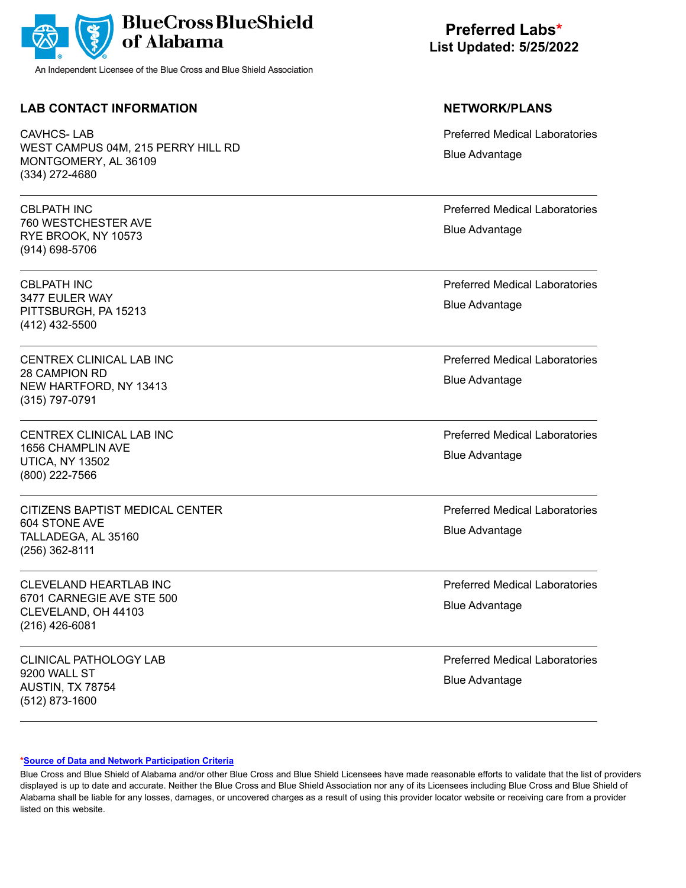**BlueCross BlueShield of Alabama**

An Independent Licensee of the Blue Cross and Blue Shield Association

**Preferred Labs***
**List Updated: 5/25/2022**

| LAB CONTACT INFORMATION | NETWORK/PLANS |
|---|---|
| CAVHCS- LAB<br>WEST CAMPUS 04M, 215 PERRY HILL RD<br>MONTGOMERY, AL 36109<br>(334) 272-4680 | Preferred Medical Laboratories<br>Blue Advantage |
| CBLPATH INC<br>760 WESTCHESTER AVE<br>RYE BROOK, NY 10573<br>(914) 698-5706 | Preferred Medical Laboratories<br>Blue Advantage |
| CBLPATH INC<br>3477 EULER WAY<br>PITTSBURGH, PA 15213<br>(412) 432-5500 | Preferred Medical Laboratories<br>Blue Advantage |
| CENTREX CLINICAL LAB INC<br>28 CAMPION RD<br>NEW HARTFORD, NY 13413<br>(315) 797-0791 | Preferred Medical Laboratories<br>Blue Advantage |
| CENTREX CLINICAL LAB INC<br>1656 CHAMPLIN AVE<br>UTICA, NY 13502<br>(800) 222-7566 | Preferred Medical Laboratories<br>Blue Advantage |
| CITIZENS BAPTIST MEDICAL CENTER<br>604 STONE AVE<br>TALLADEGA, AL 35160<br>(256) 362-8111 | Preferred Medical Laboratories<br>Blue Advantage |
| CLEVELAND HEARTLAB INC<br>6701 CARNEGIE AVE STE 500<br>CLEVELAND, OH 44103<br>(216) 426-6081 | Preferred Medical Laboratories<br>Blue Advantage |
| CLINICAL PATHOLOGY LAB<br>9200 WALL ST<br>AUSTIN, TX 78754<br>(512) 873-1600 | Preferred Medical Laboratories<br>Blue Advantage |

***Source of Data and Network Participation Criteria**

Blue Cross and Blue Shield of Alabama and/or other Blue Cross and Blue Shield Licensees have made reasonable efforts to validate that the list of providers displayed is up to date and accurate. Neither the Blue Cross and Blue Shield Association nor any of its Licensees including Blue Cross and Blue Shield of Alabama shall be liable for any losses, damages, or uncovered charges as a result of using this provider locator website or receiving care from a provider listed on this website.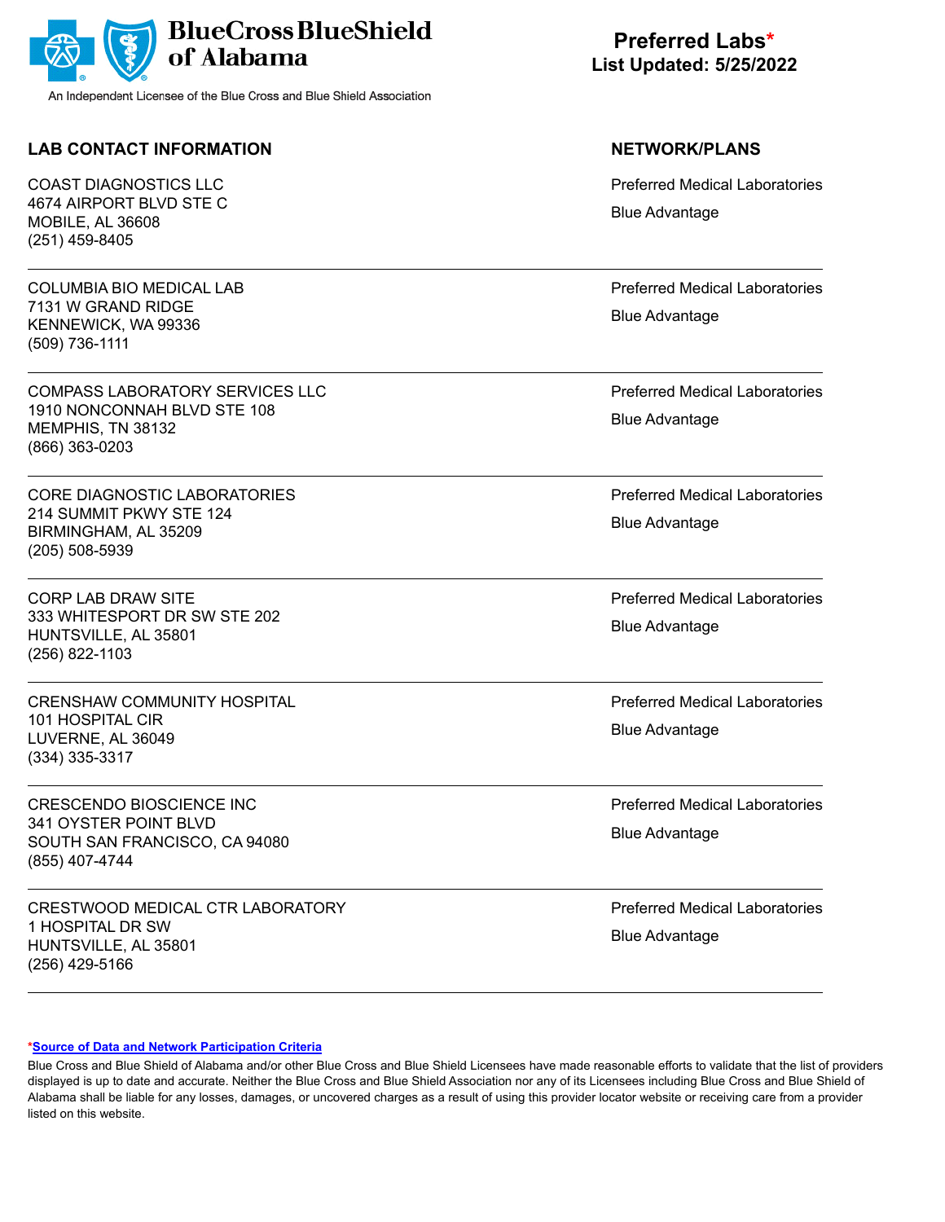BlueCross BlueShield of Alabama

An Independent Licensee of the Blue Cross and Blue Shield Association

# Preferred Labs*

**List Updated: 5/25/2022**

| LAB CONTACT INFORMATION | NETWORK/PLANS |
| --- | --- |
| COAST DIAGNOSTICS LLC<br>4674 AIRPORT BLVD STE C<br>MOBILE, AL 36608<br>(251) 459-8405 | Preferred Medical Laboratories<br>Blue Advantage |
| COLUMBIA BIO MEDICAL LAB<br>7131 W GRAND RIDGE<br>KENNEWICK, WA 99336<br>(509) 736-1111 | Preferred Medical Laboratories<br>Blue Advantage |
| COMPASS LABORATORY SERVICES LLC<br>1910 NONCONNAH BLVD STE 108<br>MEMPHIS, TN 38132<br>(866) 363-0203 | Preferred Medical Laboratories<br>Blue Advantage |
| CORE DIAGNOSTIC LABORATORIES<br>214 SUMMIT PKWY STE 124<br>BIRMINGHAM, AL 35209<br>(205) 508-5939 | Preferred Medical Laboratories<br>Blue Advantage |
| CORP LAB DRAW SITE<br>333 WHITESPORT DR SW STE 202<br>HUNTSVILLE, AL 35801<br>(256) 822-1103 | Preferred Medical Laboratories<br>Blue Advantage |
| CRENSHAW COMMUNITY HOSPITAL<br>101 HOSPITAL CIR<br>LUVERNE, AL 36049<br>(334) 335-3317 | Preferred Medical Laboratories<br>Blue Advantage |
| CRESCENDO BIOSCIENCE INC<br>341 OYSTER POINT BLVD<br>SOUTH SAN FRANCISCO, CA 94080<br>(855) 407-4744 | Preferred Medical Laboratories<br>Blue Advantage |
| CRESTWOOD MEDICAL CTR LABORATORY<br>1 HOSPITAL DR SW<br>HUNTSVILLE, AL 35801<br>(256) 429-5166 | Preferred Medical Laboratories<br>Blue Advantage |

***Source of Data and Network Participation Criteria**

Blue Cross and Blue Shield of Alabama and/or other Blue Cross and Blue Shield Licensees have made reasonable efforts to validate that the list of providers displayed is up to date and accurate. Neither the Blue Cross and Blue Shield Association nor any of its Licensees including Blue Cross and Blue Shield of Alabama shall be liable for any losses, damages, or uncovered charges as a result of using this provider locator website or receiving care from a provider listed on this website.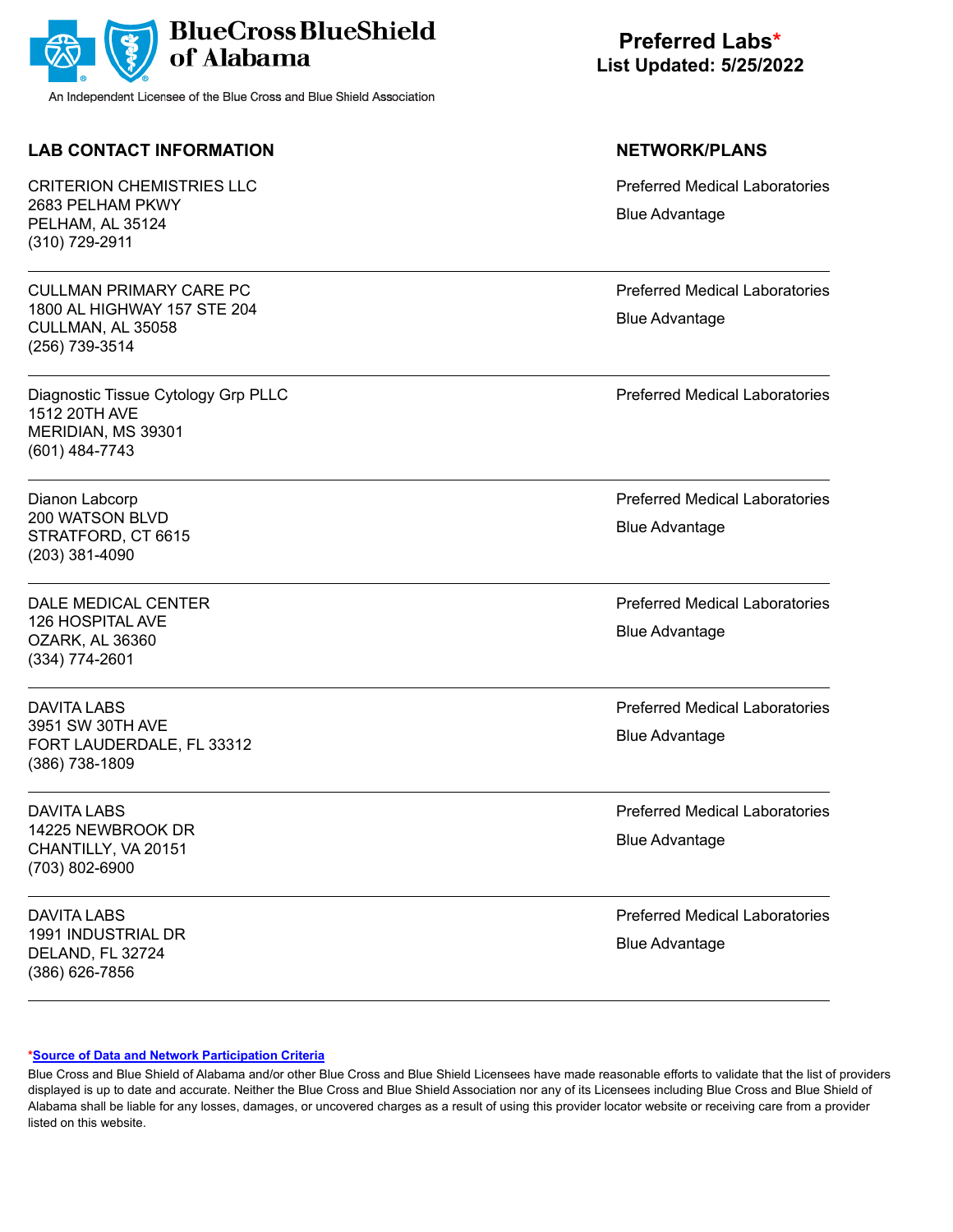BlueCross BlueShield of Alabama

An Independent Licensee of the Blue Cross and Blue Shield Association

**Preferred Labs***
**List Updated: 5/25/2022**

| LAB CONTACT INFORMATION | NETWORK/PLANS |
| --- | --- |
| CRITERION CHEMISTRIES LLC<br>2683 PELHAM PKWY<br>PELHAM, AL 35124<br>(310) 729-2911 | Preferred Medical Laboratories<br>Blue Advantage |
| CULLMAN PRIMARY CARE PC<br>1800 AL HIGHWAY 157 STE 204<br>CULLMAN, AL 35058<br>(256) 739-3514 | Preferred Medical Laboratories<br>Blue Advantage |
| Diagnostic Tissue Cytology Grp PLLC<br>1512 20TH AVE<br>MERIDIAN, MS 39301<br>(601) 484-7743 | Preferred Medical Laboratories |
| Dianon Labcorp<br>200 WATSON BLVD<br>STRATFORD, CT 6615<br>(203) 381-4090 | Preferred Medical Laboratories<br>Blue Advantage |
| DALE MEDICAL CENTER<br>126 HOSPITAL AVE<br>OZARK, AL 36360<br>(334) 774-2601 | Preferred Medical Laboratories<br>Blue Advantage |
| DAVITA LABS<br>3951 SW 30TH AVE<br>FORT LAUDERDALE, FL 33312<br>(386) 738-1809 | Preferred Medical Laboratories<br>Blue Advantage |
| DAVITA LABS<br>14225 NEWBROOK DR<br>CHANTILLY, VA 20151<br>(703) 802-6900 | Preferred Medical Laboratories<br>Blue Advantage |
| DAVITA LABS<br>1991 INDUSTRIAL DR<br>DELAND, FL 32724<br>(386) 626-7856 | Preferred Medical Laboratories<br>Blue Advantage |

*[Source of Data and Network Participation Criteria]

Blue Cross and Blue Shield of Alabama and/or other Blue Cross and Blue Shield Licensees have made reasonable efforts to validate that the list of providers displayed is up to date and accurate. Neither the Blue Cross and Blue Shield Association nor any of its Licensees including Blue Cross and Blue Shield of Alabama shall be liable for any losses, damages, or uncovered charges as a result of using this provider locator website or receiving care from a provider listed on this website.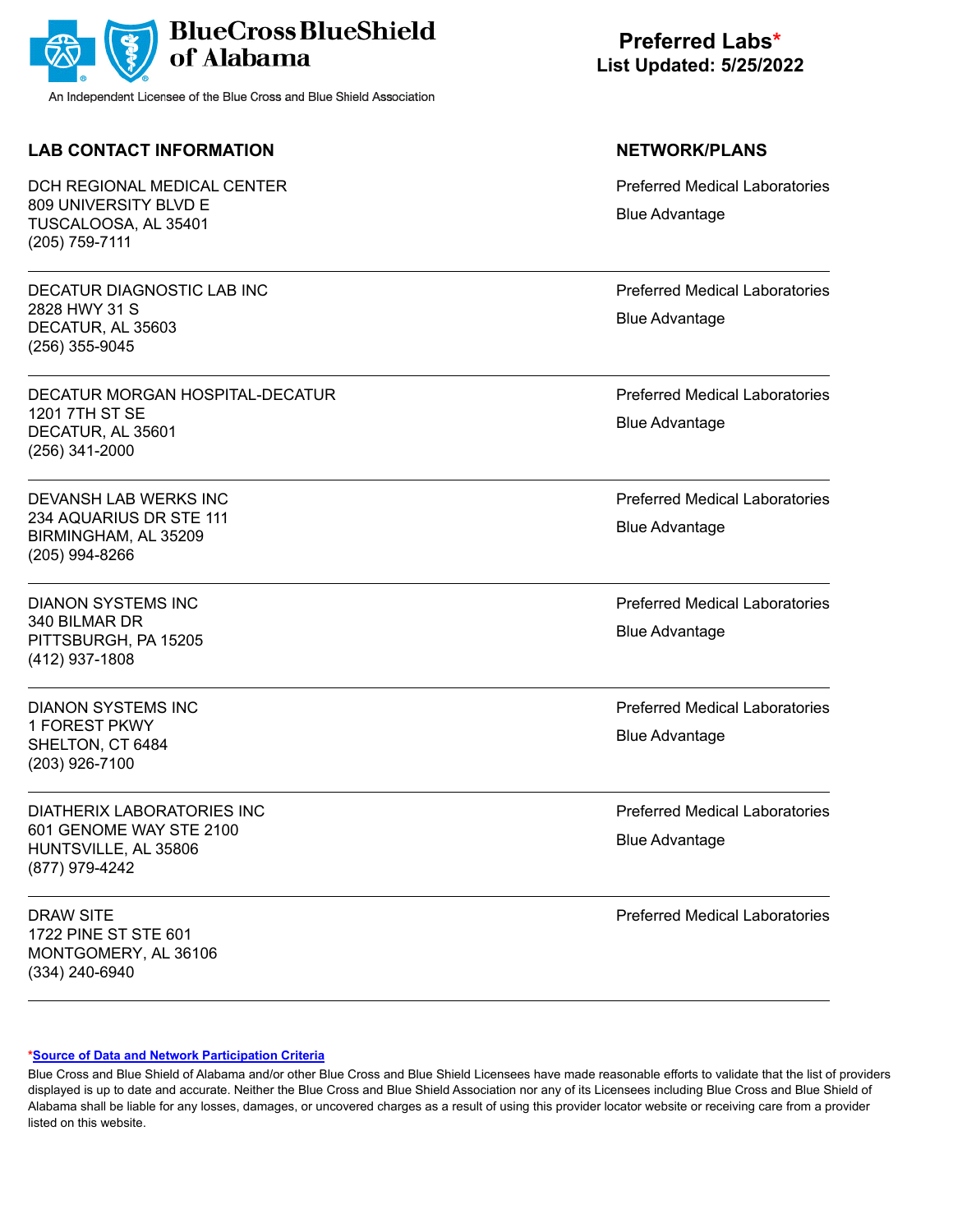**BlueCross BlueShield of Alabama**

An Independent Licensee of the Blue Cross and Blue Shield Association

# Preferred Labs*

**List Updated: 5/25/2022**

| LAB CONTACT INFORMATION | NETWORK/PLANS |
|---|---|
| DCH REGIONAL MEDICAL CENTER<br>809 UNIVERSITY BLVD E<br>TUSCALOOSA, AL 35401<br>(205) 759-7111 | Preferred Medical Laboratories<br>Blue Advantage |
| DECATUR DIAGNOSTIC LAB INC<br>2828 HWY 31 S<br>DECATUR, AL 35603<br>(256) 355-9045 | Preferred Medical Laboratories<br>Blue Advantage |
| DECATUR MORGAN HOSPITAL-DECATUR<br>1201 7TH ST SE<br>DECATUR, AL 35601<br>(256) 341-2000 | Preferred Medical Laboratories<br>Blue Advantage |
| DEVANSH LAB WERKS INC<br>234 AQUARIUS DR STE 111<br>BIRMINGHAM, AL 35209<br>(205) 994-8266 | Preferred Medical Laboratories<br>Blue Advantage |
| DIANON SYSTEMS INC<br>340 BILMAR DR<br>PITTSBURGH, PA 15205<br>(412) 937-1808 | Preferred Medical Laboratories<br>Blue Advantage |
| DIANON SYSTEMS INC<br>1 FOREST PKWY<br>SHELTON, CT 6484<br>(203) 926-7100 | Preferred Medical Laboratories<br>Blue Advantage |
| DIATHERIX LABORATORIES INC<br>601 GENOME WAY STE 2100<br>HUNTSVILLE, AL 35806<br>(877) 979-4242 | Preferred Medical Laboratories<br>Blue Advantage |
| DRAW SITE<br>1722 PINE ST STE 601<br>MONTGOMERY, AL 36106<br>(334) 240-6940 | Preferred Medical Laboratories |

*Source of Data and Network Participation Criteria

Blue Cross and Blue Shield of Alabama and/or other Blue Cross and Blue Shield Licensees have made reasonable efforts to validate that the list of providers displayed is up to date and accurate. Neither the Blue Cross and Blue Shield Association nor any of its Licensees including Blue Cross and Blue Shield of Alabama shall be liable for any losses, damages, or uncovered charges as a result of using this provider locator website or receiving care from a provider listed on this website.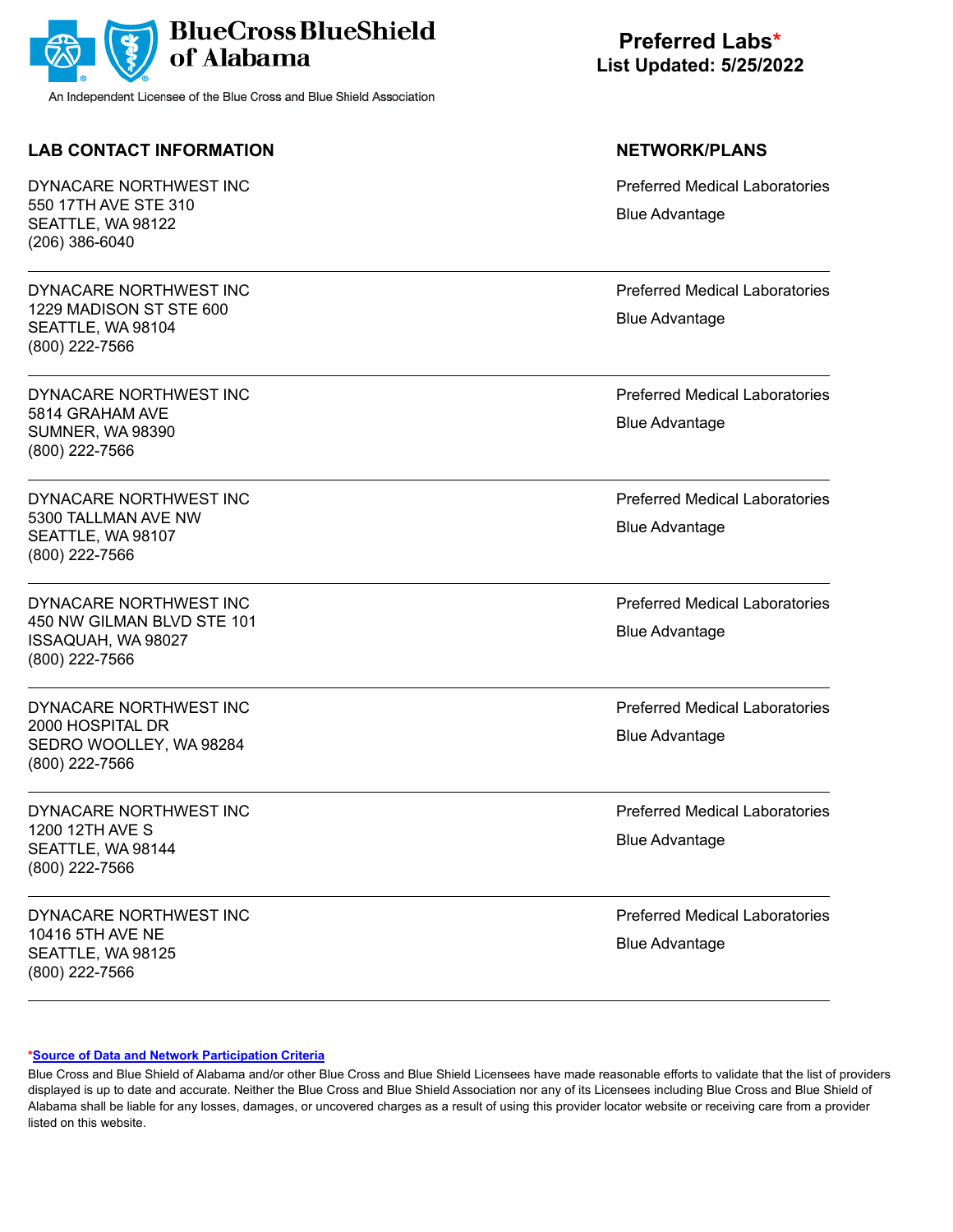BlueCross BlueShield of Alabama

An Independent Licensee of the Blue Cross and Blue Shield Association

# Preferred Labs*
**List Updated: 5/25/2022**

| LAB CONTACT INFORMATION | NETWORK/PLANS |
| --- | --- |
| DYNACARE NORTHWEST INC<br>550 17TH AVE STE 310<br>SEATTLE, WA 98122<br>(206) 386-6040 | Preferred Medical Laboratories<br>Blue Advantage |
| DYNACARE NORTHWEST INC<br>1229 MADISON ST STE 600<br>SEATTLE, WA 98104<br>(800) 222-7566 | Preferred Medical Laboratories<br>Blue Advantage |
| DYNACARE NORTHWEST INC<br>5814 GRAHAM AVE<br>SUMNER, WA 98390<br>(800) 222-7566 | Preferred Medical Laboratories<br>Blue Advantage |
| DYNACARE NORTHWEST INC<br>5300 TALLMAN AVE NW<br>SEATTLE, WA 98107<br>(800) 222-7566 | Preferred Medical Laboratories<br>Blue Advantage |
| DYNACARE NORTHWEST INC<br>450 NW GILMAN BLVD STE 101<br>ISSAQUAH, WA 98027<br>(800) 222-7566 | Preferred Medical Laboratories<br>Blue Advantage |
| DYNACARE NORTHWEST INC<br>2000 HOSPITAL DR<br>SEDRO WOOLLEY, WA 98284<br>(800) 222-7566 | Preferred Medical Laboratories<br>Blue Advantage |
| DYNACARE NORTHWEST INC<br>1200 12TH AVE S<br>SEATTLE, WA 98144<br>(800) 222-7566 | Preferred Medical Laboratories<br>Blue Advantage |
| DYNACARE NORTHWEST INC<br>10416 5TH AVE NE<br>SEATTLE, WA 98125<br>(800) 222-7566 | Preferred Medical Laboratories<br>Blue Advantage |

*[Source of Data and Network Participation Criteria]

Blue Cross and Blue Shield of Alabama and/or other Blue Cross and Blue Shield Licensees have made reasonable efforts to validate that the list of providers displayed is up to date and accurate. Neither the Blue Cross and Blue Shield Association nor any of its Licensees including Blue Cross and Blue Shield of Alabama shall be liable for any losses, damages, or uncovered charges as a result of using this provider locator website or receiving care from a provider listed on this website.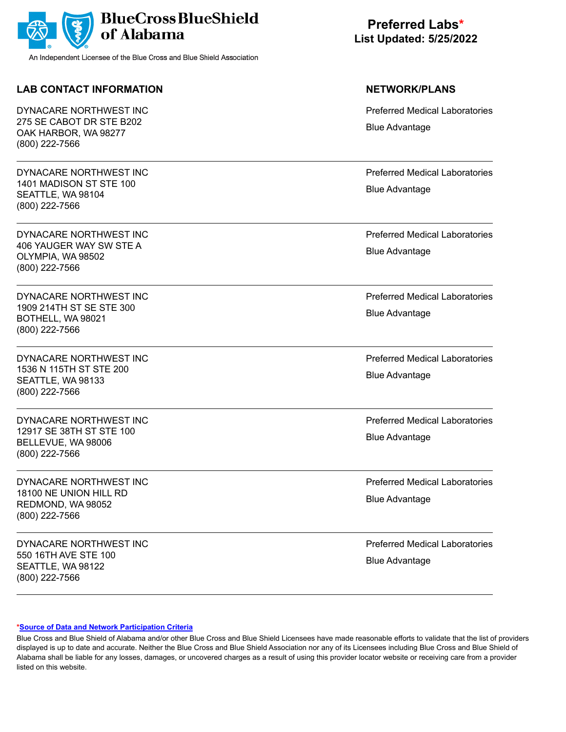**BlueCross BlueShield of Alabama**

An Independent Licensee of the Blue Cross and Blue Shield Association

# Preferred Labs*
## List Updated: 5/25/2022

| LAB CONTACT INFORMATION | NETWORK/PLANS |
| --- | --- |
| DYNACARE NORTHWEST INC<br>275 SE CABOT DR STE B202<br>OAK HARBOR, WA 98277<br>(800) 222-7566 | Preferred Medical Laboratories<br>Blue Advantage |
| DYNACARE NORTHWEST INC<br>1401 MADISON ST STE 100<br>SEATTLE, WA 98104<br>(800) 222-7566 | Preferred Medical Laboratories<br>Blue Advantage |
| DYNACARE NORTHWEST INC<br>406 YAUGER WAY SW STE A<br>OLYMPIA, WA 98502<br>(800) 222-7566 | Preferred Medical Laboratories<br>Blue Advantage |
| DYNACARE NORTHWEST INC<br>1909 214TH ST SE STE 300<br>BOTHELL, WA 98021<br>(800) 222-7566 | Preferred Medical Laboratories<br>Blue Advantage |
| DYNACARE NORTHWEST INC<br>1536 N 115TH ST STE 200<br>SEATTLE, WA 98133<br>(800) 222-7566 | Preferred Medical Laboratories<br>Blue Advantage |
| DYNACARE NORTHWEST INC<br>12917 SE 38TH ST STE 100<br>BELLEVUE, WA 98006<br>(800) 222-7566 | Preferred Medical Laboratories<br>Blue Advantage |
| DYNACARE NORTHWEST INC<br>18100 NE UNION HILL RD<br>REDMOND, WA 98052<br>(800) 222-7566 | Preferred Medical Laboratories<br>Blue Advantage |
| DYNACARE NORTHWEST INC<br>550 16TH AVE STE 100<br>SEATTLE, WA 98122<br>(800) 222-7566 | Preferred Medical Laboratories<br>Blue Advantage |

*Source of Data and Network Participation Criteria

Blue Cross and Blue Shield of Alabama and/or other Blue Cross and Blue Shield Licensees have made reasonable efforts to validate that the list of providers displayed is up to date and accurate. Neither the Blue Cross and Blue Shield Association nor any of its Licensees including Blue Cross and Blue Shield of Alabama shall be liable for any losses, damages, or uncovered charges as a result of using this provider locator website or receiving care from a provider listed on this website.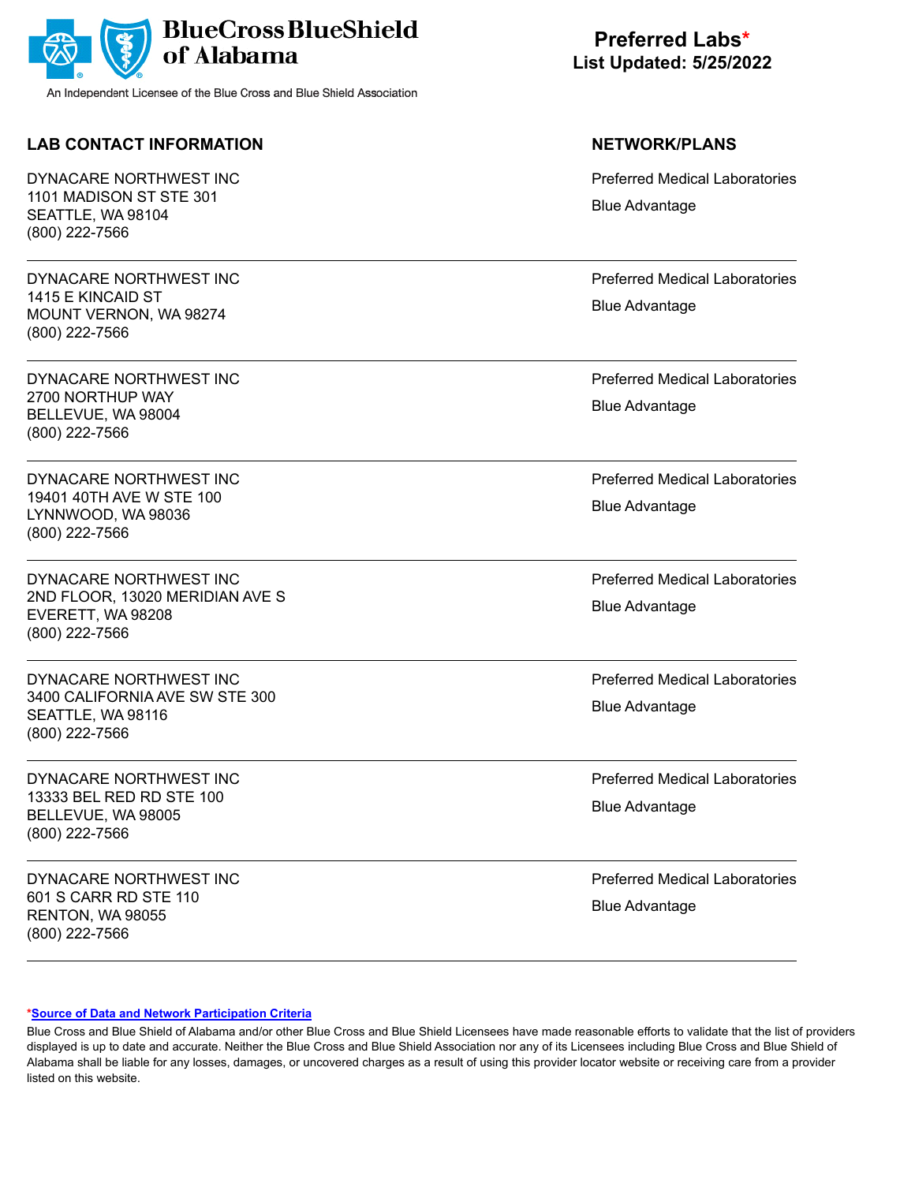BlueCross BlueShield of Alabama

An Independent Licensee of the Blue Cross and Blue Shield Association

**Preferred Labs***
**List Updated: 5/25/2022**

| LAB CONTACT INFORMATION | NETWORK/PLANS |
|---|---|
| DYNACARE NORTHWEST INC<br>1101 MADISON ST STE 301<br>SEATTLE, WA 98104<br>(800) 222-7566 | Preferred Medical Laboratories<br>Blue Advantage |
| DYNACARE NORTHWEST INC<br>1415 E KINCAID ST<br>MOUNT VERNON, WA 98274<br>(800) 222-7566 | Preferred Medical Laboratories<br>Blue Advantage |
| DYNACARE NORTHWEST INC<br>2700 NORTHUP WAY<br>BELLEVUE, WA 98004<br>(800) 222-7566 | Preferred Medical Laboratories<br>Blue Advantage |
| DYNACARE NORTHWEST INC<br>19401 40TH AVE W STE 100<br>LYNNWOOD, WA 98036<br>(800) 222-7566 | Preferred Medical Laboratories<br>Blue Advantage |
| DYNACARE NORTHWEST INC<br>2ND FLOOR, 13020 MERIDIAN AVE S<br>EVERETT, WA 98208<br>(800) 222-7566 | Preferred Medical Laboratories<br>Blue Advantage |
| DYNACARE NORTHWEST INC<br>3400 CALIFORNIA AVE SW STE 300<br>SEATTLE, WA 98116<br>(800) 222-7566 | Preferred Medical Laboratories<br>Blue Advantage |
| DYNACARE NORTHWEST INC<br>13333 BEL RED RD STE 100<br>BELLEVUE, WA 98005<br>(800) 222-7566 | Preferred Medical Laboratories<br>Blue Advantage |
| DYNACARE NORTHWEST INC<br>601 S CARR RD STE 110<br>RENTON, WA 98055<br>(800) 222-7566 | Preferred Medical Laboratories<br>Blue Advantage |

***Source of Data and Network Participation Criteria**

Blue Cross and Blue Shield of Alabama and/or other Blue Cross and Blue Shield Licensees have made reasonable efforts to validate that the list of providers displayed is up to date and accurate. Neither the Blue Cross and Blue Shield Association nor any of its Licensees including Blue Cross and Blue Shield of Alabama shall be liable for any losses, damages, or uncovered charges as a result of using this provider locator website or receiving care from a provider listed on this website.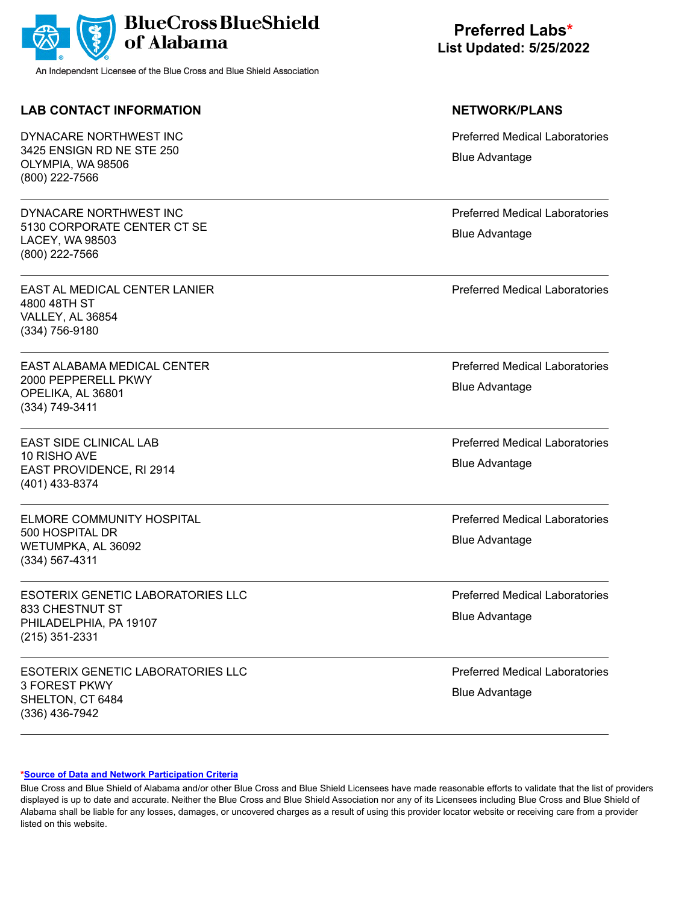BlueCross BlueShield of Alabama

An Independent Licensee of the Blue Cross and Blue Shield Association

# Preferred Labs*
**List Updated: 5/25/2022**

| LAB CONTACT INFORMATION | NETWORK/PLANS |
|---|---|
| DYNACARE NORTHWEST INC<br>3425 ENSIGN RD NE STE 250<br>OLYMPIA, WA 98506<br>(800) 222-7566 | Preferred Medical Laboratories<br>Blue Advantage |
| DYNACARE NORTHWEST INC<br>5130 CORPORATE CENTER CT SE<br>LACEY, WA 98503<br>(800) 222-7566 | Preferred Medical Laboratories<br>Blue Advantage |
| EAST AL MEDICAL CENTER LANIER<br>4800 48TH ST<br>VALLEY, AL 36854<br>(334) 756-9180 | Preferred Medical Laboratories |
| EAST ALABAMA MEDICAL CENTER<br>2000 PEPPERELL PKWY<br>OPELIKA, AL 36801<br>(334) 749-3411 | Preferred Medical Laboratories<br>Blue Advantage |
| EAST SIDE CLINICAL LAB<br>10 RISHO AVE<br>EAST PROVIDENCE, RI 2914<br>(401) 433-8374 | Preferred Medical Laboratories<br>Blue Advantage |
| ELMORE COMMUNITY HOSPITAL<br>500 HOSPITAL DR<br>WETUMPKA, AL 36092<br>(334) 567-4311 | Preferred Medical Laboratories<br>Blue Advantage |
| ESOTERIX GENETIC LABORATORIES LLC<br>833 CHESTNUT ST<br>PHILADELPHIA, PA 19107<br>(215) 351-2331 | Preferred Medical Laboratories<br>Blue Advantage |
| ESOTERIX GENETIC LABORATORIES LLC<br>3 FOREST PKWY<br>SHELTON, CT 6484<br>(336) 436-7942 | Preferred Medical Laboratories<br>Blue Advantage |

*Source of Data and Network Participation Criteria

Blue Cross and Blue Shield of Alabama and/or other Blue Cross and Blue Shield Licensees have made reasonable efforts to validate that the list of providers displayed is up to date and accurate. Neither the Blue Cross and Blue Shield Association nor any of its Licensees including Blue Cross and Blue Shield of Alabama shall be liable for any losses, damages, or uncovered charges as a result of using this provider locator website or receiving care from a provider listed on this website.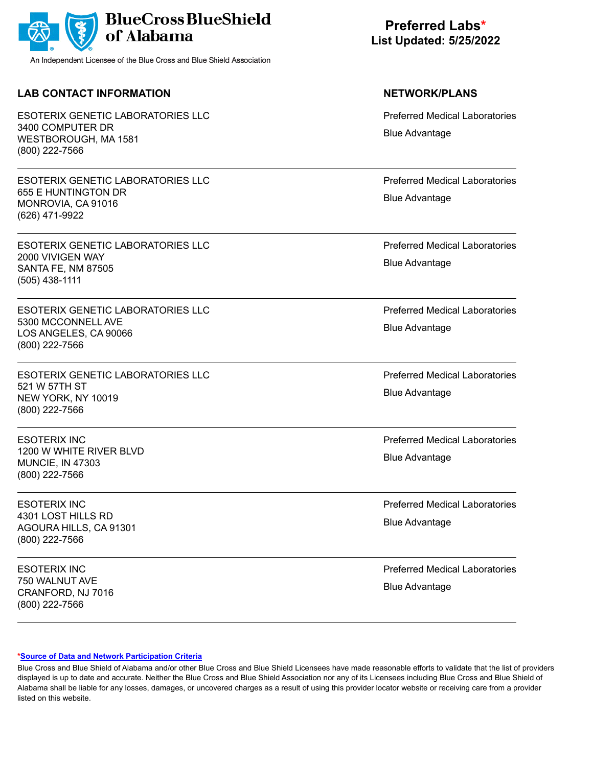BlueCross BlueShield of Alabama

An Independent Licensee of the Blue Cross and Blue Shield Association

# Preferred Labs*

**List Updated: 5/25/2022**

| LAB CONTACT INFORMATION | NETWORK/PLANS |
|---|---|
| ESOTERIX GENETIC LABORATORIES LLC<br>3400 COMPUTER DR<br>WESTBOROUGH, MA 1581<br>(800) 222-7566 | Preferred Medical Laboratories<br>Blue Advantage |
| ESOTERIX GENETIC LABORATORIES LLC<br>655 E HUNTINGTON DR<br>MONROVIA, CA 91016<br>(626) 471-9922 | Preferred Medical Laboratories<br>Blue Advantage |
| ESOTERIX GENETIC LABORATORIES LLC<br>2000 VIVIGEN WAY<br>SANTA FE, NM 87505<br>(505) 438-1111 | Preferred Medical Laboratories<br>Blue Advantage |
| ESOTERIX GENETIC LABORATORIES LLC<br>5300 MCCONNELL AVE<br>LOS ANGELES, CA 90066<br>(800) 222-7566 | Preferred Medical Laboratories<br>Blue Advantage |
| ESOTERIX GENETIC LABORATORIES LLC<br>521 W 57TH ST<br>NEW YORK, NY 10019<br>(800) 222-7566 | Preferred Medical Laboratories<br>Blue Advantage |
| ESOTERIX INC<br>1200 W WHITE RIVER BLVD<br>MUNCIE, IN 47303<br>(800) 222-7566 | Preferred Medical Laboratories<br>Blue Advantage |
| ESOTERIX INC<br>4301 LOST HILLS RD<br>AGOURA HILLS, CA 91301<br>(800) 222-7566 | Preferred Medical Laboratories<br>Blue Advantage |
| ESOTERIX INC<br>750 WALNUT AVE<br>CRANFORD, NJ 7016<br>(800) 222-7566 | Preferred Medical Laboratories<br>Blue Advantage |

*[Source of Data and Network Participation Criteria]

Blue Cross and Blue Shield of Alabama and/or other Blue Cross and Blue Shield Licensees have made reasonable efforts to validate that the list of providers displayed is up to date and accurate. Neither the Blue Cross and Blue Shield Association nor any of its Licensees including Blue Cross and Blue Shield of Alabama shall be liable for any losses, damages, or uncovered charges as a result of using this provider locator website or receiving care from a provider listed on this website.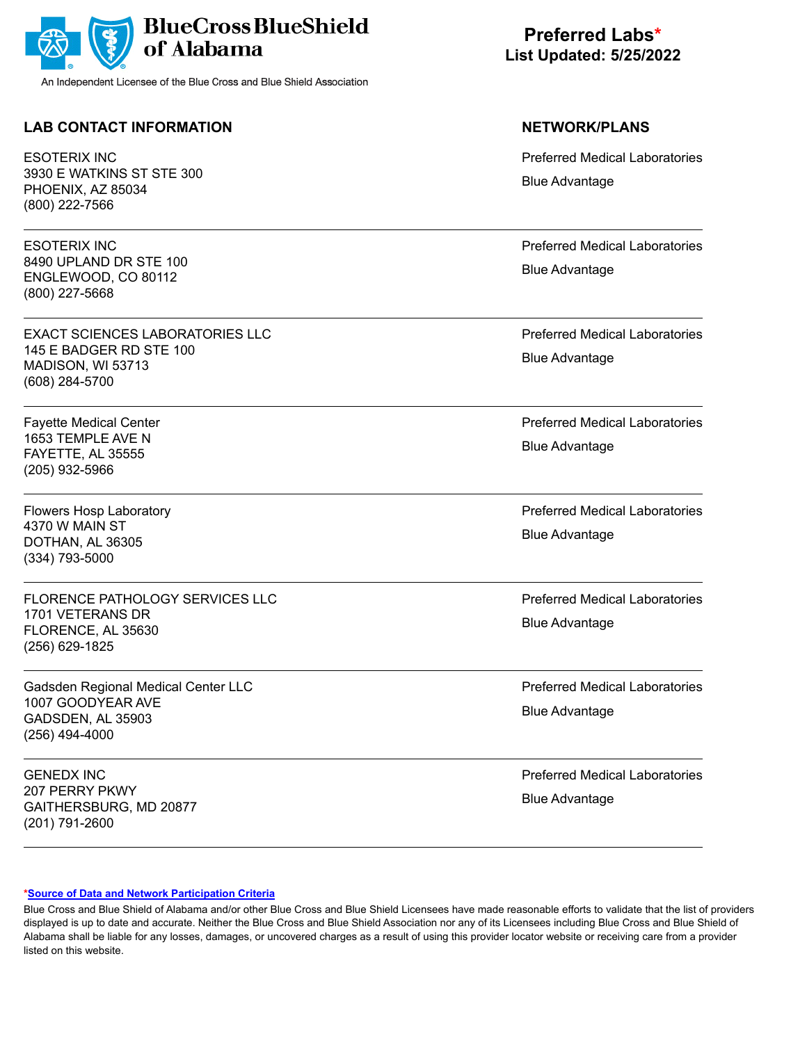BlueCross BlueShield of Alabama

An Independent Licensee of the Blue Cross and Blue Shield Association

# Preferred Labs*
**List Updated: 5/25/2022**

| LAB CONTACT INFORMATION | NETWORK/PLANS |
|---|---|
| ESOTERIX INC<br>3930 E WATKINS ST STE 300<br>PHOENIX, AZ 85034<br>(800) 222-7566 | Preferred Medical Laboratories<br>Blue Advantage |
| ESOTERIX INC<br>8490 UPLAND DR STE 100<br>ENGLEWOOD, CO 80112<br>(800) 227-5668 | Preferred Medical Laboratories<br>Blue Advantage |
| EXACT SCIENCES LABORATORIES LLC<br>145 E BADGER RD STE 100<br>MADISON, WI 53713<br>(608) 284-5700 | Preferred Medical Laboratories<br>Blue Advantage |
| Fayette Medical Center<br>1653 TEMPLE AVE N<br>FAYETTE, AL 35555<br>(205) 932-5966 | Preferred Medical Laboratories<br>Blue Advantage |
| Flowers Hosp Laboratory<br>4370 W MAIN ST<br>DOTHAN, AL 36305<br>(334) 793-5000 | Preferred Medical Laboratories<br>Blue Advantage |
| FLORENCE PATHOLOGY SERVICES LLC<br>1701 VETERANS DR<br>FLORENCE, AL 35630<br>(256) 629-1825 | Preferred Medical Laboratories<br>Blue Advantage |
| Gadsden Regional Medical Center LLC<br>1007 GOODYEAR AVE<br>GADSDEN, AL 35903<br>(256) 494-4000 | Preferred Medical Laboratories<br>Blue Advantage |
| GENEDX INC<br>207 PERRY PKWY<br>GAITHERSBURG, MD 20877<br>(201) 791-2600 | Preferred Medical Laboratories<br>Blue Advantage |

*Source of Data and Network Participation Criteria

Blue Cross and Blue Shield of Alabama and/or other Blue Cross and Blue Shield Licensees have made reasonable efforts to validate that the list of providers displayed is up to date and accurate. Neither the Blue Cross and Blue Shield Association nor any of its Licensees including Blue Cross and Blue Shield of Alabama shall be liable for any losses, damages, or uncovered charges as a result of using this provider locator website or receiving care from a provider listed on this website.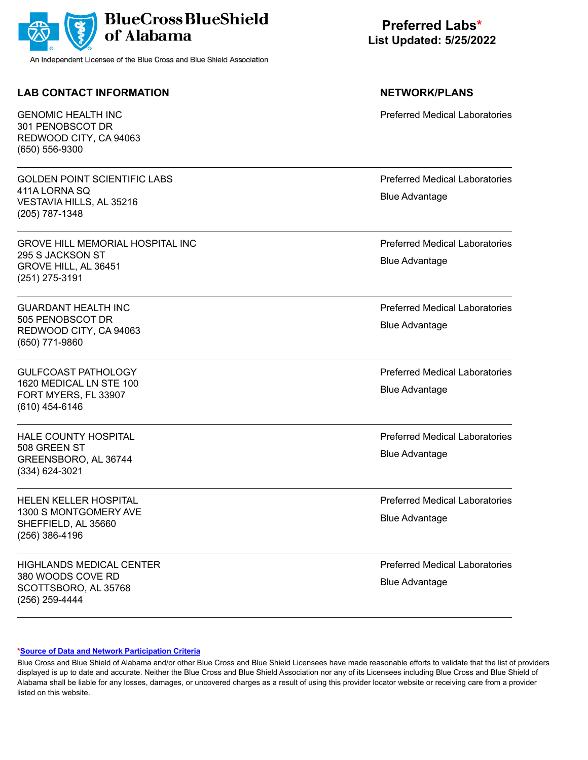BlueCross BlueShield of Alabama

An Independent Licensee of the Blue Cross and Blue Shield Association

# Preferred Labs*

**List Updated: 5/25/2022**

| LAB CONTACT INFORMATION | NETWORK/PLANS |
| --- | --- |
| GENOMIC HEALTH INC<br>301 PENOBSCOT DR<br>REDWOOD CITY, CA 94063<br>(650) 556-9300 | Preferred Medical Laboratories |
| GOLDEN POINT SCIENTIFIC LABS<br>411A LORNA SQ<br>VESTAVIA HILLS, AL 35216<br>(205) 787-1348 | Preferred Medical Laboratories<br>Blue Advantage |
| GROVE HILL MEMORIAL HOSPITAL INC<br>295 S JACKSON ST<br>GROVE HILL, AL 36451<br>(251) 275-3191 | Preferred Medical Laboratories<br>Blue Advantage |
| GUARDANT HEALTH INC<br>505 PENOBSCOT DR<br>REDWOOD CITY, CA 94063<br>(650) 771-9860 | Preferred Medical Laboratories<br>Blue Advantage |
| GULFCOAST PATHOLOGY<br>1620 MEDICAL LN STE 100<br>FORT MYERS, FL 33907<br>(610) 454-6146 | Preferred Medical Laboratories<br>Blue Advantage |
| HALE COUNTY HOSPITAL<br>508 GREEN ST<br>GREENSBORO, AL 36744<br>(334) 624-3021 | Preferred Medical Laboratories<br>Blue Advantage |
| HELEN KELLER HOSPITAL<br>1300 S MONTGOMERY AVE<br>SHEFFIELD, AL 35660<br>(256) 386-4196 | Preferred Medical Laboratories<br>Blue Advantage |
| HIGHLANDS MEDICAL CENTER<br>380 WOODS COVE RD<br>SCOTTSBORO, AL 35768<br>(256) 259-4444 | Preferred Medical Laboratories<br>Blue Advantage |

***Source of Data and Network Participation Criteria**

Blue Cross and Blue Shield of Alabama and/or other Blue Cross and Blue Shield Licensees have made reasonable efforts to validate that the list of providers displayed is up to date and accurate. Neither the Blue Cross and Blue Shield Association nor any of its Licensees including Blue Cross and Blue Shield of Alabama shall be liable for any losses, damages, or uncovered charges as a result of using this provider locator website or receiving care from a provider listed on this website.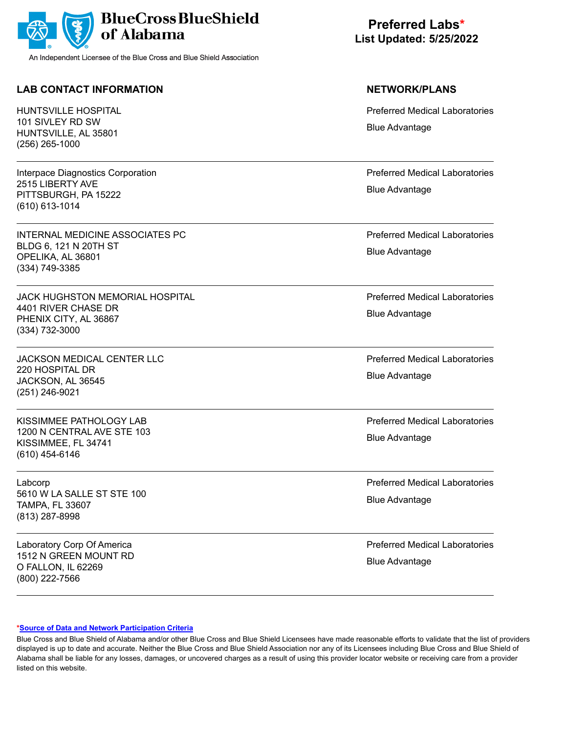BlueCross BlueShield of Alabama

An Independent Licensee of the Blue Cross and Blue Shield Association

# Preferred Labs*
**List Updated: 5/25/2022**

| LAB CONTACT INFORMATION | NETWORK/PLANS |
|---|---|
| HUNTSVILLE HOSPITAL<br>101 SIVLEY RD SW<br>HUNTSVILLE, AL 35801<br>(256) 265-1000 | Preferred Medical Laboratories<br>Blue Advantage |
| Interpace Diagnostics Corporation<br>2515 LIBERTY AVE<br>PITTSBURGH, PA 15222<br>(610) 613-1014 | Preferred Medical Laboratories<br>Blue Advantage |
| INTERNAL MEDICINE ASSOCIATES PC<br>BLDG 6, 121 N 20TH ST<br>OPELIKA, AL 36801<br>(334) 749-3385 | Preferred Medical Laboratories<br>Blue Advantage |
| JACK HUGHSTON MEMORIAL HOSPITAL<br>4401 RIVER CHASE DR<br>PHENIX CITY, AL 36867<br>(334) 732-3000 | Preferred Medical Laboratories<br>Blue Advantage |
| JACKSON MEDICAL CENTER LLC<br>220 HOSPITAL DR<br>JACKSON, AL 36545<br>(251) 246-9021 | Preferred Medical Laboratories<br>Blue Advantage |
| KISSIMMEE PATHOLOGY LAB<br>1200 N CENTRAL AVE STE 103<br>KISSIMMEE, FL 34741<br>(610) 454-6146 | Preferred Medical Laboratories<br>Blue Advantage |
| Labcorp<br>5610 W LA SALLE ST STE 100<br>TAMPA, FL 33607<br>(813) 287-8998 | Preferred Medical Laboratories<br>Blue Advantage |
| Laboratory Corp Of America<br>1512 N GREEN MOUNT RD<br>O FALLON, IL 62269<br>(800) 222-7566 | Preferred Medical Laboratories<br>Blue Advantage |

*[Source of Data and Network Participation Criteria]

Blue Cross and Blue Shield of Alabama and/or other Blue Cross and Blue Shield Licensees have made reasonable efforts to validate that the list of providers displayed is up to date and accurate. Neither the Blue Cross and Blue Shield Association nor any of its Licensees including Blue Cross and Blue Shield of Alabama shall be liable for any losses, damages, or uncovered charges as a result of using this provider locator website or receiving care from a provider listed on this website.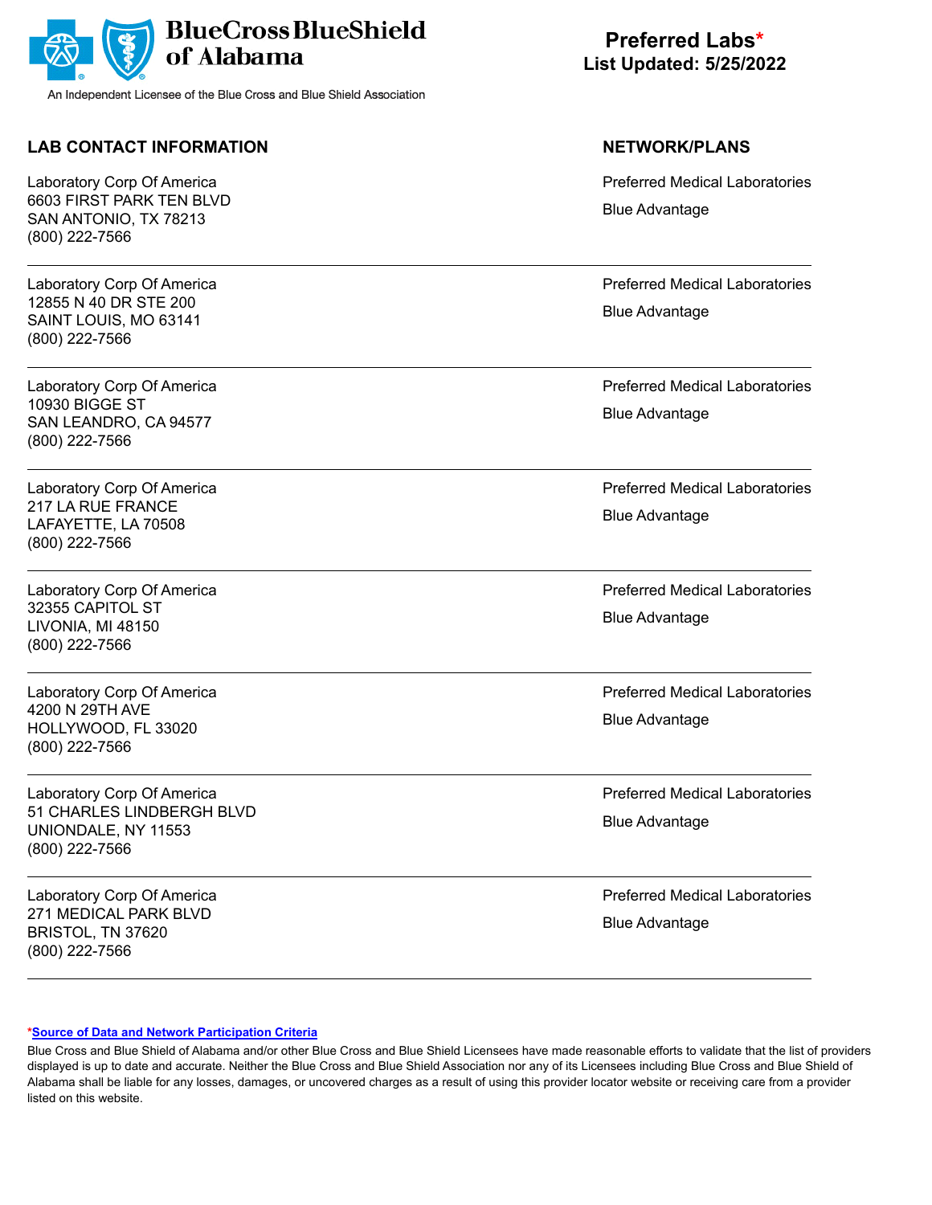**BlueCross BlueShield of Alabama**

An Independent Licensee of the Blue Cross and Blue Shield Association

# Preferred Labs*

**List Updated: 5/25/2022**

| LAB CONTACT INFORMATION | NETWORK/PLANS |
| --- | --- |
| Laboratory Corp Of America<br>6603 FIRST PARK TEN BLVD<br>SAN ANTONIO, TX 78213<br>(800) 222-7566 | Preferred Medical Laboratories<br>Blue Advantage |
| Laboratory Corp Of America<br>12855 N 40 DR STE 200<br>SAINT LOUIS, MO 63141<br>(800) 222-7566 | Preferred Medical Laboratories<br>Blue Advantage |
| Laboratory Corp Of America<br>10930 BIGGE ST<br>SAN LEANDRO, CA 94577<br>(800) 222-7566 | Preferred Medical Laboratories<br>Blue Advantage |
| Laboratory Corp Of America<br>217 LA RUE FRANCE<br>LAFAYETTE, LA 70508<br>(800) 222-7566 | Preferred Medical Laboratories<br>Blue Advantage |
| Laboratory Corp Of America<br>32355 CAPITOL ST<br>LIVONIA, MI 48150<br>(800) 222-7566 | Preferred Medical Laboratories<br>Blue Advantage |
| Laboratory Corp Of America<br>4200 N 29TH AVE<br>HOLLYWOOD, FL 33020<br>(800) 222-7566 | Preferred Medical Laboratories<br>Blue Advantage |
| Laboratory Corp Of America<br>51 CHARLES LINDBERGH BLVD<br>UNIONDALE, NY 11553<br>(800) 222-7566 | Preferred Medical Laboratories<br>Blue Advantage |
| Laboratory Corp Of America<br>271 MEDICAL PARK BLVD<br>BRISTOL, TN 37620<br>(800) 222-7566 | Preferred Medical Laboratories<br>Blue Advantage |

*Source of Data and Network Participation Criteria

Blue Cross and Blue Shield of Alabama and/or other Blue Cross and Blue Shield Licensees have made reasonable efforts to validate that the list of providers displayed is up to date and accurate. Neither the Blue Cross and Blue Shield Association nor any of its Licensees including Blue Cross and Blue Shield of Alabama shall be liable for any losses, damages, or uncovered charges as a result of using this provider locator website or receiving care from a provider listed on this website.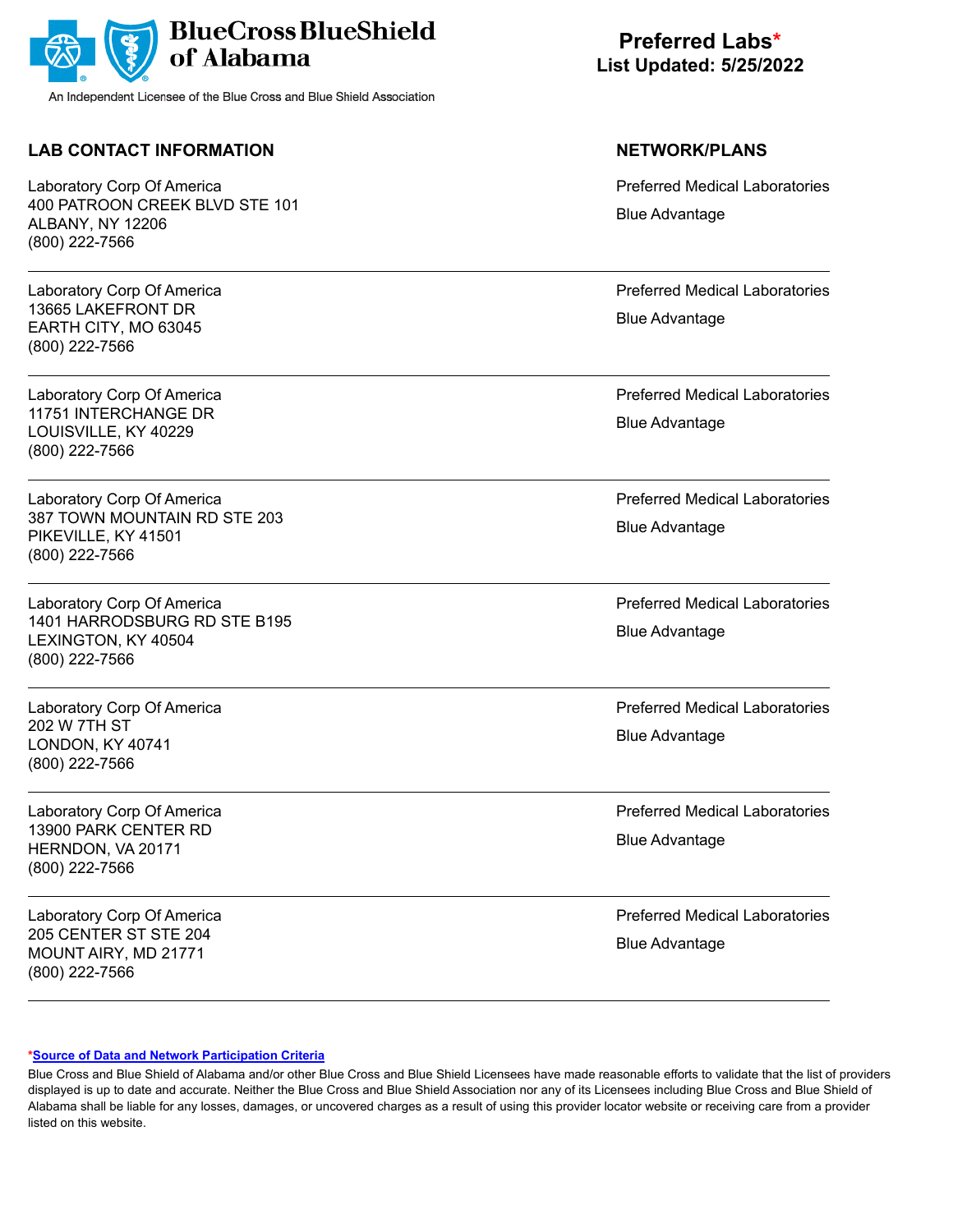BlueCross BlueShield of Alabama

An Independent Licensee of the Blue Cross and Blue Shield Association

**Preferred Labs***
**List Updated: 5/25/2022**

| LAB CONTACT INFORMATION | NETWORK/PLANS |
|---|---|
| Laboratory Corp Of America<br>400 PATROON CREEK BLVD STE 101<br>ALBANY, NY 12206<br>(800) 222-7566 | Preferred Medical Laboratories<br>Blue Advantage |
| Laboratory Corp Of America<br>13665 LAKEFRONT DR<br>EARTH CITY, MO 63045<br>(800) 222-7566 | Preferred Medical Laboratories<br>Blue Advantage |
| Laboratory Corp Of America<br>11751 INTERCHANGE DR<br>LOUISVILLE, KY 40229<br>(800) 222-7566 | Preferred Medical Laboratories<br>Blue Advantage |
| Laboratory Corp Of America<br>387 TOWN MOUNTAIN RD STE 203<br>PIKEVILLE, KY 41501<br>(800) 222-7566 | Preferred Medical Laboratories<br>Blue Advantage |
| Laboratory Corp Of America<br>1401 HARRODSBURG RD STE B195<br>LEXINGTON, KY 40504<br>(800) 222-7566 | Preferred Medical Laboratories<br>Blue Advantage |
| Laboratory Corp Of America<br>202 W 7TH ST<br>LONDON, KY 40741<br>(800) 222-7566 | Preferred Medical Laboratories<br>Blue Advantage |
| Laboratory Corp Of America<br>13900 PARK CENTER RD<br>HERNDON, VA 20171<br>(800) 222-7566 | Preferred Medical Laboratories<br>Blue Advantage |
| Laboratory Corp Of America<br>205 CENTER ST STE 204<br>MOUNT AIRY, MD 21771<br>(800) 222-7566 | Preferred Medical Laboratories<br>Blue Advantage |

***Source of Data and Network Participation Criteria**

Blue Cross and Blue Shield of Alabama and/or other Blue Cross and Blue Shield Licensees have made reasonable efforts to validate that the list of providers displayed is up to date and accurate. Neither the Blue Cross and Blue Shield Association nor any of its Licensees including Blue Cross and Blue Shield of Alabama shall be liable for any losses, damages, or uncovered charges as a result of using this provider locator website or receiving care from a provider listed on this website.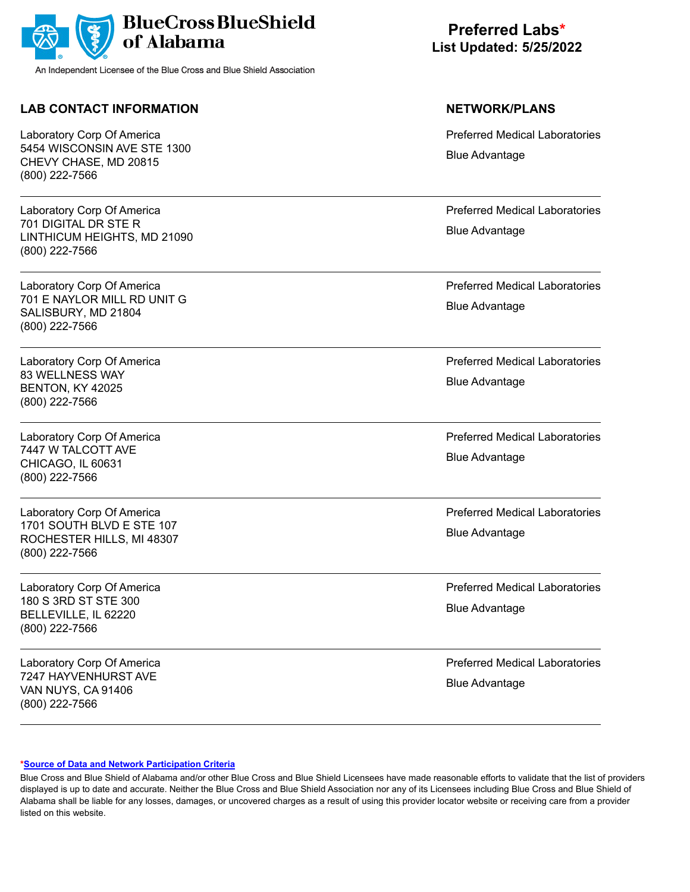BlueCross BlueShield of Alabama

An Independent Licensee of the Blue Cross and Blue Shield Association

# Preferred Labs*
## List Updated: 5/25/2022

| LAB CONTACT INFORMATION | NETWORK/PLANS |
| --- | --- |
| Laboratory Corp Of America<br>5454 WISCONSIN AVE STE 1300<br>CHEVY CHASE, MD 20815<br>(800) 222-7566 | Preferred Medical Laboratories<br>Blue Advantage |
| Laboratory Corp Of America<br>701 DIGITAL DR STE R<br>LINTHICUM HEIGHTS, MD 21090<br>(800) 222-7566 | Preferred Medical Laboratories<br>Blue Advantage |
| Laboratory Corp Of America<br>701 E NAYLOR MILL RD UNIT G<br>SALISBURY, MD 21804<br>(800) 222-7566 | Preferred Medical Laboratories<br>Blue Advantage |
| Laboratory Corp Of America<br>83 WELLNESS WAY<br>BENTON, KY 42025<br>(800) 222-7566 | Preferred Medical Laboratories<br>Blue Advantage |
| Laboratory Corp Of America<br>7447 W TALCOTT AVE<br>CHICAGO, IL 60631<br>(800) 222-7566 | Preferred Medical Laboratories<br>Blue Advantage |
| Laboratory Corp Of America<br>1701 SOUTH BLVD E STE 107<br>ROCHESTER HILLS, MI 48307<br>(800) 222-7566 | Preferred Medical Laboratories<br>Blue Advantage |
| Laboratory Corp Of America<br>180 S 3RD ST STE 300<br>BELLEVILLE, IL 62220<br>(800) 222-7566 | Preferred Medical Laboratories<br>Blue Advantage |
| Laboratory Corp Of America<br>7247 HAYVENHURST AVE<br>VAN NUYS, CA 91406<br>(800) 222-7566 | Preferred Medical Laboratories<br>Blue Advantage |

***Source of Data and Network Participation Criteria**

Blue Cross and Blue Shield of Alabama and/or other Blue Cross and Blue Shield Licensees have made reasonable efforts to validate that the list of providers displayed is up to date and accurate. Neither the Blue Cross and Blue Shield Association nor any of its Licensees including Blue Cross and Blue Shield of Alabama shall be liable for any losses, damages, or uncovered charges as a result of using this provider locator website or receiving care from a provider listed on this website.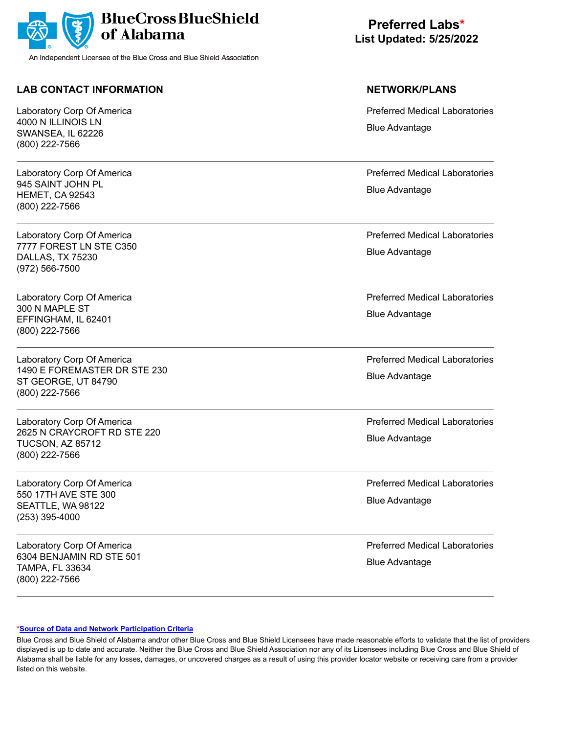**BlueCross BlueShield of Alabama**

An Independent Licensee of the Blue Cross and Blue Shield Association

**Preferred Labs***
**List Updated: 5/25/2022**

| LAB CONTACT INFORMATION | NETWORK/PLANS |
|---|---|
| Laboratory Corp Of America<br>4000 N ILLINOIS LN<br>SWANSEA, IL 62226<br>(800) 222-7566 | Preferred Medical Laboratories<br>Blue Advantage |
| Laboratory Corp Of America<br>945 SAINT JOHN PL<br>HEMET, CA 92543<br>(800) 222-7566 | Preferred Medical Laboratories<br>Blue Advantage |
| Laboratory Corp Of America<br>7777 FOREST LN STE C350<br>DALLAS, TX 75230<br>(972) 566-7500 | Preferred Medical Laboratories<br>Blue Advantage |
| Laboratory Corp Of America<br>300 N MAPLE ST<br>EFFINGHAM, IL 62401<br>(800) 222-7566 | Preferred Medical Laboratories<br>Blue Advantage |
| Laboratory Corp Of America<br>1490 E FOREMASTER DR STE 230<br>ST GEORGE, UT 84790<br>(800) 222-7566 | Preferred Medical Laboratories<br>Blue Advantage |
| Laboratory Corp Of America<br>2625 N CRAYCROFT RD STE 220<br>TUCSON, AZ 85712<br>(800) 222-7566 | Preferred Medical Laboratories<br>Blue Advantage |
| Laboratory Corp Of America<br>550 17TH AVE STE 300<br>SEATTLE, WA 98122<br>(253) 395-4000 | Preferred Medical Laboratories<br>Blue Advantage |
| Laboratory Corp Of America<br>6304 BENJAMIN RD STE 501<br>TAMPA, FL 33634<br>(800) 222-7566 | Preferred Medical Laboratories<br>Blue Advantage |

***Source of Data and Network Participation Criteria**

Blue Cross and Blue Shield of Alabama and/or other Blue Cross and Blue Shield Licensees have made reasonable efforts to validate that the list of providers displayed is up to date and accurate. Neither the Blue Cross and Blue Shield Association nor any of its Licensees including Blue Cross and Blue Shield of Alabama shall be liable for any losses, damages, or uncovered charges as a result of using this provider locator website or receiving care from a provider listed on this website.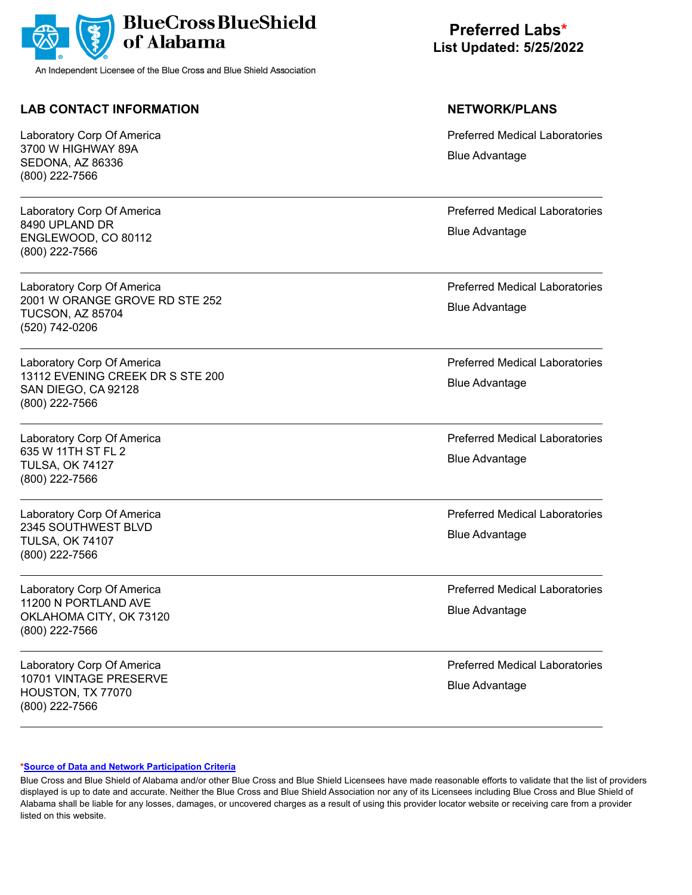**BlueCross BlueShield of Alabama**

An Independent Licensee of the Blue Cross and Blue Shield Association

# Preferred Labs*
## List Updated: 5/25/2022

| LAB CONTACT INFORMATION | NETWORK/PLANS |
| --- | --- |
| Laboratory Corp Of America<br>3700 W HIGHWAY 89A<br>SEDONA, AZ 86336<br>(800) 222-7566 | Preferred Medical Laboratories<br>Blue Advantage |
| Laboratory Corp Of America<br>8490 UPLAND DR<br>ENGLEWOOD, CO 80112<br>(800) 222-7566 | Preferred Medical Laboratories<br>Blue Advantage |
| Laboratory Corp Of America<br>2001 W ORANGE GROVE RD STE 252<br>TUCSON, AZ 85704<br>(520) 742-0206 | Preferred Medical Laboratories<br>Blue Advantage |
| Laboratory Corp Of America<br>13112 EVENING CREEK DR S STE 200<br>SAN DIEGO, CA 92128<br>(800) 222-7566 | Preferred Medical Laboratories<br>Blue Advantage |
| Laboratory Corp Of America<br>635 W 11TH ST FL 2<br>TULSA, OK 74127<br>(800) 222-7566 | Preferred Medical Laboratories<br>Blue Advantage |
| Laboratory Corp Of America<br>2345 SOUTHWEST BLVD<br>TULSA, OK 74107<br>(800) 222-7566 | Preferred Medical Laboratories<br>Blue Advantage |
| Laboratory Corp Of America<br>11200 N PORTLAND AVE<br>OKLAHOMA CITY, OK 73120<br>(800) 222-7566 | Preferred Medical Laboratories<br>Blue Advantage |
| Laboratory Corp Of America<br>10701 VINTAGE PRESERVE<br>HOUSTON, TX 77070<br>(800) 222-7566 | Preferred Medical Laboratories<br>Blue Advantage |

***Source of Data and Network Participation Criteria**

Blue Cross and Blue Shield of Alabama and/or other Blue Cross and Blue Shield Licensees have made reasonable efforts to validate that the list of providers displayed is up to date and accurate. Neither the Blue Cross and Blue Shield Association nor any of its Licensees including Blue Cross and Blue Shield of Alabama shall be liable for any losses, damages, or uncovered charges as a result of using this provider locator website or receiving care from a provider listed on this website.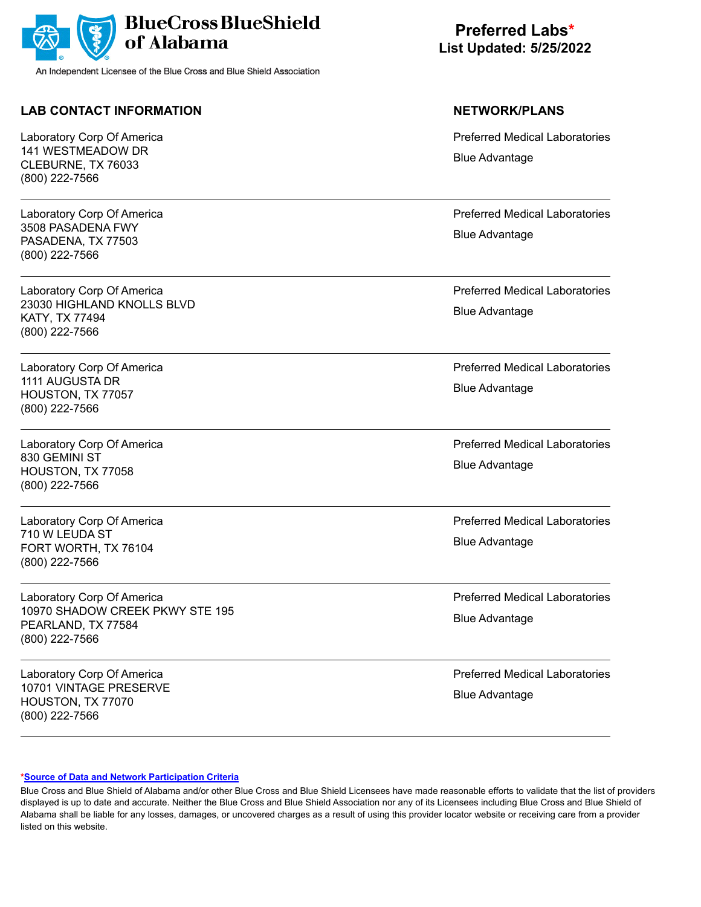BlueCross BlueShield of Alabama

An Independent Licensee of the Blue Cross and Blue Shield Association

**Preferred Labs***
**List Updated: 5/25/2022**

| LAB CONTACT INFORMATION | NETWORK/PLANS |
| --- | --- |
| Laboratory Corp Of America<br>141 WESTMEADOW DR<br>CLEBURNE, TX 76033<br>(800) 222-7566 | Preferred Medical Laboratories<br>Blue Advantage |
| Laboratory Corp Of America<br>3508 PASADENA FWY<br>PASADENA, TX 77503<br>(800) 222-7566 | Preferred Medical Laboratories<br>Blue Advantage |
| Laboratory Corp Of America<br>23030 HIGHLAND KNOLLS BLVD<br>KATY, TX 77494<br>(800) 222-7566 | Preferred Medical Laboratories<br>Blue Advantage |
| Laboratory Corp Of America<br>1111 AUGUSTA DR<br>HOUSTON, TX 77057<br>(800) 222-7566 | Preferred Medical Laboratories<br>Blue Advantage |
| Laboratory Corp Of America<br>830 GEMINI ST<br>HOUSTON, TX 77058<br>(800) 222-7566 | Preferred Medical Laboratories<br>Blue Advantage |
| Laboratory Corp Of America<br>710 W LEUDA ST<br>FORT WORTH, TX 76104<br>(800) 222-7566 | Preferred Medical Laboratories<br>Blue Advantage |
| Laboratory Corp Of America<br>10970 SHADOW CREEK PKWY STE 195<br>PEARLAND, TX 77584<br>(800) 222-7566 | Preferred Medical Laboratories<br>Blue Advantage |
| Laboratory Corp Of America<br>10701 VINTAGE PRESERVE<br>HOUSTON, TX 77070<br>(800) 222-7566 | Preferred Medical Laboratories<br>Blue Advantage |

***Source of Data and Network Participation Criteria**

Blue Cross and Blue Shield of Alabama and/or other Blue Cross and Blue Shield Licensees have made reasonable efforts to validate that the list of providers displayed is up to date and accurate. Neither the Blue Cross and Blue Shield Association nor any of its Licensees including Blue Cross and Blue Shield of Alabama shall be liable for any losses, damages, or uncovered charges as a result of using this provider locator website or receiving care from a provider listed on this website.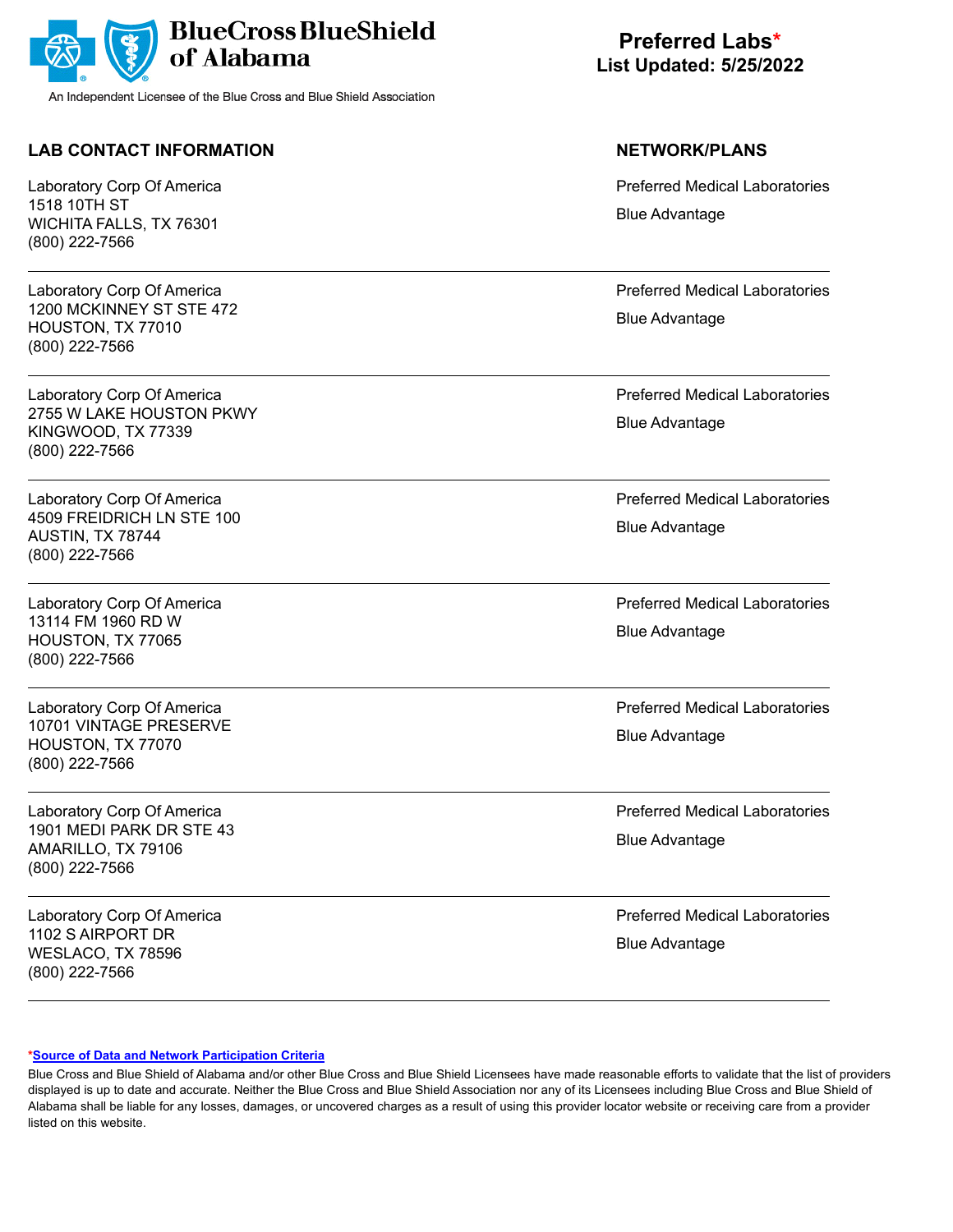**BlueCross BlueShield of Alabama**

An Independent Licensee of the Blue Cross and Blue Shield Association

**Preferred Labs***
**List Updated: 5/25/2022**

| LAB CONTACT INFORMATION | NETWORK/PLANS |
|---|---|
| Laboratory Corp Of America<br>1518 10TH ST<br>WICHITA FALLS, TX 76301<br>(800) 222-7566 | Preferred Medical Laboratories<br>Blue Advantage |
| Laboratory Corp Of America<br>1200 MCKINNEY ST STE 472<br>HOUSTON, TX 77010<br>(800) 222-7566 | Preferred Medical Laboratories<br>Blue Advantage |
| Laboratory Corp Of America<br>2755 W LAKE HOUSTON PKWY<br>KINGWOOD, TX 77339<br>(800) 222-7566 | Preferred Medical Laboratories<br>Blue Advantage |
| Laboratory Corp Of America<br>4509 FREIDRICH LN STE 100<br>AUSTIN, TX 78744<br>(800) 222-7566 | Preferred Medical Laboratories<br>Blue Advantage |
| Laboratory Corp Of America<br>13114 FM 1960 RD W<br>HOUSTON, TX 77065<br>(800) 222-7566 | Preferred Medical Laboratories<br>Blue Advantage |
| Laboratory Corp Of America<br>10701 VINTAGE PRESERVE<br>HOUSTON, TX 77070<br>(800) 222-7566 | Preferred Medical Laboratories<br>Blue Advantage |
| Laboratory Corp Of America<br>1901 MEDI PARK DR STE 43<br>AMARILLO, TX 79106<br>(800) 222-7566 | Preferred Medical Laboratories<br>Blue Advantage |
| Laboratory Corp Of America<br>1102 S AIRPORT DR<br>WESLACO, TX 78596<br>(800) 222-7566 | Preferred Medical Laboratories<br>Blue Advantage |

***Source of Data and Network Participation Criteria**

Blue Cross and Blue Shield of Alabama and/or other Blue Cross and Blue Shield Licensees have made reasonable efforts to validate that the list of providers displayed is up to date and accurate. Neither the Blue Cross and Blue Shield Association nor any of its Licensees including Blue Cross and Blue Shield of Alabama shall be liable for any losses, damages, or uncovered charges as a result of using this provider locator website or receiving care from a provider listed on this website.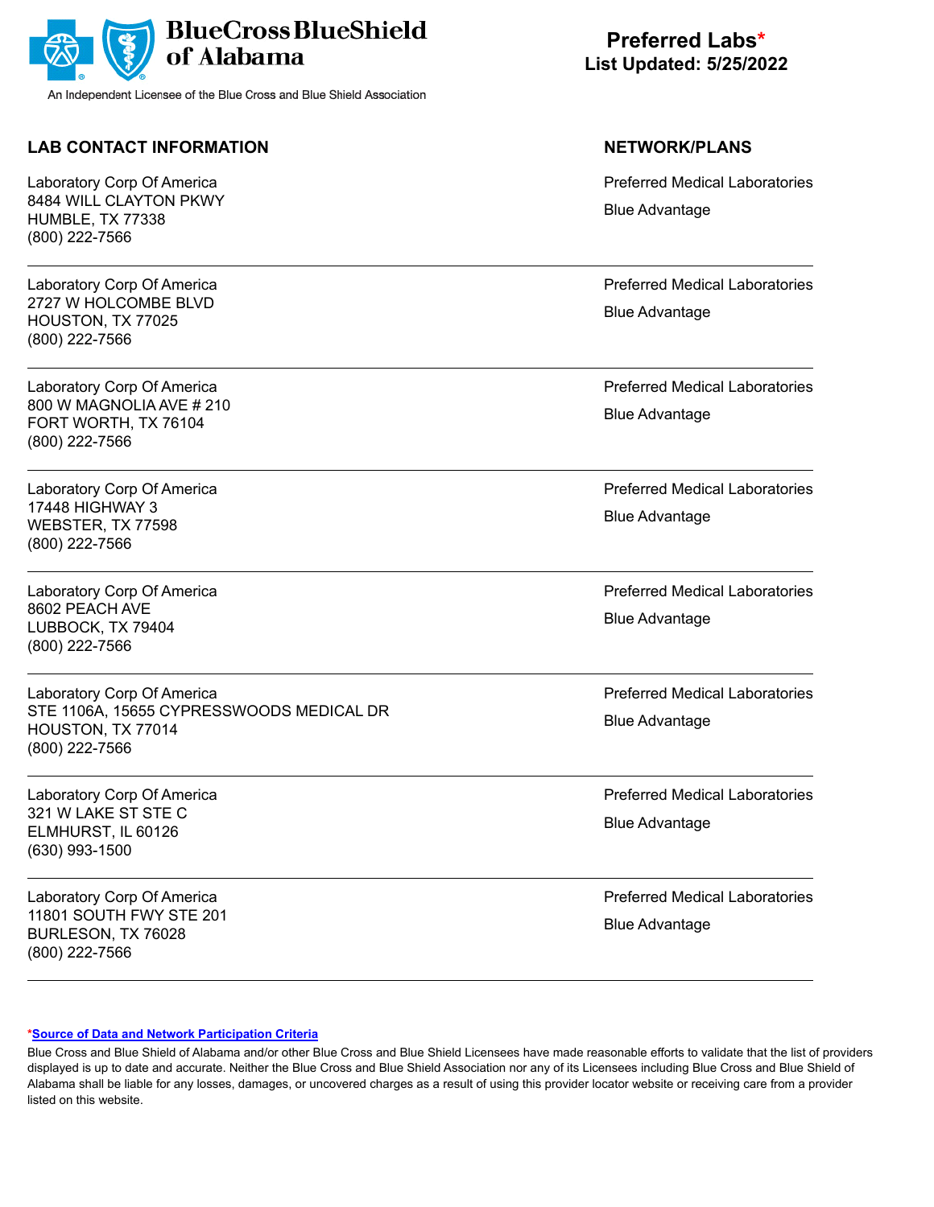BlueCross BlueShield of Alabama

An Independent Licensee of the Blue Cross and Blue Shield Association

# Preferred Labs*
**List Updated: 5/25/2022**

| LAB CONTACT INFORMATION | NETWORK/PLANS |
| --- | --- |
| Laboratory Corp Of America<br>8484 WILL CLAYTON PKWY<br>HUMBLE, TX 77338<br>(800) 222-7566 | Preferred Medical Laboratories<br>Blue Advantage |
| Laboratory Corp Of America<br>2727 W HOLCOMBE BLVD<br>HOUSTON, TX 77025<br>(800) 222-7566 | Preferred Medical Laboratories<br>Blue Advantage |
| Laboratory Corp Of America<br>800 W MAGNOLIA AVE # 210<br>FORT WORTH, TX 76104<br>(800) 222-7566 | Preferred Medical Laboratories<br>Blue Advantage |
| Laboratory Corp Of America<br>17448 HIGHWAY 3<br>WEBSTER, TX 77598<br>(800) 222-7566 | Preferred Medical Laboratories<br>Blue Advantage |
| Laboratory Corp Of America<br>8602 PEACH AVE<br>LUBBOCK, TX 79404<br>(800) 222-7566 | Preferred Medical Laboratories<br>Blue Advantage |
| Laboratory Corp Of America<br>STE 1106A, 15655 CYPRESSWOODS MEDICAL DR<br>HOUSTON, TX 77014<br>(800) 222-7566 | Preferred Medical Laboratories<br>Blue Advantage |
| Laboratory Corp Of America<br>321 W LAKE ST STE C<br>ELMHURST, IL 60126<br>(630) 993-1500 | Preferred Medical Laboratories<br>Blue Advantage |
| Laboratory Corp Of America<br>11801 SOUTH FWY STE 201<br>BURLESON, TX 76028<br>(800) 222-7566 | Preferred Medical Laboratories<br>Blue Advantage |

*Source of Data and Network Participation Criteria

Blue Cross and Blue Shield of Alabama and/or other Blue Cross and Blue Shield Licensees have made reasonable efforts to validate that the list of providers displayed is up to date and accurate. Neither the Blue Cross and Blue Shield Association nor any of its Licensees including Blue Cross and Blue Shield of Alabama shall be liable for any losses, damages, or uncovered charges as a result of using this provider locator website or receiving care from a provider listed on this website.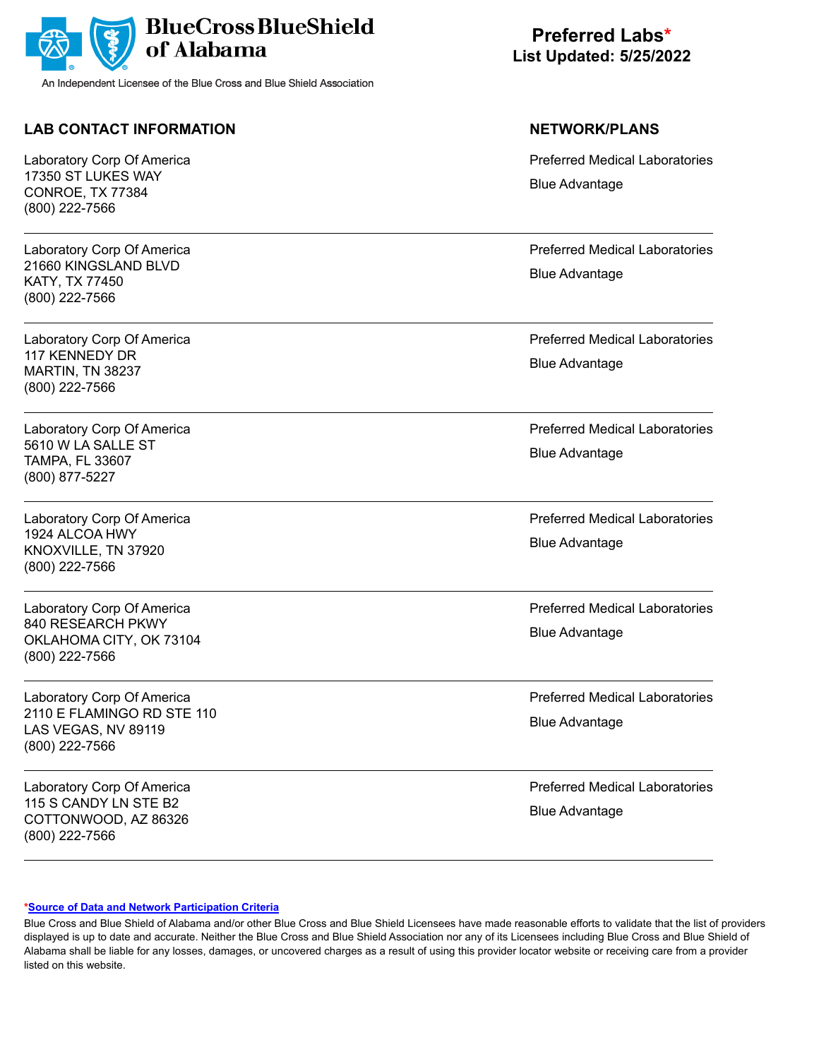BlueCross BlueShield of Alabama

An Independent Licensee of the Blue Cross and Blue Shield Association

# Preferred Labs*
**List Updated: 5/25/2022**

| LAB CONTACT INFORMATION | NETWORK/PLANS |
|---|---|
| Laboratory Corp Of America<br>17350 ST LUKES WAY<br>CONROE, TX 77384<br>(800) 222-7566 | Preferred Medical Laboratories<br>Blue Advantage |
| Laboratory Corp Of America<br>21660 KINGSLAND BLVD<br>KATY, TX 77450<br>(800) 222-7566 | Preferred Medical Laboratories<br>Blue Advantage |
| Laboratory Corp Of America<br>117 KENNEDY DR<br>MARTIN, TN 38237<br>(800) 222-7566 | Preferred Medical Laboratories<br>Blue Advantage |
| Laboratory Corp Of America<br>5610 W LA SALLE ST<br>TAMPA, FL 33607<br>(800) 877-5227 | Preferred Medical Laboratories<br>Blue Advantage |
| Laboratory Corp Of America<br>1924 ALCOA HWY<br>KNOXVILLE, TN 37920<br>(800) 222-7566 | Preferred Medical Laboratories<br>Blue Advantage |
| Laboratory Corp Of America<br>840 RESEARCH PKWY<br>OKLAHOMA CITY, OK 73104<br>(800) 222-7566 | Preferred Medical Laboratories<br>Blue Advantage |
| Laboratory Corp Of America<br>2110 E FLAMINGO RD STE 110<br>LAS VEGAS, NV 89119<br>(800) 222-7566 | Preferred Medical Laboratories<br>Blue Advantage |
| Laboratory Corp Of America<br>115 S CANDY LN STE B2<br>COTTONWOOD, AZ 86326<br>(800) 222-7566 | Preferred Medical Laboratories<br>Blue Advantage |

*Source of Data and Network Participation Criteria

Blue Cross and Blue Shield of Alabama and/or other Blue Cross and Blue Shield Licensees have made reasonable efforts to validate that the list of providers displayed is up to date and accurate. Neither the Blue Cross and Blue Shield Association nor any of its Licensees including Blue Cross and Blue Shield of Alabama shall be liable for any losses, damages, or uncovered charges as a result of using this provider locator website or receiving care from a provider listed on this website.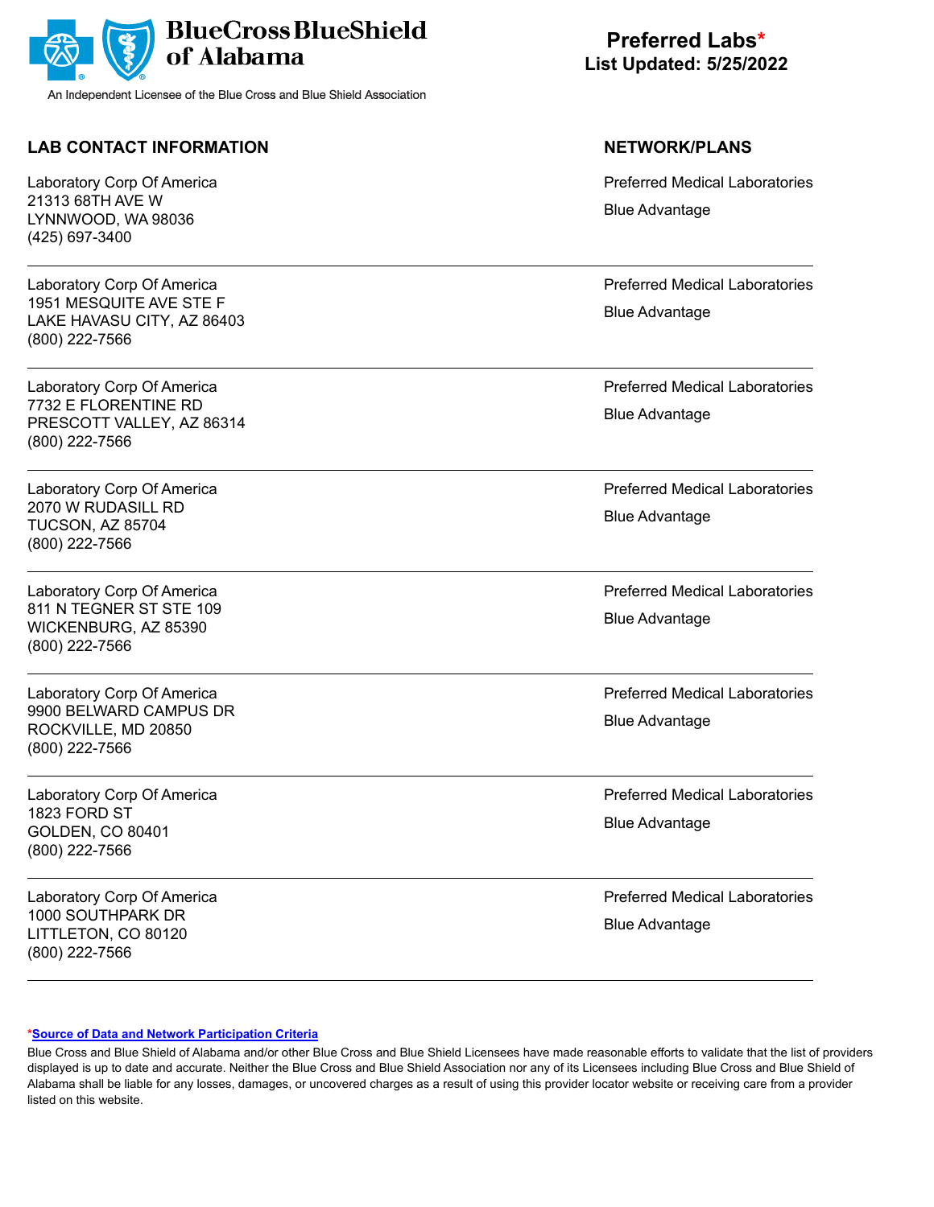**BlueCross BlueShield of Alabama**

An Independent Licensee of the Blue Cross and Blue Shield Association

## Preferred Labs*

**List Updated: 5/25/2022**

| LAB CONTACT INFORMATION | NETWORK/PLANS |
| --- | --- |
| Laboratory Corp Of America<br>21313 68TH AVE W<br>LYNNWOOD, WA 98036<br>(425) 697-3400 | Preferred Medical Laboratories<br>Blue Advantage |
| Laboratory Corp Of America<br>1951 MESQUITE AVE STE F<br>LAKE HAVASU CITY, AZ 86403<br>(800) 222-7566 | Preferred Medical Laboratories<br>Blue Advantage |
| Laboratory Corp Of America<br>7732 E FLORENTINE RD<br>PRESCOTT VALLEY, AZ 86314<br>(800) 222-7566 | Preferred Medical Laboratories<br>Blue Advantage |
| Laboratory Corp Of America<br>2070 W RUDASILL RD<br>TUCSON, AZ 85704<br>(800) 222-7566 | Preferred Medical Laboratories<br>Blue Advantage |
| Laboratory Corp Of America<br>811 N TEGNER ST STE 109<br>WICKENBURG, AZ 85390<br>(800) 222-7566 | Preferred Medical Laboratories<br>Blue Advantage |
| Laboratory Corp Of America<br>9900 BELWARD CAMPUS DR<br>ROCKVILLE, MD 20850<br>(800) 222-7566 | Preferred Medical Laboratories<br>Blue Advantage |
| Laboratory Corp Of America<br>1823 FORD ST<br>GOLDEN, CO 80401<br>(800) 222-7566 | Preferred Medical Laboratories<br>Blue Advantage |
| Laboratory Corp Of America<br>1000 SOUTHPARK DR<br>LITTLETON, CO 80120<br>(800) 222-7566 | Preferred Medical Laboratories<br>Blue Advantage |

*Source of Data and Network Participation Criteria

Blue Cross and Blue Shield of Alabama and/or other Blue Cross and Blue Shield Licensees have made reasonable efforts to validate that the list of providers displayed is up to date and accurate. Neither the Blue Cross and Blue Shield Association nor any of its Licensees including Blue Cross and Blue Shield of Alabama shall be liable for any losses, damages, or uncovered charges as a result of using this provider locator website or receiving care from a provider listed on this website.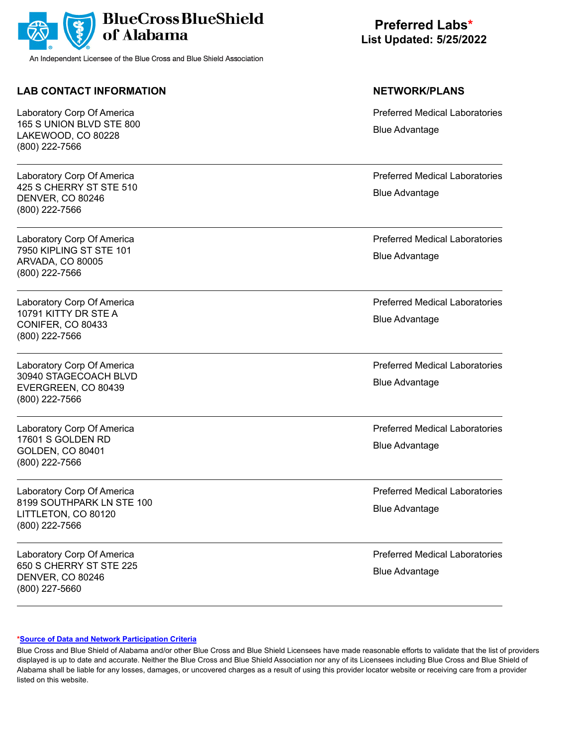**Preferred Labs***
**List Updated: 5/25/2022**

| LAB CONTACT INFORMATION | NETWORK/PLANS |
|---|---|
| Laboratory Corp Of America<br>165 S UNION BLVD STE 800<br>LAKEWOOD, CO 80228<br>(800) 222-7566 | Preferred Medical Laboratories<br>Blue Advantage |
| Laboratory Corp Of America<br>425 S CHERRY ST STE 510<br>DENVER, CO 80246<br>(800) 222-7566 | Preferred Medical Laboratories<br>Blue Advantage |
| Laboratory Corp Of America<br>7950 KIPLING ST STE 101<br>ARVADA, CO 80005<br>(800) 222-7566 | Preferred Medical Laboratories<br>Blue Advantage |
| Laboratory Corp Of America<br>10791 KITTY DR STE A<br>CONIFER, CO 80433<br>(800) 222-7566 | Preferred Medical Laboratories<br>Blue Advantage |
| Laboratory Corp Of America<br>30940 STAGECOACH BLVD<br>EVERGREEN, CO 80439<br>(800) 222-7566 | Preferred Medical Laboratories<br>Blue Advantage |
| Laboratory Corp Of America<br>17601 S GOLDEN RD<br>GOLDEN, CO 80401<br>(800) 222-7566 | Preferred Medical Laboratories<br>Blue Advantage |
| Laboratory Corp Of America<br>8199 SOUTHPARK LN STE 100<br>LITTLETON, CO 80120<br>(800) 222-7566 | Preferred Medical Laboratories<br>Blue Advantage |
| Laboratory Corp Of America<br>650 S CHERRY ST STE 225<br>DENVER, CO 80246<br>(800) 227-5660 | Preferred Medical Laboratories<br>Blue Advantage |

***Source of Data and Network Participation Criteria**

Blue Cross and Blue Shield of Alabama and/or other Blue Cross and Blue Shield Licensees have made reasonable efforts to validate that the list of providers displayed is up to date and accurate. Neither the Blue Cross and Blue Shield Association nor any of its Licensees including Blue Cross and Blue Shield of Alabama shall be liable for any losses, damages, or uncovered charges as a result of using this provider locator website or receiving care from a provider listed on this website.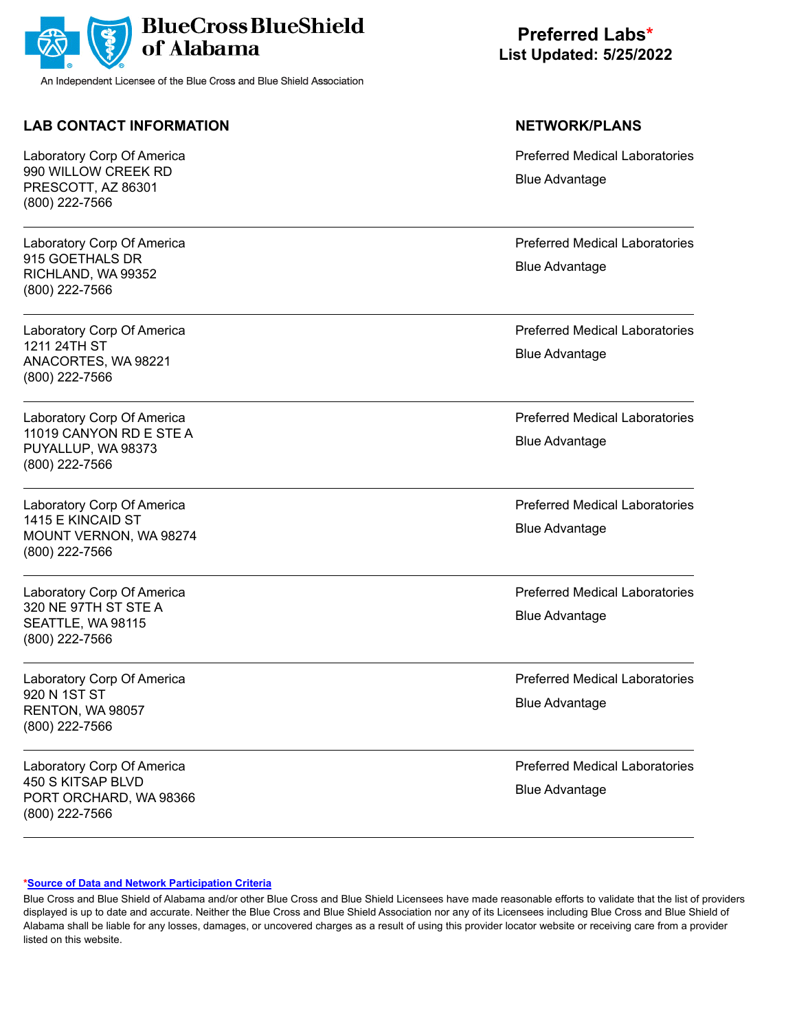**BlueCross BlueShield of Alabama**

An Independent Licensee of the Blue Cross and Blue Shield Association

**Preferred Labs***
**List Updated: 5/25/2022**

| LAB CONTACT INFORMATION | NETWORK/PLANS |
| --- | --- |
| Laboratory Corp Of America<br>990 WILLOW CREEK RD<br>PRESCOTT, AZ 86301<br>(800) 222-7566 | Preferred Medical Laboratories<br>Blue Advantage |
| Laboratory Corp Of America<br>915 GOETHALS DR<br>RICHLAND, WA 99352<br>(800) 222-7566 | Preferred Medical Laboratories<br>Blue Advantage |
| Laboratory Corp Of America<br>1211 24TH ST<br>ANACORTES, WA 98221<br>(800) 222-7566 | Preferred Medical Laboratories<br>Blue Advantage |
| Laboratory Corp Of America<br>11019 CANYON RD E STE A<br>PUYALLUP, WA 98373<br>(800) 222-7566 | Preferred Medical Laboratories<br>Blue Advantage |
| Laboratory Corp Of America<br>1415 E KINCAID ST<br>MOUNT VERNON, WA 98274<br>(800) 222-7566 | Preferred Medical Laboratories<br>Blue Advantage |
| Laboratory Corp Of America<br>320 NE 97TH ST STE A<br>SEATTLE, WA 98115<br>(800) 222-7566 | Preferred Medical Laboratories<br>Blue Advantage |
| Laboratory Corp Of America<br>920 N 1ST ST<br>RENTON, WA 98057<br>(800) 222-7566 | Preferred Medical Laboratories<br>Blue Advantage |
| Laboratory Corp Of America<br>450 S KITSAP BLVD<br>PORT ORCHARD, WA 98366<br>(800) 222-7566 | Preferred Medical Laboratories<br>Blue Advantage |

***Source of Data and Network Participation Criteria**

Blue Cross and Blue Shield of Alabama and/or other Blue Cross and Blue Shield Licensees have made reasonable efforts to validate that the list of providers displayed is up to date and accurate. Neither the Blue Cross and Blue Shield Association nor any of its Licensees including Blue Cross and Blue Shield of Alabama shall be liable for any losses, damages, or uncovered charges as a result of using this provider locator website or receiving care from a provider listed on this website.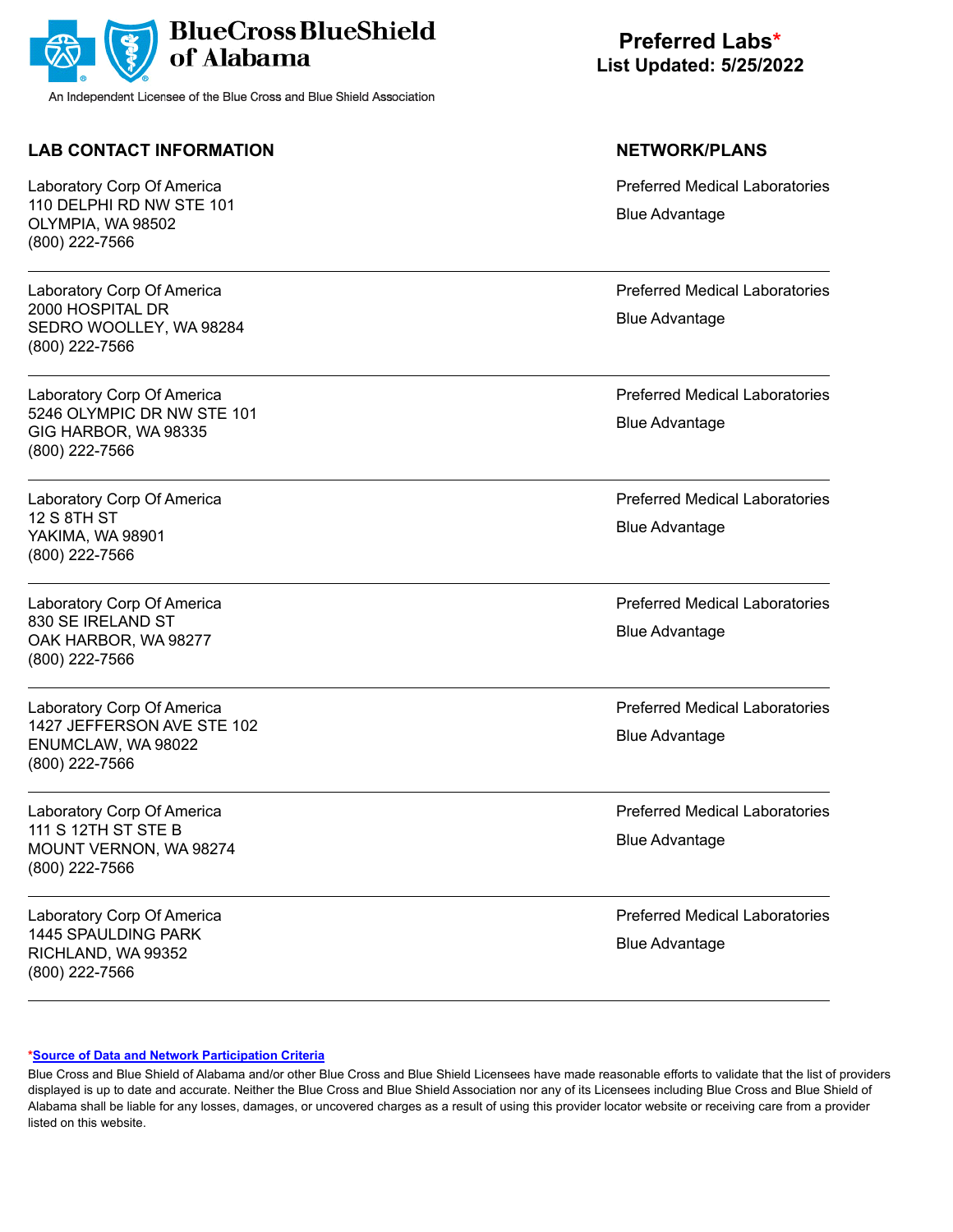**BlueCross BlueShield of Alabama**

An Independent Licensee of the Blue Cross and Blue Shield Association

## Preferred Labs*
**List Updated: 5/25/2022**

| LAB CONTACT INFORMATION | NETWORK/PLANS |
|---|---|
| Laboratory Corp Of America<br>110 DELPHI RD NW STE 101<br>OLYMPIA, WA 98502<br>(800) 222-7566 | Preferred Medical Laboratories<br>Blue Advantage |
| Laboratory Corp Of America<br>2000 HOSPITAL DR<br>SEDRO WOOLLEY, WA 98284<br>(800) 222-7566 | Preferred Medical Laboratories<br>Blue Advantage |
| Laboratory Corp Of America<br>5246 OLYMPIC DR NW STE 101<br>GIG HARBOR, WA 98335<br>(800) 222-7566 | Preferred Medical Laboratories<br>Blue Advantage |
| Laboratory Corp Of America<br>12 S 8TH ST<br>YAKIMA, WA 98901<br>(800) 222-7566 | Preferred Medical Laboratories<br>Blue Advantage |
| Laboratory Corp Of America<br>830 SE IRELAND ST<br>OAK HARBOR, WA 98277<br>(800) 222-7566 | Preferred Medical Laboratories<br>Blue Advantage |
| Laboratory Corp Of America<br>1427 JEFFERSON AVE STE 102<br>ENUMCLAW, WA 98022<br>(800) 222-7566 | Preferred Medical Laboratories<br>Blue Advantage |
| Laboratory Corp Of America<br>111 S 12TH ST STE B<br>MOUNT VERNON, WA 98274<br>(800) 222-7566 | Preferred Medical Laboratories<br>Blue Advantage |
| Laboratory Corp Of America<br>1445 SPAULDING PARK<br>RICHLAND, WA 99352<br>(800) 222-7566 | Preferred Medical Laboratories<br>Blue Advantage |

*Source of Data and Network Participation Criteria

Blue Cross and Blue Shield of Alabama and/or other Blue Cross and Blue Shield Licensees have made reasonable efforts to validate that the list of providers displayed is up to date and accurate. Neither the Blue Cross and Blue Shield Association nor any of its Licensees including Blue Cross and Blue Shield of Alabama shall be liable for any losses, damages, or uncovered charges as a result of using this provider locator website or receiving care from a provider listed on this website.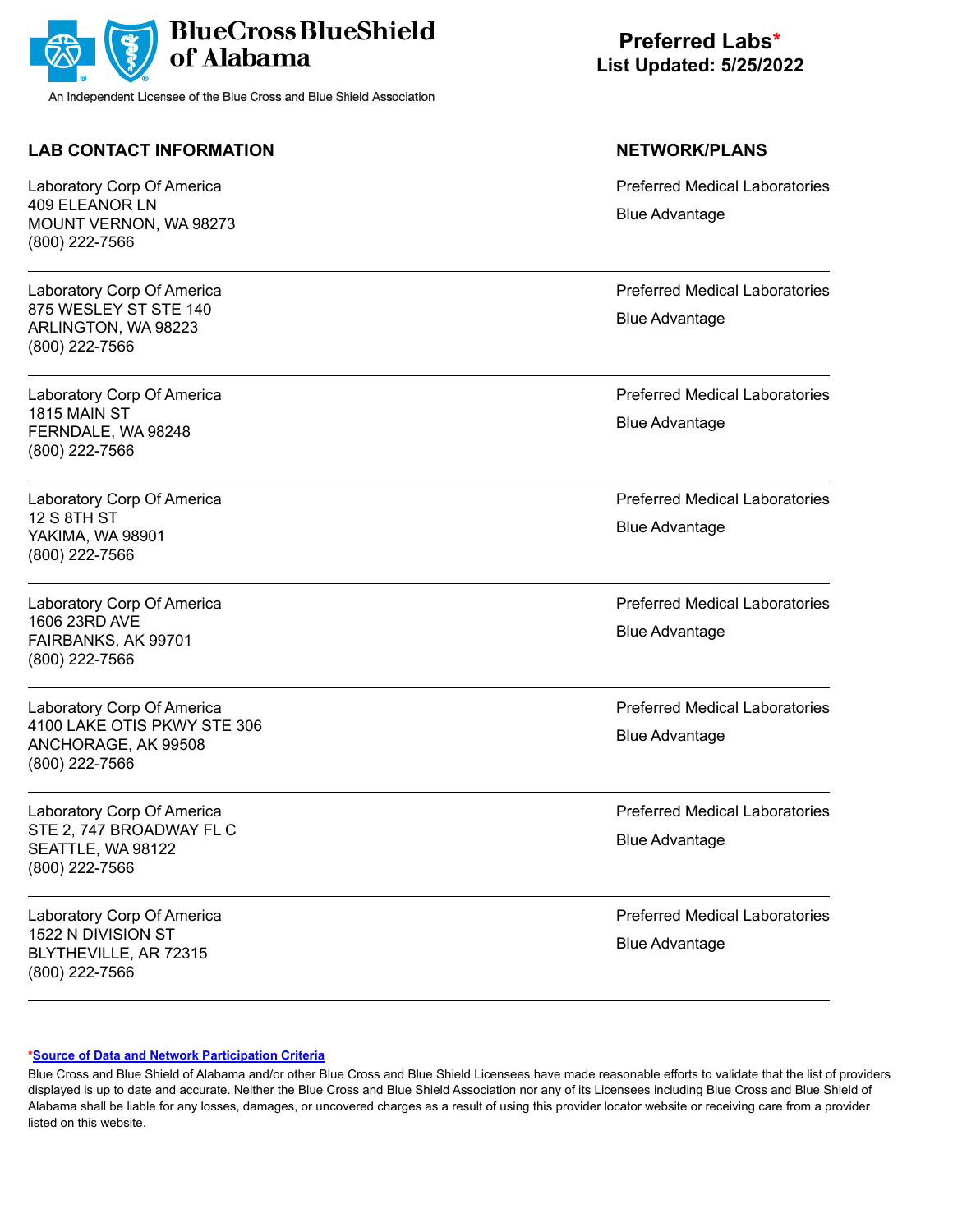BlueCross BlueShield of Alabama

An Independent Licensee of the Blue Cross and Blue Shield Association

# Preferred Labs*

**List Updated: 5/25/2022**

| LAB CONTACT INFORMATION | NETWORK/PLANS |
| --- | --- |
| Laboratory Corp Of America<br>409 ELEANOR LN<br>MOUNT VERNON, WA 98273<br>(800) 222-7566 | Preferred Medical Laboratories<br>Blue Advantage |
| Laboratory Corp Of America<br>875 WESLEY ST STE 140<br>ARLINGTON, WA 98223<br>(800) 222-7566 | Preferred Medical Laboratories<br>Blue Advantage |
| Laboratory Corp Of America<br>1815 MAIN ST<br>FERNDALE, WA 98248<br>(800) 222-7566 | Preferred Medical Laboratories<br>Blue Advantage |
| Laboratory Corp Of America<br>12 S 8TH ST<br>YAKIMA, WA 98901<br>(800) 222-7566 | Preferred Medical Laboratories<br>Blue Advantage |
| Laboratory Corp Of America<br>1606 23RD AVE<br>FAIRBANKS, AK 99701<br>(800) 222-7566 | Preferred Medical Laboratories<br>Blue Advantage |
| Laboratory Corp Of America<br>4100 LAKE OTIS PKWY STE 306<br>ANCHORAGE, AK 99508<br>(800) 222-7566 | Preferred Medical Laboratories<br>Blue Advantage |
| Laboratory Corp Of America<br>STE 2, 747 BROADWAY FL C<br>SEATTLE, WA 98122<br>(800) 222-7566 | Preferred Medical Laboratories<br>Blue Advantage |
| Laboratory Corp Of America<br>1522 N DIVISION ST<br>BLYTHEVILLE, AR 72315<br>(800) 222-7566 | Preferred Medical Laboratories<br>Blue Advantage |

*Source of Data and Network Participation Criteria

Blue Cross and Blue Shield of Alabama and/or other Blue Cross and Blue Shield Licensees have made reasonable efforts to validate that the list of providers displayed is up to date and accurate. Neither the Blue Cross and Blue Shield Association nor any of its Licensees including Blue Cross and Blue Shield of Alabama shall be liable for any losses, damages, or uncovered charges as a result of using this provider locator website or receiving care from a provider listed on this website.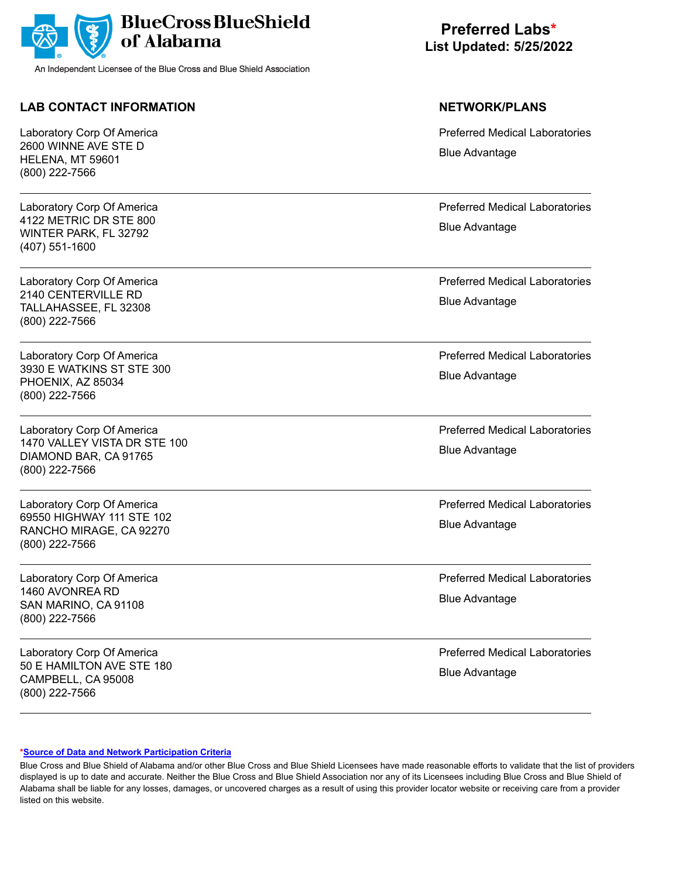BlueCross BlueShield of Alabama

An Independent Licensee of the Blue Cross and Blue Shield Association

**Preferred Labs***
**List Updated: 5/25/2022**

| LAB CONTACT INFORMATION | NETWORK/PLANS |
|---|---|
| Laboratory Corp Of America<br>2600 WINNE AVE STE D<br>HELENA, MT 59601<br>(800) 222-7566 | Preferred Medical Laboratories<br>Blue Advantage |
| Laboratory Corp Of America<br>4122 METRIC DR STE 800<br>WINTER PARK, FL 32792<br>(407) 551-1600 | Preferred Medical Laboratories<br>Blue Advantage |
| Laboratory Corp Of America<br>2140 CENTERVILLE RD<br>TALLAHASSEE, FL 32308<br>(800) 222-7566 | Preferred Medical Laboratories<br>Blue Advantage |
| Laboratory Corp Of America<br>3930 E WATKINS ST STE 300<br>PHOENIX, AZ 85034<br>(800) 222-7566 | Preferred Medical Laboratories<br>Blue Advantage |
| Laboratory Corp Of America<br>1470 VALLEY VISTA DR STE 100<br>DIAMOND BAR, CA 91765<br>(800) 222-7566 | Preferred Medical Laboratories<br>Blue Advantage |
| Laboratory Corp Of America<br>69550 HIGHWAY 111 STE 102<br>RANCHO MIRAGE, CA 92270<br>(800) 222-7566 | Preferred Medical Laboratories<br>Blue Advantage |
| Laboratory Corp Of America<br>1460 AVONREA RD<br>SAN MARINO, CA 91108<br>(800) 222-7566 | Preferred Medical Laboratories<br>Blue Advantage |
| Laboratory Corp Of America<br>50 E HAMILTON AVE STE 180<br>CAMPBELL, CA 95008<br>(800) 222-7566 | Preferred Medical Laboratories<br>Blue Advantage |

*Source of Data and Network Participation Criteria

Blue Cross and Blue Shield of Alabama and/or other Blue Cross and Blue Shield Licensees have made reasonable efforts to validate that the list of providers displayed is up to date and accurate. Neither the Blue Cross and Blue Shield Association nor any of its Licensees including Blue Cross and Blue Shield of Alabama shall be liable for any losses, damages, or uncovered charges as a result of using this provider locator website or receiving care from a provider listed on this website.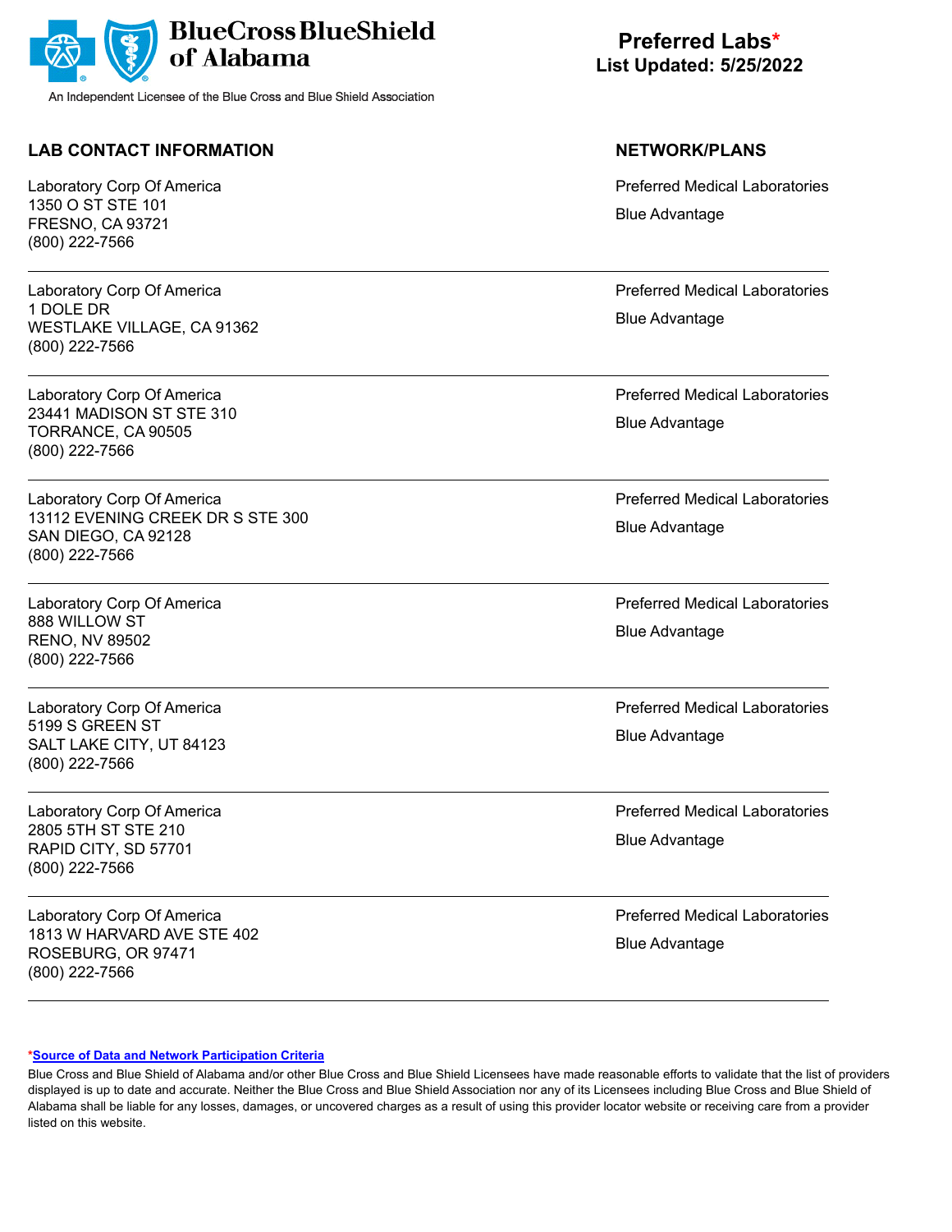**BlueCross BlueShield of Alabama**

An Independent Licensee of the Blue Cross and Blue Shield Association

## Preferred Labs*
### List Updated: 5/25/2022

| LAB CONTACT INFORMATION | NETWORK/PLANS |
| --- | --- |
| Laboratory Corp Of America<br>1350 O ST STE 101<br>FRESNO, CA 93721<br>(800) 222-7566 | Preferred Medical Laboratories<br>Blue Advantage |
| Laboratory Corp Of America<br>1 DOLE DR<br>WESTLAKE VILLAGE, CA 91362<br>(800) 222-7566 | Preferred Medical Laboratories<br>Blue Advantage |
| Laboratory Corp Of America<br>23441 MADISON ST STE 310<br>TORRANCE, CA 90505<br>(800) 222-7566 | Preferred Medical Laboratories<br>Blue Advantage |
| Laboratory Corp Of America<br>13112 EVENING CREEK DR S STE 300<br>SAN DIEGO, CA 92128<br>(800) 222-7566 | Preferred Medical Laboratories<br>Blue Advantage |
| Laboratory Corp Of America<br>888 WILLOW ST<br>RENO, NV 89502<br>(800) 222-7566 | Preferred Medical Laboratories<br>Blue Advantage |
| Laboratory Corp Of America<br>5199 S GREEN ST<br>SALT LAKE CITY, UT 84123<br>(800) 222-7566 | Preferred Medical Laboratories<br>Blue Advantage |
| Laboratory Corp Of America<br>2805 5TH ST STE 210<br>RAPID CITY, SD 57701<br>(800) 222-7566 | Preferred Medical Laboratories<br>Blue Advantage |
| Laboratory Corp Of America<br>1813 W HARVARD AVE STE 402<br>ROSEBURG, OR 97471<br>(800) 222-7566 | Preferred Medical Laboratories<br>Blue Advantage |

*[Source of Data and Network Participation Criteria]

Blue Cross and Blue Shield of Alabama and/or other Blue Cross and Blue Shield Licensees have made reasonable efforts to validate that the list of providers displayed is up to date and accurate. Neither the Blue Cross and Blue Shield Association nor any of its Licensees including Blue Cross and Blue Shield of Alabama shall be liable for any losses, damages, or uncovered charges as a result of using this provider locator website or receiving care from a provider listed on this website.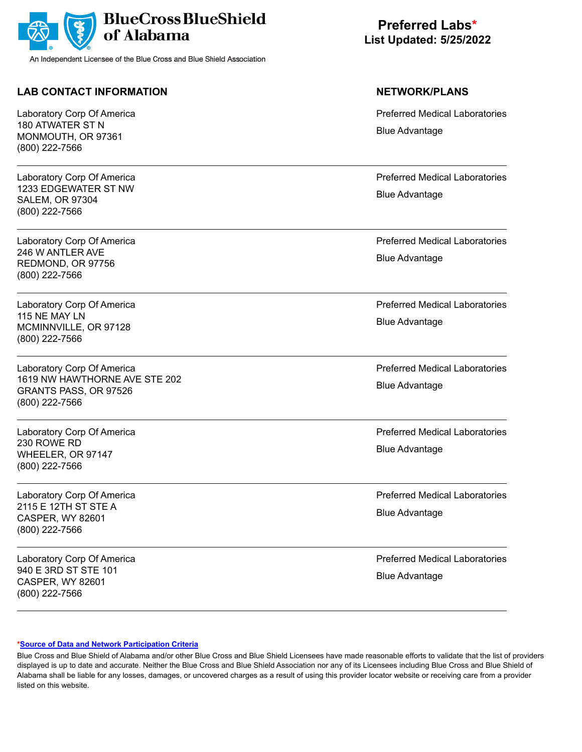BlueCross BlueShield of Alabama

An Independent Licensee of the Blue Cross and Blue Shield Association

**Preferred Labs***
**List Updated: 5/25/2022**

| LAB CONTACT INFORMATION | NETWORK/PLANS |
| --- | --- |
| Laboratory Corp Of America<br>180 ATWATER ST N<br>MONMOUTH, OR 97361<br>(800) 222-7566 | Preferred Medical Laboratories<br>Blue Advantage |
| Laboratory Corp Of America<br>1233 EDGEWATER ST NW<br>SALEM, OR 97304<br>(800) 222-7566 | Preferred Medical Laboratories<br>Blue Advantage |
| Laboratory Corp Of America<br>246 W ANTLER AVE<br>REDMOND, OR 97756<br>(800) 222-7566 | Preferred Medical Laboratories<br>Blue Advantage |
| Laboratory Corp Of America<br>115 NE MAY LN<br>MCMINNVILLE, OR 97128<br>(800) 222-7566 | Preferred Medical Laboratories<br>Blue Advantage |
| Laboratory Corp Of America<br>1619 NW HAWTHORNE AVE STE 202<br>GRANTS PASS, OR 97526<br>(800) 222-7566 | Preferred Medical Laboratories<br>Blue Advantage |
| Laboratory Corp Of America<br>230 ROWE RD<br>WHEELER, OR 97147<br>(800) 222-7566 | Preferred Medical Laboratories<br>Blue Advantage |
| Laboratory Corp Of America<br>2115 E 12TH ST STE A<br>CASPER, WY 82601<br>(800) 222-7566 | Preferred Medical Laboratories<br>Blue Advantage |
| Laboratory Corp Of America<br>940 E 3RD ST STE 101<br>CASPER, WY 82601<br>(800) 222-7566 | Preferred Medical Laboratories<br>Blue Advantage |

***Source of Data and Network Participation Criteria**

Blue Cross and Blue Shield of Alabama and/or other Blue Cross and Blue Shield Licensees have made reasonable efforts to validate that the list of providers displayed is up to date and accurate. Neither the Blue Cross and Blue Shield Association nor any of its Licensees including Blue Cross and Blue Shield of Alabama shall be liable for any losses, damages, or uncovered charges as a result of using this provider locator website or receiving care from a provider listed on this website.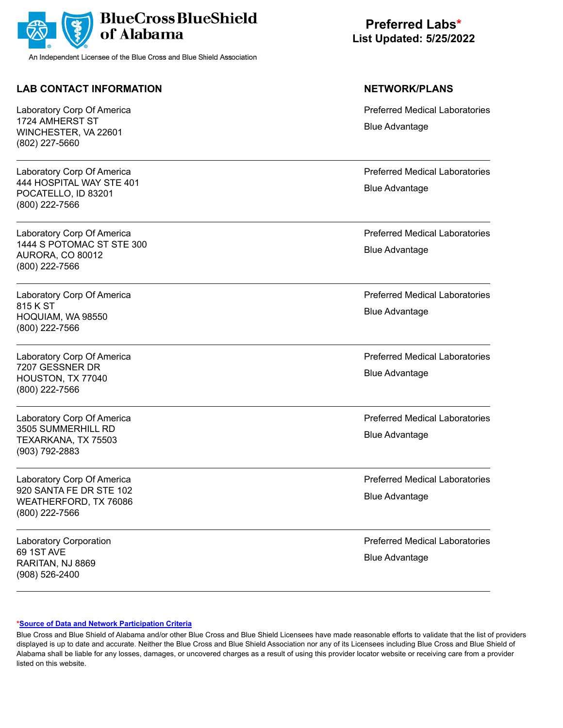BlueCross BlueShield of Alabama

An Independent Licensee of the Blue Cross and Blue Shield Association

# Preferred Labs*

**List Updated: 5/25/2022**

| LAB CONTACT INFORMATION | NETWORK/PLANS |
|---|---|
| Laboratory Corp Of America<br>1724 AMHERST ST<br>WINCHESTER, VA 22601<br>(802) 227-5660 | Preferred Medical Laboratories<br>Blue Advantage |
| Laboratory Corp Of America<br>444 HOSPITAL WAY STE 401<br>POCATELLO, ID 83201<br>(800) 222-7566 | Preferred Medical Laboratories<br>Blue Advantage |
| Laboratory Corp Of America<br>1444 S POTOMAC ST STE 300<br>AURORA, CO 80012<br>(800) 222-7566 | Preferred Medical Laboratories<br>Blue Advantage |
| Laboratory Corp Of America<br>815 K ST<br>HOQUIAM, WA 98550<br>(800) 222-7566 | Preferred Medical Laboratories<br>Blue Advantage |
| Laboratory Corp Of America<br>7207 GESSNER DR<br>HOUSTON, TX 77040<br>(800) 222-7566 | Preferred Medical Laboratories<br>Blue Advantage |
| Laboratory Corp Of America<br>3505 SUMMERHILL RD<br>TEXARKANA, TX 75503<br>(903) 792-2883 | Preferred Medical Laboratories<br>Blue Advantage |
| Laboratory Corp Of America<br>920 SANTA FE DR STE 102<br>WEATHERFORD, TX 76086<br>(800) 222-7566 | Preferred Medical Laboratories<br>Blue Advantage |
| Laboratory Corporation<br>69 1ST AVE<br>RARITAN, NJ 8869<br>(908) 526-2400 | Preferred Medical Laboratories<br>Blue Advantage |

*[Source of Data and Network Participation Criteria]

Blue Cross and Blue Shield of Alabama and/or other Blue Cross and Blue Shield Licensees have made reasonable efforts to validate that the list of providers displayed is up to date and accurate. Neither the Blue Cross and Blue Shield Association nor any of its Licensees including Blue Cross and Blue Shield of Alabama shall be liable for any losses, damages, or uncovered charges as a result of using this provider locator website or receiving care from a provider listed on this website.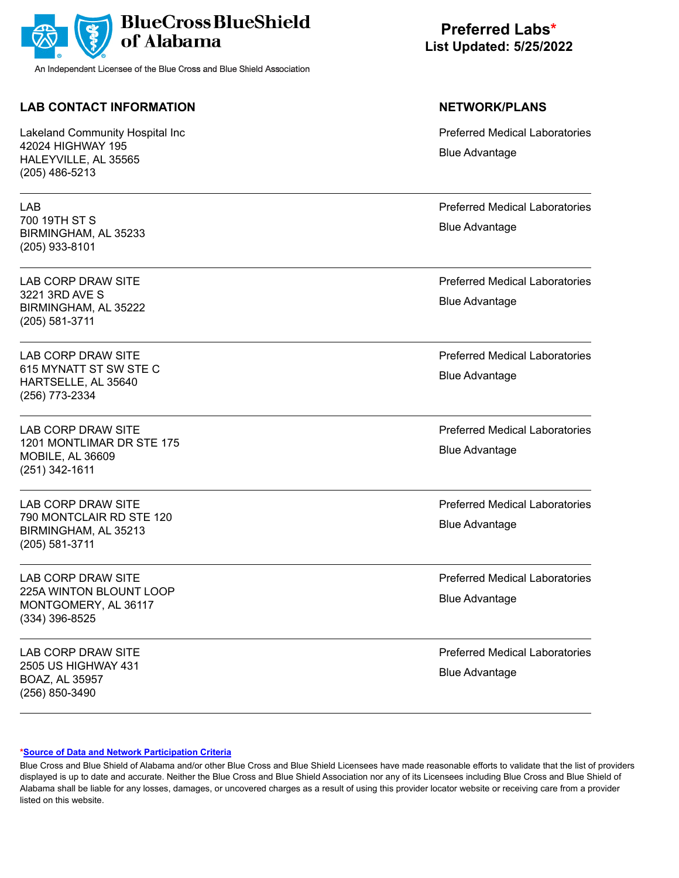**BlueCross BlueShield of Alabama**

An Independent Licensee of the Blue Cross and Blue Shield Association

## Preferred Labs*
**List Updated: 5/25/2022**

| LAB CONTACT INFORMATION | NETWORK/PLANS |
|---|---|
| Lakeland Community Hospital Inc<br>42024 HIGHWAY 195<br>HALEYVILLE, AL 35565<br>(205) 486-5213 | Preferred Medical Laboratories<br>Blue Advantage |
| LAB<br>700 19TH ST S<br>BIRMINGHAM, AL 35233<br>(205) 933-8101 | Preferred Medical Laboratories<br>Blue Advantage |
| LAB CORP DRAW SITE<br>3221 3RD AVE S<br>BIRMINGHAM, AL 35222<br>(205) 581-3711 | Preferred Medical Laboratories<br>Blue Advantage |
| LAB CORP DRAW SITE<br>615 MYNATT ST SW STE C<br>HARTSELLE, AL 35640<br>(256) 773-2334 | Preferred Medical Laboratories<br>Blue Advantage |
| LAB CORP DRAW SITE<br>1201 MONTLIMAR DR STE 175<br>MOBILE, AL 36609<br>(251) 342-1611 | Preferred Medical Laboratories<br>Blue Advantage |
| LAB CORP DRAW SITE<br>790 MONTCLAIR RD STE 120<br>BIRMINGHAM, AL 35213<br>(205) 581-3711 | Preferred Medical Laboratories<br>Blue Advantage |
| LAB CORP DRAW SITE<br>225A WINTON BLOUNT LOOP<br>MONTGOMERY, AL 36117<br>(334) 396-8525 | Preferred Medical Laboratories<br>Blue Advantage |
| LAB CORP DRAW SITE<br>2505 US HIGHWAY 431<br>BOAZ, AL 35957<br>(256) 850-3490 | Preferred Medical Laboratories<br>Blue Advantage |

*[Source of Data and Network Participation Criteria]

Blue Cross and Blue Shield of Alabama and/or other Blue Cross and Blue Shield Licensees have made reasonable efforts to validate that the list of providers displayed is up to date and accurate. Neither the Blue Cross and Blue Shield Association nor any of its Licensees including Blue Cross and Blue Shield of Alabama shall be liable for any losses, damages, or uncovered charges as a result of using this provider locator website or receiving care from a provider listed on this website.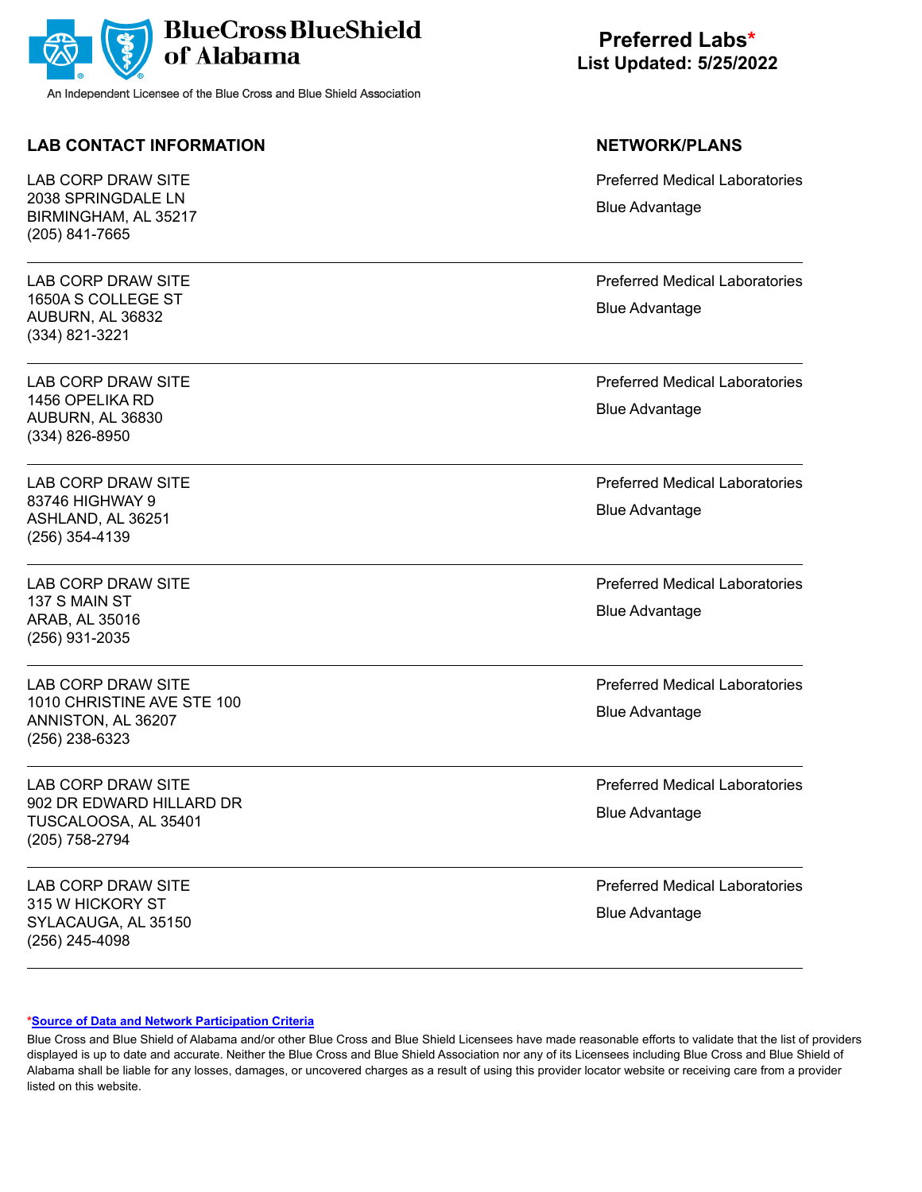**Blue Cross Blue Shield of Alabama**

An Independent Licensee of the Blue Cross and Blue Shield Association

# Preferred Labs*
**List Updated: 5/25/2022**

| LAB CONTACT INFORMATION | NETWORK/PLANS |
|---|---|
| LAB CORP DRAW SITE<br>2038 SPRINGDALE LN<br>BIRMINGHAM, AL 35217<br>(205) 841-7665 | Preferred Medical Laboratories<br>Blue Advantage |
| LAB CORP DRAW SITE<br>1650A S COLLEGE ST<br>AUBURN, AL 36832<br>(334) 821-3221 | Preferred Medical Laboratories<br>Blue Advantage |
| LAB CORP DRAW SITE<br>1456 OPELIKA RD<br>AUBURN, AL 36830<br>(334) 826-8950 | Preferred Medical Laboratories<br>Blue Advantage |
| LAB CORP DRAW SITE<br>83746 HIGHWAY 9<br>ASHLAND, AL 36251<br>(256) 354-4139 | Preferred Medical Laboratories<br>Blue Advantage |
| LAB CORP DRAW SITE<br>137 S MAIN ST<br>ARAB, AL 35016<br>(256) 931-2035 | Preferred Medical Laboratories<br>Blue Advantage |
| LAB CORP DRAW SITE<br>1010 CHRISTINE AVE STE 100<br>ANNISTON, AL 36207<br>(256) 238-6323 | Preferred Medical Laboratories<br>Blue Advantage |
| LAB CORP DRAW SITE<br>902 DR EDWARD HILLARD DR<br>TUSCALOOSA, AL 35401<br>(205) 758-2794 | Preferred Medical Laboratories<br>Blue Advantage |
| LAB CORP DRAW SITE<br>315 W HICKORY ST<br>SYLACAUGA, AL 35150<br>(256) 245-4098 | Preferred Medical Laboratories<br>Blue Advantage |

*Source of Data and Network Participation Criteria

Blue Cross and Blue Shield of Alabama and/or other Blue Cross and Blue Shield Licensees have made reasonable efforts to validate that the list of providers displayed is up to date and accurate. Neither the Blue Cross and Blue Shield Association nor any of its Licensees including Blue Cross and Blue Shield of Alabama shall be liable for any losses, damages, or uncovered charges as a result of using this provider locator website or receiving care from a provider listed on this website.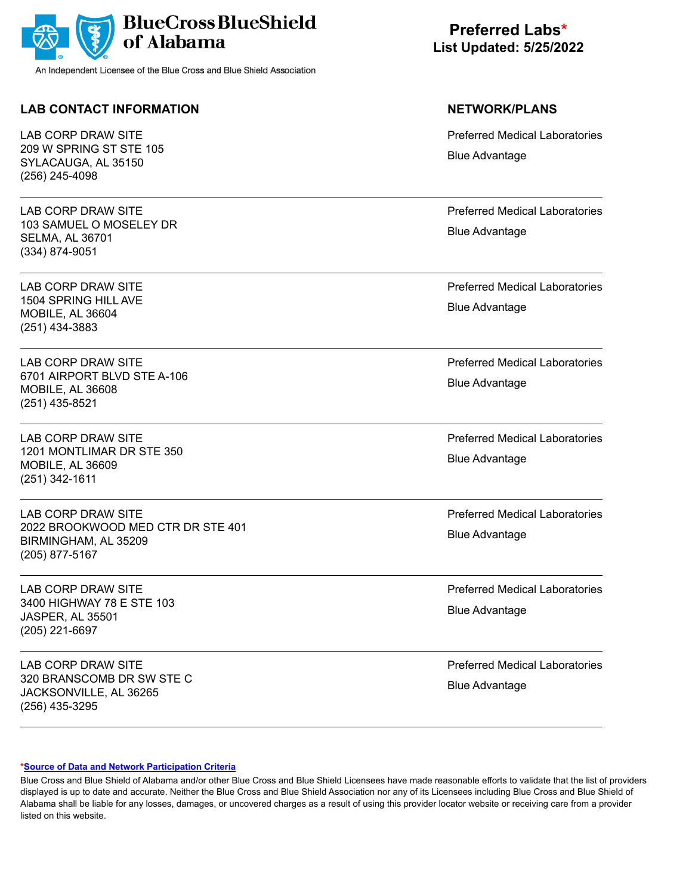BlueCross BlueShield of Alabama

An Independent Licensee of the Blue Cross and Blue Shield Association

# Preferred Labs*

**List Updated: 5/25/2022**

| LAB CONTACT INFORMATION | NETWORK/PLANS |
|---|---|
| LAB CORP DRAW SITE<br>209 W SPRING ST STE 105<br>SYLACAUGA, AL 35150<br>(256) 245-4098 | Preferred Medical Laboratories<br>Blue Advantage |
| LAB CORP DRAW SITE<br>103 SAMUEL O MOSELEY DR<br>SELMA, AL 36701<br>(334) 874-9051 | Preferred Medical Laboratories<br>Blue Advantage |
| LAB CORP DRAW SITE<br>1504 SPRING HILL AVE<br>MOBILE, AL 36604<br>(251) 434-3883 | Preferred Medical Laboratories<br>Blue Advantage |
| LAB CORP DRAW SITE<br>6701 AIRPORT BLVD STE A-106<br>MOBILE, AL 36608<br>(251) 435-8521 | Preferred Medical Laboratories<br>Blue Advantage |
| LAB CORP DRAW SITE<br>1201 MONTLIMAR DR STE 350<br>MOBILE, AL 36609<br>(251) 342-1611 | Preferred Medical Laboratories<br>Blue Advantage |
| LAB CORP DRAW SITE<br>2022 BROOKWOOD MED CTR DR STE 401<br>BIRMINGHAM, AL 35209<br>(205) 877-5167 | Preferred Medical Laboratories<br>Blue Advantage |
| LAB CORP DRAW SITE<br>3400 HIGHWAY 78 E STE 103<br>JASPER, AL 35501<br>(205) 221-6697 | Preferred Medical Laboratories<br>Blue Advantage |
| LAB CORP DRAW SITE<br>320 BRANSCOMB DR SW STE C<br>JACKSONVILLE, AL 36265<br>(256) 435-3295 | Preferred Medical Laboratories<br>Blue Advantage |

***Source of Data and Network Participation Criteria**

Blue Cross and Blue Shield of Alabama and/or other Blue Cross and Blue Shield Licensees have made reasonable efforts to validate that the list of providers displayed is up to date and accurate. Neither the Blue Cross and Blue Shield Association nor any of its Licensees including Blue Cross and Blue Shield of Alabama shall be liable for any losses, damages, or uncovered charges as a result of using this provider locator website or receiving care from a provider listed on this website.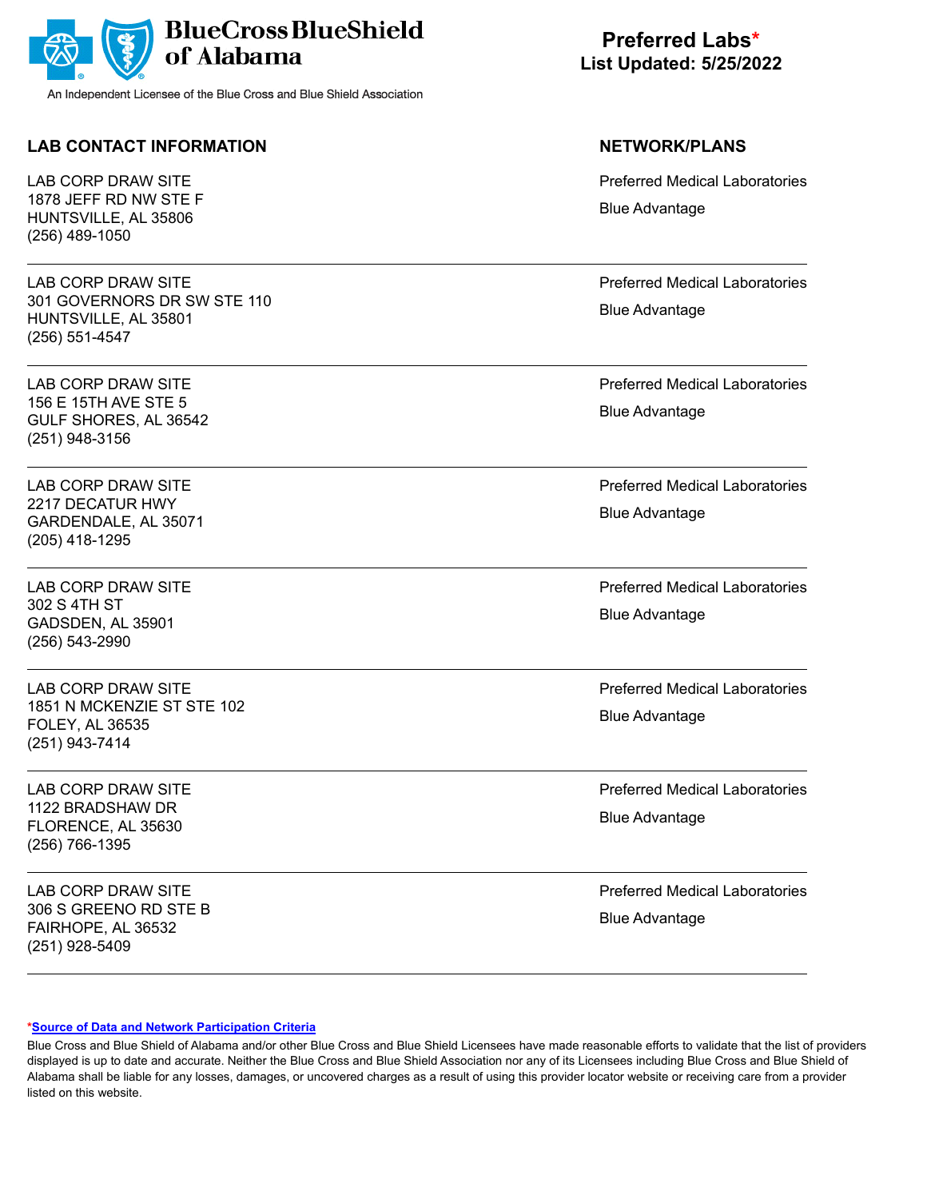BlueCross BlueShield of Alabama

An Independent Licensee of the Blue Cross and Blue Shield Association

**Preferred Labs***
**List Updated: 5/25/2022**

| LAB CONTACT INFORMATION | NETWORK/PLANS |
| --- | --- |
| LAB CORP DRAW SITE<br>1878 JEFF RD NW STE F<br>HUNTSVILLE, AL 35806<br>(256) 489-1050 | Preferred Medical Laboratories<br>Blue Advantage |
| LAB CORP DRAW SITE<br>301 GOVERNORS DR SW STE 110<br>HUNTSVILLE, AL 35801<br>(256) 551-4547 | Preferred Medical Laboratories<br>Blue Advantage |
| LAB CORP DRAW SITE<br>156 E 15TH AVE STE 5<br>GULF SHORES, AL 36542<br>(251) 948-3156 | Preferred Medical Laboratories<br>Blue Advantage |
| LAB CORP DRAW SITE<br>2217 DECATUR HWY<br>GARDENDALE, AL 35071<br>(205) 418-1295 | Preferred Medical Laboratories<br>Blue Advantage |
| LAB CORP DRAW SITE<br>302 S 4TH ST<br>GADSDEN, AL 35901<br>(256) 543-2990 | Preferred Medical Laboratories<br>Blue Advantage |
| LAB CORP DRAW SITE<br>1851 N MCKENZIE ST STE 102<br>FOLEY, AL 36535<br>(251) 943-7414 | Preferred Medical Laboratories<br>Blue Advantage |
| LAB CORP DRAW SITE<br>1122 BRADSHAW DR<br>FLORENCE, AL 35630<br>(256) 766-1395 | Preferred Medical Laboratories<br>Blue Advantage |
| LAB CORP DRAW SITE<br>306 S GREENO RD STE B<br>FAIRHOPE, AL 36532<br>(251) 928-5409 | Preferred Medical Laboratories<br>Blue Advantage |

***Source of Data and Network Participation Criteria**

Blue Cross and Blue Shield of Alabama and/or other Blue Cross and Blue Shield Licensees have made reasonable efforts to validate that the list of providers displayed is up to date and accurate. Neither the Blue Cross and Blue Shield Association nor any of its Licensees including Blue Cross and Blue Shield of Alabama shall be liable for any losses, damages, or uncovered charges as a result of using this provider locator website or receiving care from a provider listed on this website.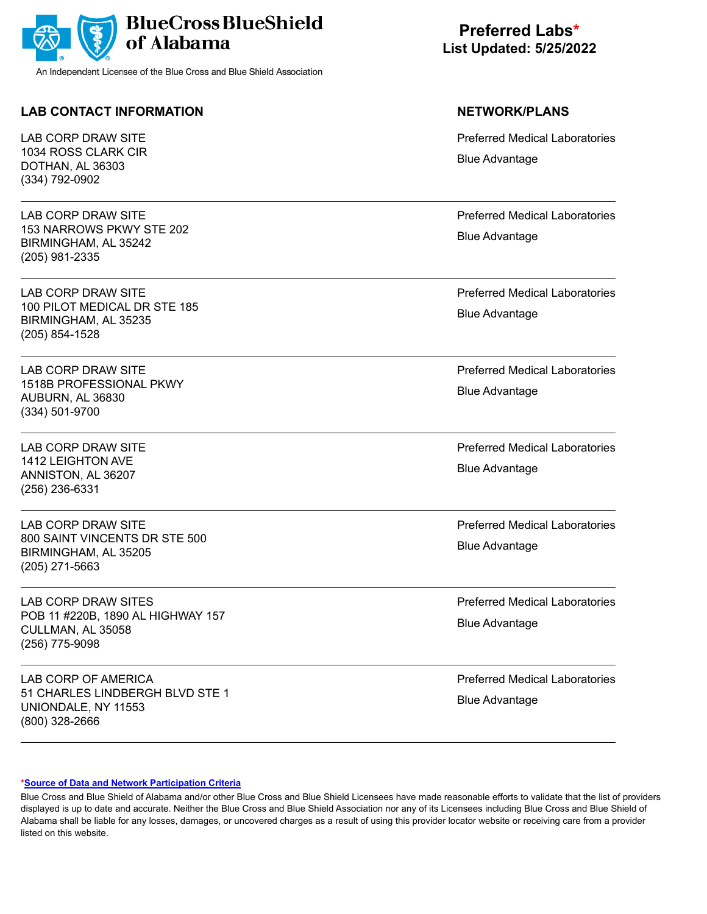BlueCross BlueShield of Alabama

An Independent Licensee of the Blue Cross and Blue Shield Association

# Preferred Labs*
**List Updated: 5/25/2022**

| LAB CONTACT INFORMATION | NETWORK/PLANS |
|---|---|
| LAB CORP DRAW SITE<br>1034 ROSS CLARK CIR<br>DOTHAN, AL 36303<br>(334) 792-0902 | Preferred Medical Laboratories<br>Blue Advantage |
| LAB CORP DRAW SITE<br>153 NARROWS PKWY STE 202<br>BIRMINGHAM, AL 35242<br>(205) 981-2335 | Preferred Medical Laboratories<br>Blue Advantage |
| LAB CORP DRAW SITE<br>100 PILOT MEDICAL DR STE 185<br>BIRMINGHAM, AL 35235<br>(205) 854-1528 | Preferred Medical Laboratories<br>Blue Advantage |
| LAB CORP DRAW SITE<br>1518B PROFESSIONAL PKWY<br>AUBURN, AL 36830<br>(334) 501-9700 | Preferred Medical Laboratories<br>Blue Advantage |
| LAB CORP DRAW SITE<br>1412 LEIGHTON AVE<br>ANNISTON, AL 36207<br>(256) 236-6331 | Preferred Medical Laboratories<br>Blue Advantage |
| LAB CORP DRAW SITE<br>800 SAINT VINCENTS DR STE 500<br>BIRMINGHAM, AL 35205<br>(205) 271-5663 | Preferred Medical Laboratories<br>Blue Advantage |
| LAB CORP DRAW SITES<br>POB 11 #220B, 1890 AL HIGHWAY 157<br>CULLMAN, AL 35058<br>(256) 775-9098 | Preferred Medical Laboratories<br>Blue Advantage |
| LAB CORP OF AMERICA<br>51 CHARLES LINDBERGH BLVD STE 1<br>UNIONDALE, NY 11553<br>(800) 328-2666 | Preferred Medical Laboratories<br>Blue Advantage |

*Source of Data and Network Participation Criteria

Blue Cross and Blue Shield of Alabama and/or other Blue Cross and Blue Shield Licensees have made reasonable efforts to validate that the list of providers displayed is up to date and accurate. Neither the Blue Cross and Blue Shield Association nor any of its Licensees including Blue Cross and Blue Shield of Alabama shall be liable for any losses, damages, or uncovered charges as a result of using this provider locator website or receiving care from a provider listed on this website.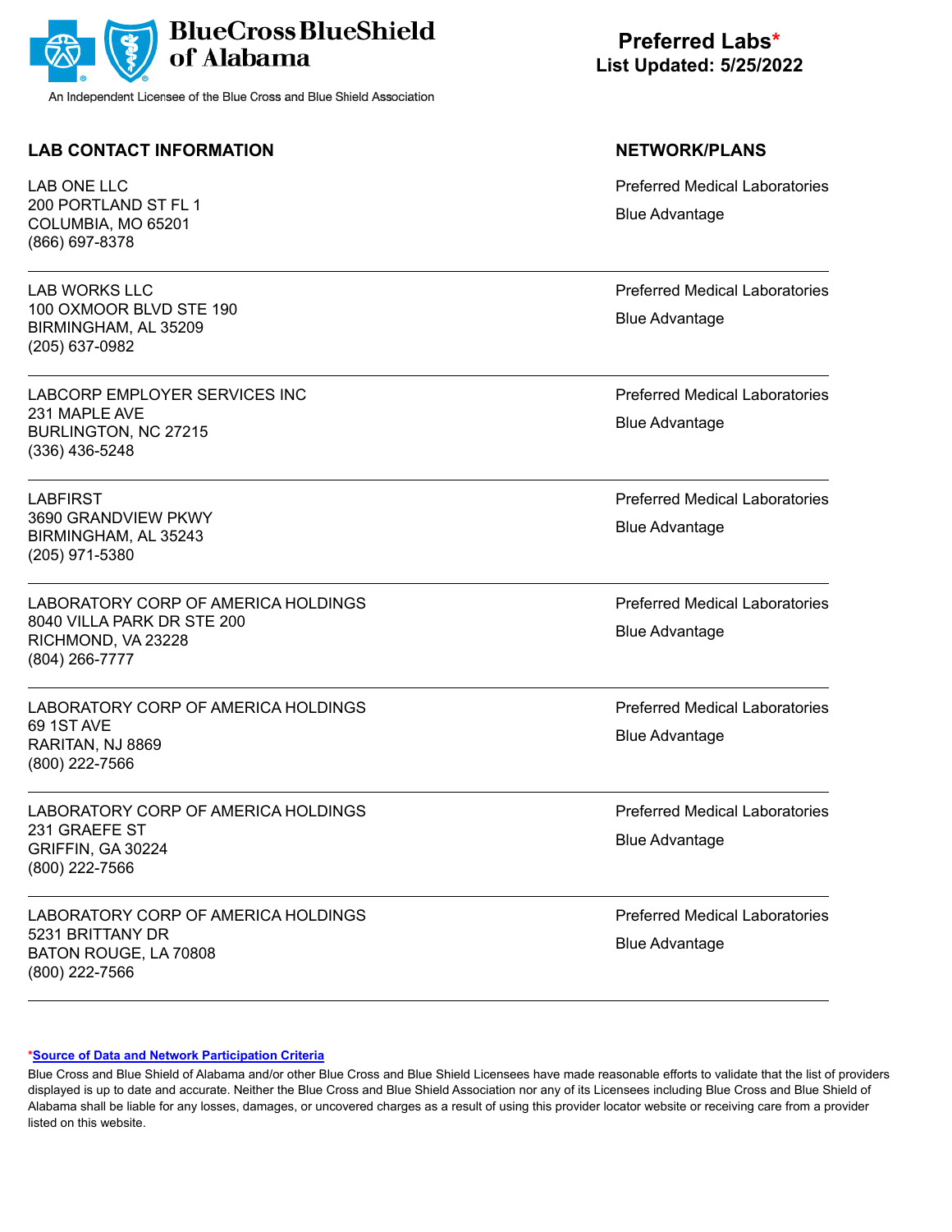**BlueCross BlueShield of Alabama**

An Independent Licensee of the Blue Cross and Blue Shield Association

**Preferred Labs***
**List Updated: 5/25/2022**

| LAB CONTACT INFORMATION | NETWORK/PLANS |
|---|---|
| LAB ONE LLC<br>200 PORTLAND ST FL 1<br>COLUMBIA, MO 65201<br>(866) 697-8378 | Preferred Medical Laboratories<br>Blue Advantage |
| LAB WORKS LLC<br>100 OXMOOR BLVD STE 190<br>BIRMINGHAM, AL 35209<br>(205) 637-0982 | Preferred Medical Laboratories<br>Blue Advantage |
| LABCORP EMPLOYER SERVICES INC<br>231 MAPLE AVE<br>BURLINGTON, NC 27215<br>(336) 436-5248 | Preferred Medical Laboratories<br>Blue Advantage |
| LABFIRST<br>3690 GRANDVIEW PKWY<br>BIRMINGHAM, AL 35243<br>(205) 971-5380 | Preferred Medical Laboratories<br>Blue Advantage |
| LABORATORY CORP OF AMERICA HOLDINGS<br>8040 VILLA PARK DR STE 200<br>RICHMOND, VA 23228<br>(804) 266-7777 | Preferred Medical Laboratories<br>Blue Advantage |
| LABORATORY CORP OF AMERICA HOLDINGS<br>69 1ST AVE<br>RARITAN, NJ 8869<br>(800) 222-7566 | Preferred Medical Laboratories<br>Blue Advantage |
| LABORATORY CORP OF AMERICA HOLDINGS<br>231 GRAEFE ST<br>GRIFFIN, GA 30224<br>(800) 222-7566 | Preferred Medical Laboratories<br>Blue Advantage |
| LABORATORY CORP OF AMERICA HOLDINGS<br>5231 BRITTANY DR<br>BATON ROUGE, LA 70808<br>(800) 222-7566 | Preferred Medical Laboratories<br>Blue Advantage |

***Source of Data and Network Participation Criteria**

Blue Cross and Blue Shield of Alabama and/or other Blue Cross and Blue Shield Licensees have made reasonable efforts to validate that the list of providers displayed is up to date and accurate. Neither the Blue Cross and Blue Shield Association nor any of its Licensees including Blue Cross and Blue Shield of Alabama shall be liable for any losses, damages, or uncovered charges as a result of using this provider locator website or receiving care from a provider listed on this website.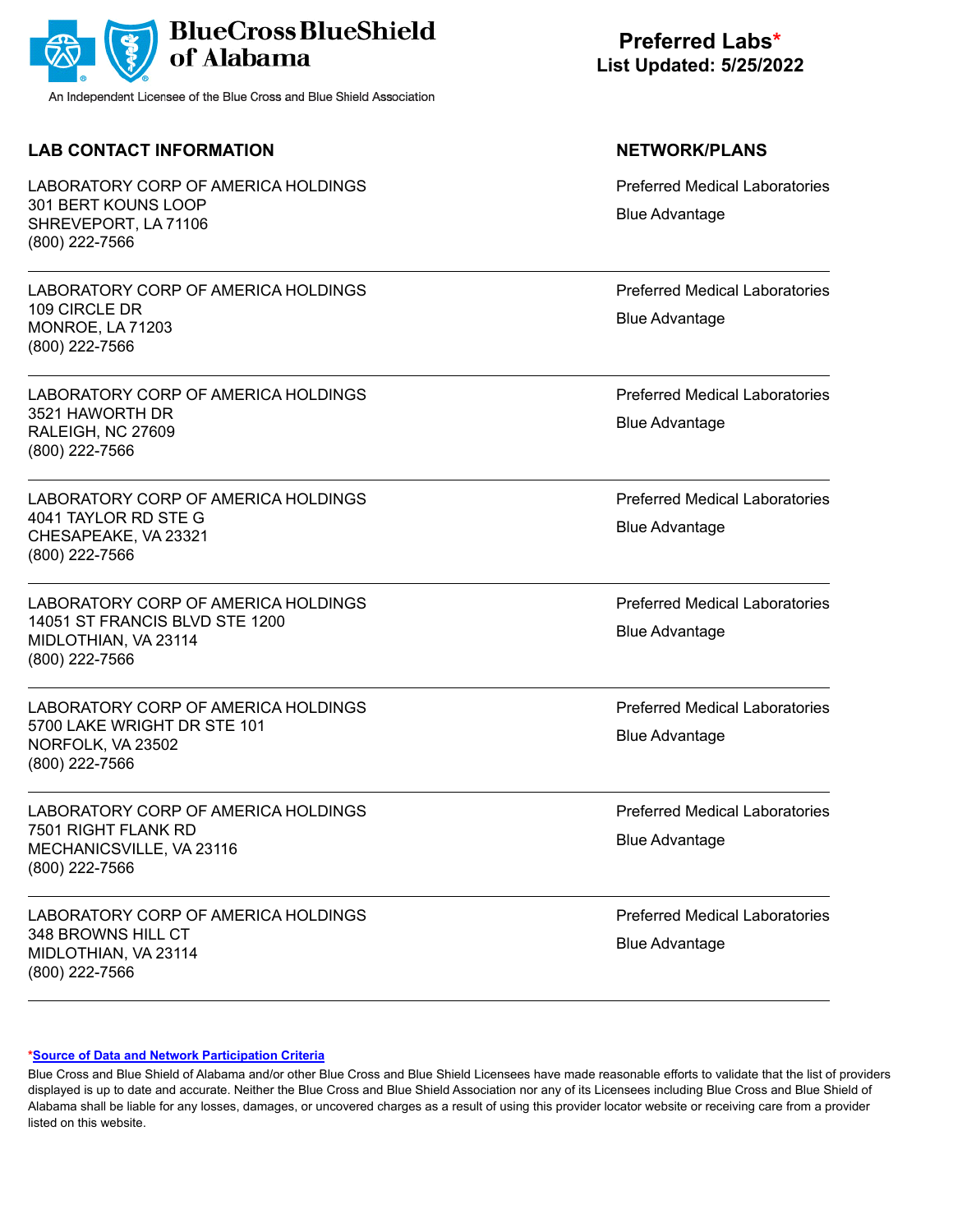**BlueCross BlueShield of Alabama**

An Independent Licensee of the Blue Cross and Blue Shield Association

**Preferred Labs***
**List Updated: 5/25/2022**

| LAB CONTACT INFORMATION | NETWORK/PLANS |
| --- | --- |
| LABORATORY CORP OF AMERICA HOLDINGS<br>301 BERT KOUNS LOOP<br>SHREVEPORT, LA 71106<br>(800) 222-7566 | Preferred Medical Laboratories<br>Blue Advantage |
| LABORATORY CORP OF AMERICA HOLDINGS<br>109 CIRCLE DR<br>MONROE, LA 71203<br>(800) 222-7566 | Preferred Medical Laboratories<br>Blue Advantage |
| LABORATORY CORP OF AMERICA HOLDINGS<br>3521 HAWORTH DR<br>RALEIGH, NC 27609<br>(800) 222-7566 | Preferred Medical Laboratories<br>Blue Advantage |
| LABORATORY CORP OF AMERICA HOLDINGS<br>4041 TAYLOR RD STE G<br>CHESAPEAKE, VA 23321<br>(800) 222-7566 | Preferred Medical Laboratories<br>Blue Advantage |
| LABORATORY CORP OF AMERICA HOLDINGS<br>14051 ST FRANCIS BLVD STE 1200<br>MIDLOTHIAN, VA 23114<br>(800) 222-7566 | Preferred Medical Laboratories<br>Blue Advantage |
| LABORATORY CORP OF AMERICA HOLDINGS<br>5700 LAKE WRIGHT DR STE 101<br>NORFOLK, VA 23502<br>(800) 222-7566 | Preferred Medical Laboratories<br>Blue Advantage |
| LABORATORY CORP OF AMERICA HOLDINGS<br>7501 RIGHT FLANK RD<br>MECHANICSVILLE, VA 23116<br>(800) 222-7566 | Preferred Medical Laboratories<br>Blue Advantage |
| LABORATORY CORP OF AMERICA HOLDINGS<br>348 BROWNS HILL CT<br>MIDLOTHIAN, VA 23114<br>(800) 222-7566 | Preferred Medical Laboratories<br>Blue Advantage |

***Source of Data and Network Participation Criteria**

Blue Cross and Blue Shield of Alabama and/or other Blue Cross and Blue Shield Licensees have made reasonable efforts to validate that the list of providers displayed is up to date and accurate. Neither the Blue Cross and Blue Shield Association nor any of its Licensees including Blue Cross and Blue Shield of Alabama shall be liable for any losses, damages, or uncovered charges as a result of using this provider locator website or receiving care from a provider listed on this website.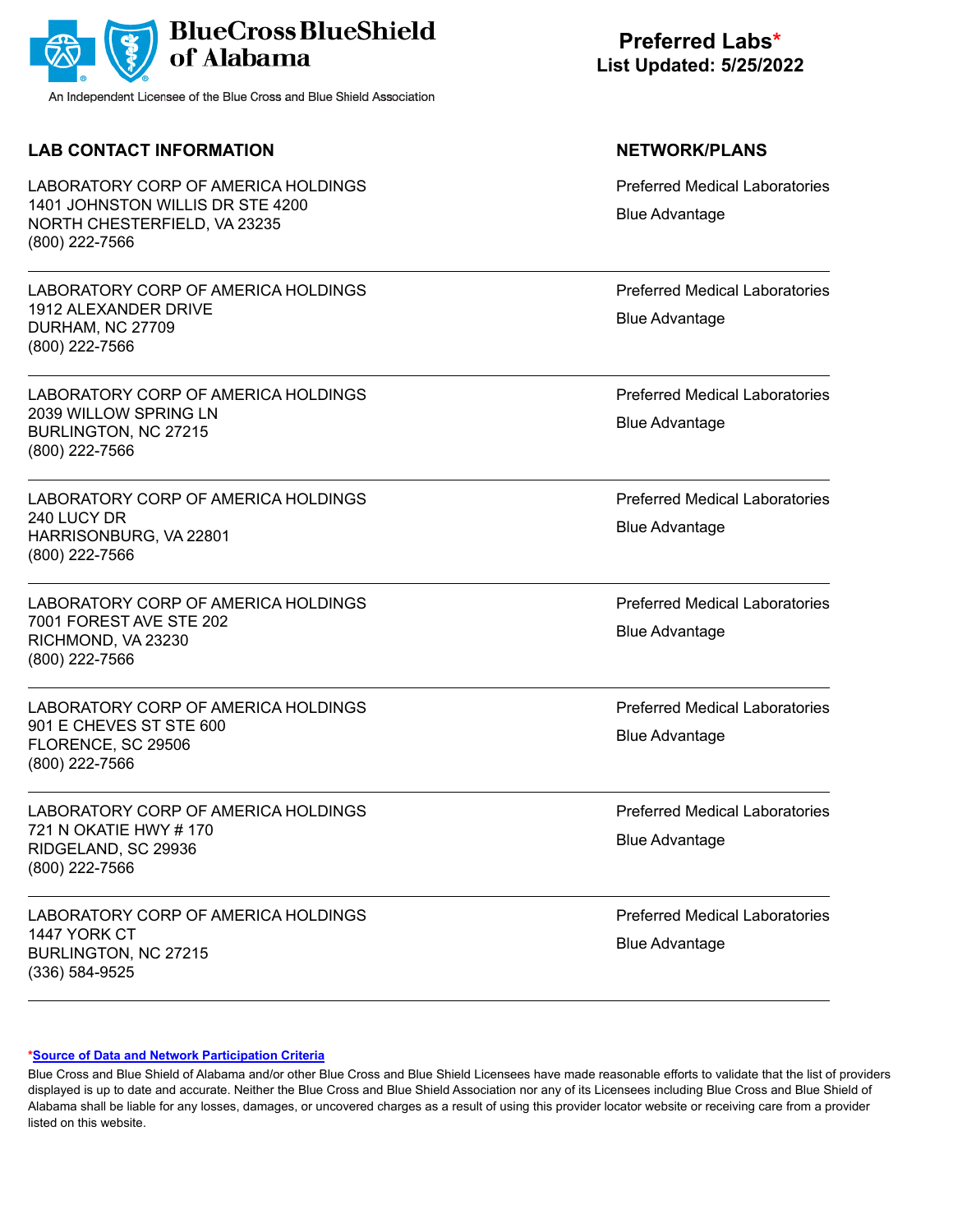BlueCross BlueShield of Alabama

An Independent Licensee of the Blue Cross and Blue Shield Association

# Preferred Labs*
**List Updated: 5/25/2022**

| LAB CONTACT INFORMATION | NETWORK/PLANS |
| --- | --- |
| LABORATORY CORP OF AMERICA HOLDINGS<br>1401 JOHNSTON WILLIS DR STE 4200<br>NORTH CHESTERFIELD, VA 23235<br>(800) 222-7566 | Preferred Medical Laboratories<br>Blue Advantage |
| LABORATORY CORP OF AMERICA HOLDINGS<br>1912 ALEXANDER DRIVE<br>DURHAM, NC 27709<br>(800) 222-7566 | Preferred Medical Laboratories<br>Blue Advantage |
| LABORATORY CORP OF AMERICA HOLDINGS<br>2039 WILLOW SPRING LN<br>BURLINGTON, NC 27215<br>(800) 222-7566 | Preferred Medical Laboratories<br>Blue Advantage |
| LABORATORY CORP OF AMERICA HOLDINGS<br>240 LUCY DR<br>HARRISONBURG, VA 22801<br>(800) 222-7566 | Preferred Medical Laboratories<br>Blue Advantage |
| LABORATORY CORP OF AMERICA HOLDINGS<br>7001 FOREST AVE STE 202<br>RICHMOND, VA 23230<br>(800) 222-7566 | Preferred Medical Laboratories<br>Blue Advantage |
| LABORATORY CORP OF AMERICA HOLDINGS<br>901 E CHEVES ST STE 600<br>FLORENCE, SC 29506<br>(800) 222-7566 | Preferred Medical Laboratories<br>Blue Advantage |
| LABORATORY CORP OF AMERICA HOLDINGS<br>721 N OKATIE HWY # 170<br>RIDGELAND, SC 29936<br>(800) 222-7566 | Preferred Medical Laboratories<br>Blue Advantage |
| LABORATORY CORP OF AMERICA HOLDINGS<br>1447 YORK CT<br>BURLINGTON, NC 27215<br>(336) 584-9525 | Preferred Medical Laboratories<br>Blue Advantage |

***Source of Data and Network Participation Criteria**

Blue Cross and Blue Shield of Alabama and/or other Blue Cross and Blue Shield Licensees have made reasonable efforts to validate that the list of providers displayed is up to date and accurate. Neither the Blue Cross and Blue Shield Association nor any of its Licensees including Blue Cross and Blue Shield of Alabama shall be liable for any losses, damages, or uncovered charges as a result of using this provider locator website or receiving care from a provider listed on this website.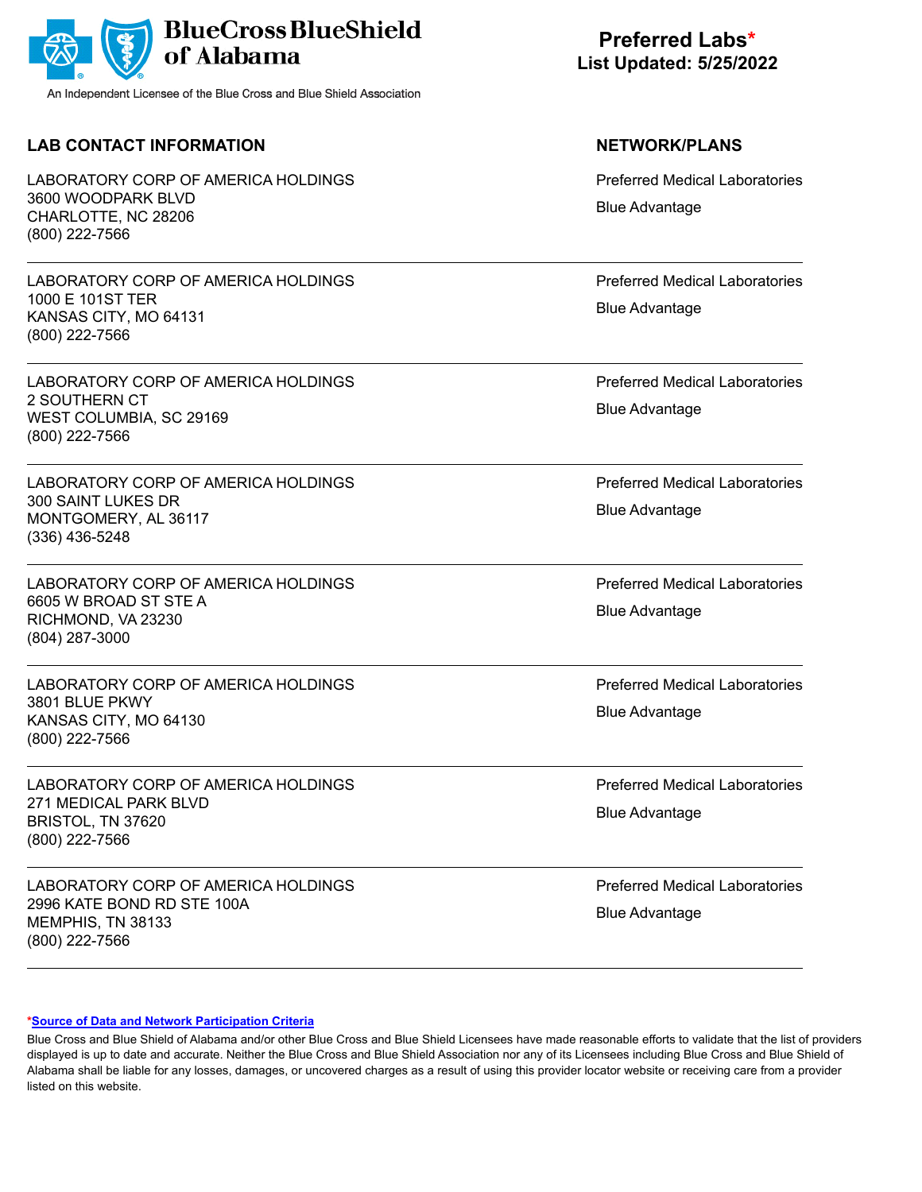BlueCross BlueShield of Alabama

An Independent Licensee of the Blue Cross and Blue Shield Association

# Preferred Labs*
**List Updated: 5/25/2022**

| LAB CONTACT INFORMATION | NETWORK/PLANS |
|---|---|
| LABORATORY CORP OF AMERICA HOLDINGS<br>3600 WOODPARK BLVD<br>CHARLOTTE, NC 28206<br>(800) 222-7566 | Preferred Medical Laboratories<br>Blue Advantage |
| LABORATORY CORP OF AMERICA HOLDINGS<br>1000 E 101ST TER<br>KANSAS CITY, MO 64131<br>(800) 222-7566 | Preferred Medical Laboratories<br>Blue Advantage |
| LABORATORY CORP OF AMERICA HOLDINGS<br>2 SOUTHERN CT<br>WEST COLUMBIA, SC 29169<br>(800) 222-7566 | Preferred Medical Laboratories<br>Blue Advantage |
| LABORATORY CORP OF AMERICA HOLDINGS<br>300 SAINT LUKES DR<br>MONTGOMERY, AL 36117<br>(336) 436-5248 | Preferred Medical Laboratories<br>Blue Advantage |
| LABORATORY CORP OF AMERICA HOLDINGS<br>6605 W BROAD ST STE A<br>RICHMOND, VA 23230<br>(804) 287-3000 | Preferred Medical Laboratories<br>Blue Advantage |
| LABORATORY CORP OF AMERICA HOLDINGS<br>3801 BLUE PKWY<br>KANSAS CITY, MO 64130<br>(800) 222-7566 | Preferred Medical Laboratories<br>Blue Advantage |
| LABORATORY CORP OF AMERICA HOLDINGS<br>271 MEDICAL PARK BLVD<br>BRISTOL, TN 37620<br>(800) 222-7566 | Preferred Medical Laboratories<br>Blue Advantage |
| LABORATORY CORP OF AMERICA HOLDINGS<br>2996 KATE BOND RD STE 100A<br>MEMPHIS, TN 38133<br>(800) 222-7566 | Preferred Medical Laboratories<br>Blue Advantage |

***Source of Data and Network Participation Criteria**

Blue Cross and Blue Shield of Alabama and/or other Blue Cross and Blue Shield Licensees have made reasonable efforts to validate that the list of providers displayed is up to date and accurate. Neither the Blue Cross and Blue Shield Association nor any of its Licensees including Blue Cross and Blue Shield of Alabama shall be liable for any losses, damages, or uncovered charges as a result of using this provider locator website or receiving care from a provider listed on this website.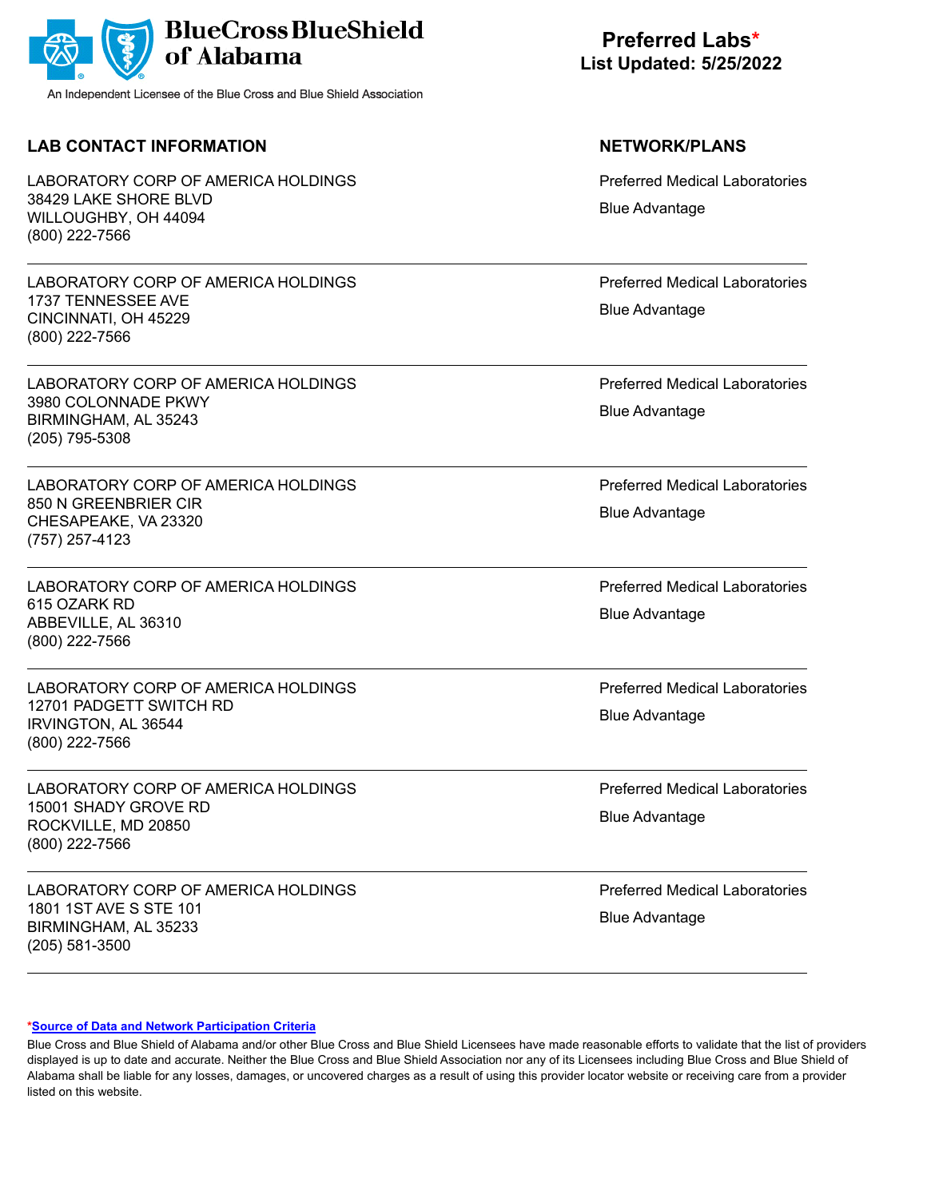**BlueCross BlueShield of Alabama**

An Independent Licensee of the Blue Cross and Blue Shield Association

**Preferred Labs***
**List Updated: 5/25/2022**

| LAB CONTACT INFORMATION | NETWORK/PLANS |
|---|---|
| LABORATORY CORP OF AMERICA HOLDINGS<br>38429 LAKE SHORE BLVD<br>WILLOUGHBY, OH 44094<br>(800) 222-7566 | Preferred Medical Laboratories<br>Blue Advantage |
| LABORATORY CORP OF AMERICA HOLDINGS<br>1737 TENNESSEE AVE<br>CINCINNATI, OH 45229<br>(800) 222-7566 | Preferred Medical Laboratories<br>Blue Advantage |
| LABORATORY CORP OF AMERICA HOLDINGS<br>3980 COLONNADE PKWY<br>BIRMINGHAM, AL 35243<br>(205) 795-5308 | Preferred Medical Laboratories<br>Blue Advantage |
| LABORATORY CORP OF AMERICA HOLDINGS<br>850 N GREENBRIER CIR<br>CHESAPEAKE, VA 23320<br>(757) 257-4123 | Preferred Medical Laboratories<br>Blue Advantage |
| LABORATORY CORP OF AMERICA HOLDINGS<br>615 OZARK RD<br>ABBEVILLE, AL 36310<br>(800) 222-7566 | Preferred Medical Laboratories<br>Blue Advantage |
| LABORATORY CORP OF AMERICA HOLDINGS<br>12701 PADGETT SWITCH RD<br>IRVINGTON, AL 36544<br>(800) 222-7566 | Preferred Medical Laboratories<br>Blue Advantage |
| LABORATORY CORP OF AMERICA HOLDINGS<br>15001 SHADY GROVE RD<br>ROCKVILLE, MD 20850<br>(800) 222-7566 | Preferred Medical Laboratories<br>Blue Advantage |
| LABORATORY CORP OF AMERICA HOLDINGS<br>1801 1ST AVE S STE 101<br>BIRMINGHAM, AL 35233<br>(205) 581-3500 | Preferred Medical Laboratories<br>Blue Advantage |

***Source of Data and Network Participation Criteria**

Blue Cross and Blue Shield of Alabama and/or other Blue Cross and Blue Shield Licensees have made reasonable efforts to validate that the list of providers displayed is up to date and accurate. Neither the Blue Cross and Blue Shield Association nor any of its Licensees including Blue Cross and Blue Shield of Alabama shall be liable for any losses, damages, or uncovered charges as a result of using this provider locator website or receiving care from a provider listed on this website.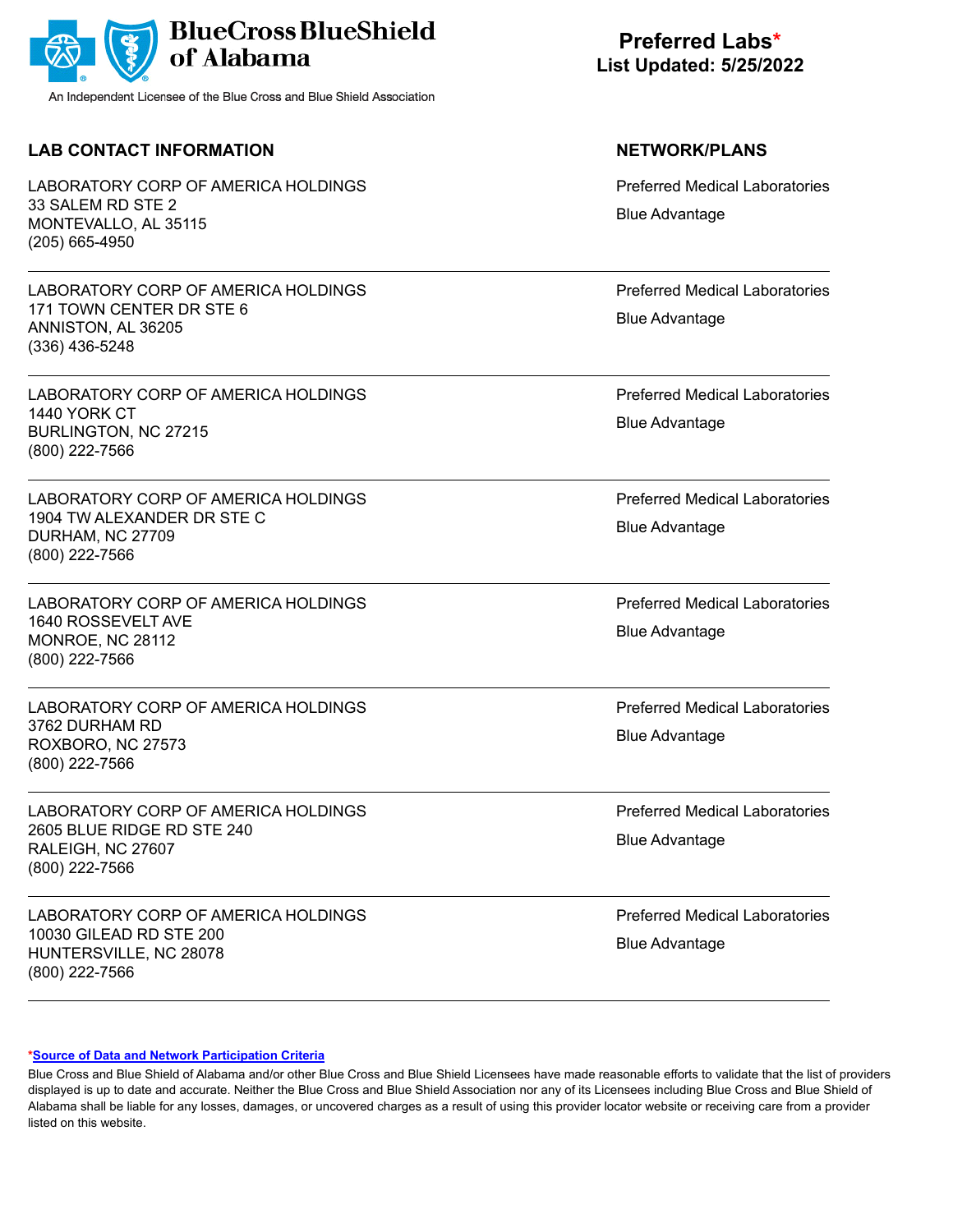BlueCross BlueShield of Alabama

An Independent Licensee of the Blue Cross and Blue Shield Association

**Preferred Labs***
**List Updated: 5/25/2022**

| LAB CONTACT INFORMATION | NETWORK/PLANS |
|---|---|
| LABORATORY CORP OF AMERICA HOLDINGS<br>33 SALEM RD STE 2<br>MONTEVALLO, AL 35115<br>(205) 665-4950 | Preferred Medical Laboratories<br>Blue Advantage |
| LABORATORY CORP OF AMERICA HOLDINGS<br>171 TOWN CENTER DR STE 6<br>ANNISTON, AL 36205<br>(336) 436-5248 | Preferred Medical Laboratories<br>Blue Advantage |
| LABORATORY CORP OF AMERICA HOLDINGS<br>1440 YORK CT<br>BURLINGTON, NC 27215<br>(800) 222-7566 | Preferred Medical Laboratories<br>Blue Advantage |
| LABORATORY CORP OF AMERICA HOLDINGS<br>1904 TW ALEXANDER DR STE C<br>DURHAM, NC 27709<br>(800) 222-7566 | Preferred Medical Laboratories<br>Blue Advantage |
| LABORATORY CORP OF AMERICA HOLDINGS<br>1640 ROSSEVELT AVE<br>MONROE, NC 28112<br>(800) 222-7566 | Preferred Medical Laboratories<br>Blue Advantage |
| LABORATORY CORP OF AMERICA HOLDINGS<br>3762 DURHAM RD<br>ROXBORO, NC 27573<br>(800) 222-7566 | Preferred Medical Laboratories<br>Blue Advantage |
| LABORATORY CORP OF AMERICA HOLDINGS<br>2605 BLUE RIDGE RD STE 240<br>RALEIGH, NC 27607<br>(800) 222-7566 | Preferred Medical Laboratories<br>Blue Advantage |
| LABORATORY CORP OF AMERICA HOLDINGS<br>10030 GILEAD RD STE 200<br>HUNTERSVILLE, NC 28078<br>(800) 222-7566 | Preferred Medical Laboratories<br>Blue Advantage |

***Source of Data and Network Participation Criteria**

Blue Cross and Blue Shield of Alabama and/or other Blue Cross and Blue Shield Licensees have made reasonable efforts to validate that the list of providers displayed is up to date and accurate. Neither the Blue Cross and Blue Shield Association nor any of its Licensees including Blue Cross and Blue Shield of Alabama shall be liable for any losses, damages, or uncovered charges as a result of using this provider locator website or receiving care from a provider listed on this website.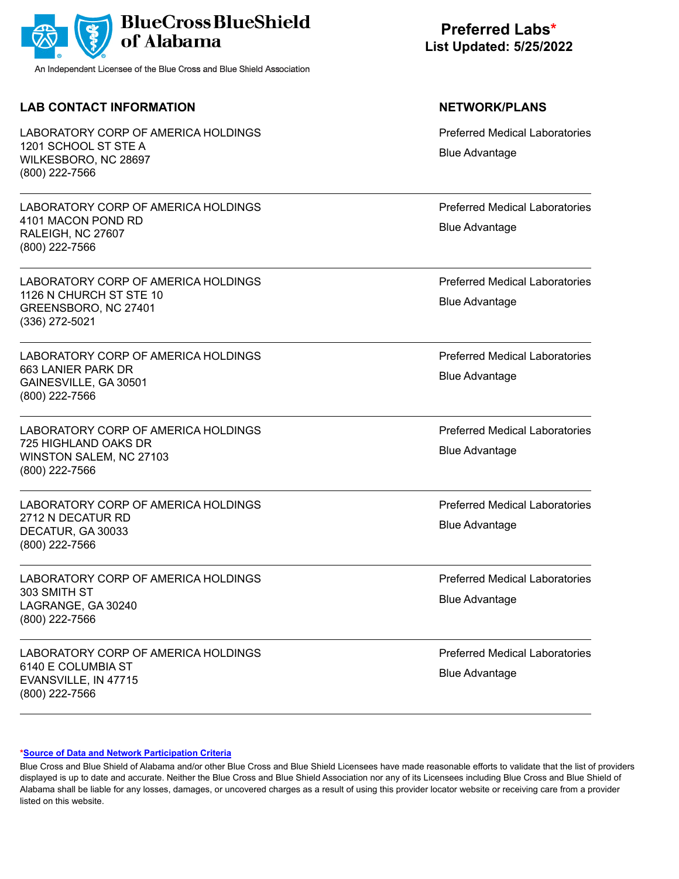BlueCross BlueShield of Alabama

An Independent Licensee of the Blue Cross and Blue Shield Association

# Preferred Labs*

**List Updated: 5/25/2022**

| LAB CONTACT INFORMATION | NETWORK/PLANS |
| --- | --- |
| LABORATORY CORP OF AMERICA HOLDINGS<br>1201 SCHOOL ST STE A<br>WILKESBORO, NC 28697<br>(800) 222-7566 | Preferred Medical Laboratories<br>Blue Advantage |
| LABORATORY CORP OF AMERICA HOLDINGS<br>4101 MACON POND RD<br>RALEIGH, NC 27607<br>(800) 222-7566 | Preferred Medical Laboratories<br>Blue Advantage |
| LABORATORY CORP OF AMERICA HOLDINGS<br>1126 N CHURCH ST STE 10<br>GREENSBORO, NC 27401<br>(336) 272-5021 | Preferred Medical Laboratories<br>Blue Advantage |
| LABORATORY CORP OF AMERICA HOLDINGS<br>663 LANIER PARK DR<br>GAINESVILLE, GA 30501<br>(800) 222-7566 | Preferred Medical Laboratories<br>Blue Advantage |
| LABORATORY CORP OF AMERICA HOLDINGS<br>725 HIGHLAND OAKS DR<br>WINSTON SALEM, NC 27103<br>(800) 222-7566 | Preferred Medical Laboratories<br>Blue Advantage |
| LABORATORY CORP OF AMERICA HOLDINGS<br>2712 N DECATUR RD<br>DECATUR, GA 30033<br>(800) 222-7566 | Preferred Medical Laboratories<br>Blue Advantage |
| LABORATORY CORP OF AMERICA HOLDINGS<br>303 SMITH ST<br>LAGRANGE, GA 30240<br>(800) 222-7566 | Preferred Medical Laboratories<br>Blue Advantage |
| LABORATORY CORP OF AMERICA HOLDINGS<br>6140 E COLUMBIA ST<br>EVANSVILLE, IN 47715<br>(800) 222-7566 | Preferred Medical Laboratories<br>Blue Advantage |

***Source of Data and Network Participation Criteria**

Blue Cross and Blue Shield of Alabama and/or other Blue Cross and Blue Shield Licensees have made reasonable efforts to validate that the list of providers displayed is up to date and accurate. Neither the Blue Cross and Blue Shield Association nor any of its Licensees including Blue Cross and Blue Shield of Alabama shall be liable for any losses, damages, or uncovered charges as a result of using this provider locator website or receiving care from a provider listed on this website.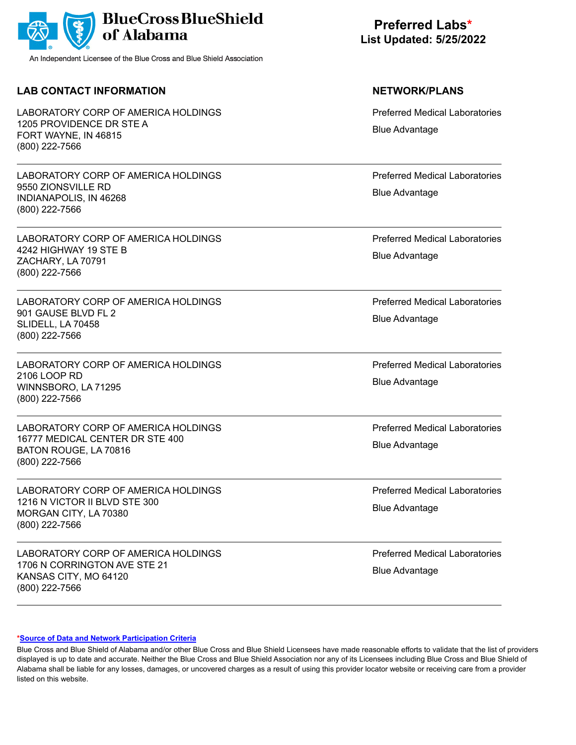BlueCross BlueShield of Alabama

An Independent Licensee of the Blue Cross and Blue Shield Association

# Preferred Labs*
**List Updated: 5/25/2022**

| LAB CONTACT INFORMATION | NETWORK/PLANS |
|---|---|
| LABORATORY CORP OF AMERICA HOLDINGS<br>1205 PROVIDENCE DR STE A<br>FORT WAYNE, IN 46815<br>(800) 222-7566 | Preferred Medical Laboratories<br>Blue Advantage |
| LABORATORY CORP OF AMERICA HOLDINGS<br>9550 ZIONSVILLE RD<br>INDIANAPOLIS, IN 46268<br>(800) 222-7566 | Preferred Medical Laboratories<br>Blue Advantage |
| LABORATORY CORP OF AMERICA HOLDINGS<br>4242 HIGHWAY 19 STE B<br>ZACHARY, LA 70791<br>(800) 222-7566 | Preferred Medical Laboratories<br>Blue Advantage |
| LABORATORY CORP OF AMERICA HOLDINGS<br>901 GAUSE BLVD FL 2<br>SLIDELL, LA 70458<br>(800) 222-7566 | Preferred Medical Laboratories<br>Blue Advantage |
| LABORATORY CORP OF AMERICA HOLDINGS<br>2106 LOOP RD<br>WINNSBORO, LA 71295<br>(800) 222-7566 | Preferred Medical Laboratories<br>Blue Advantage |
| LABORATORY CORP OF AMERICA HOLDINGS<br>16777 MEDICAL CENTER DR STE 400<br>BATON ROUGE, LA 70816<br>(800) 222-7566 | Preferred Medical Laboratories<br>Blue Advantage |
| LABORATORY CORP OF AMERICA HOLDINGS<br>1216 N VICTOR II BLVD STE 300<br>MORGAN CITY, LA 70380<br>(800) 222-7566 | Preferred Medical Laboratories<br>Blue Advantage |
| LABORATORY CORP OF AMERICA HOLDINGS<br>1706 N CORRINGTON AVE STE 21<br>KANSAS CITY, MO 64120<br>(800) 222-7566 | Preferred Medical Laboratories<br>Blue Advantage |

***Source of Data and Network Participation Criteria**

Blue Cross and Blue Shield of Alabama and/or other Blue Cross and Blue Shield Licensees have made reasonable efforts to validate that the list of providers displayed is up to date and accurate. Neither the Blue Cross and Blue Shield Association nor any of its Licensees including Blue Cross and Blue Shield of Alabama shall be liable for any losses, damages, or uncovered charges as a result of using this provider locator website or receiving care from a provider listed on this website.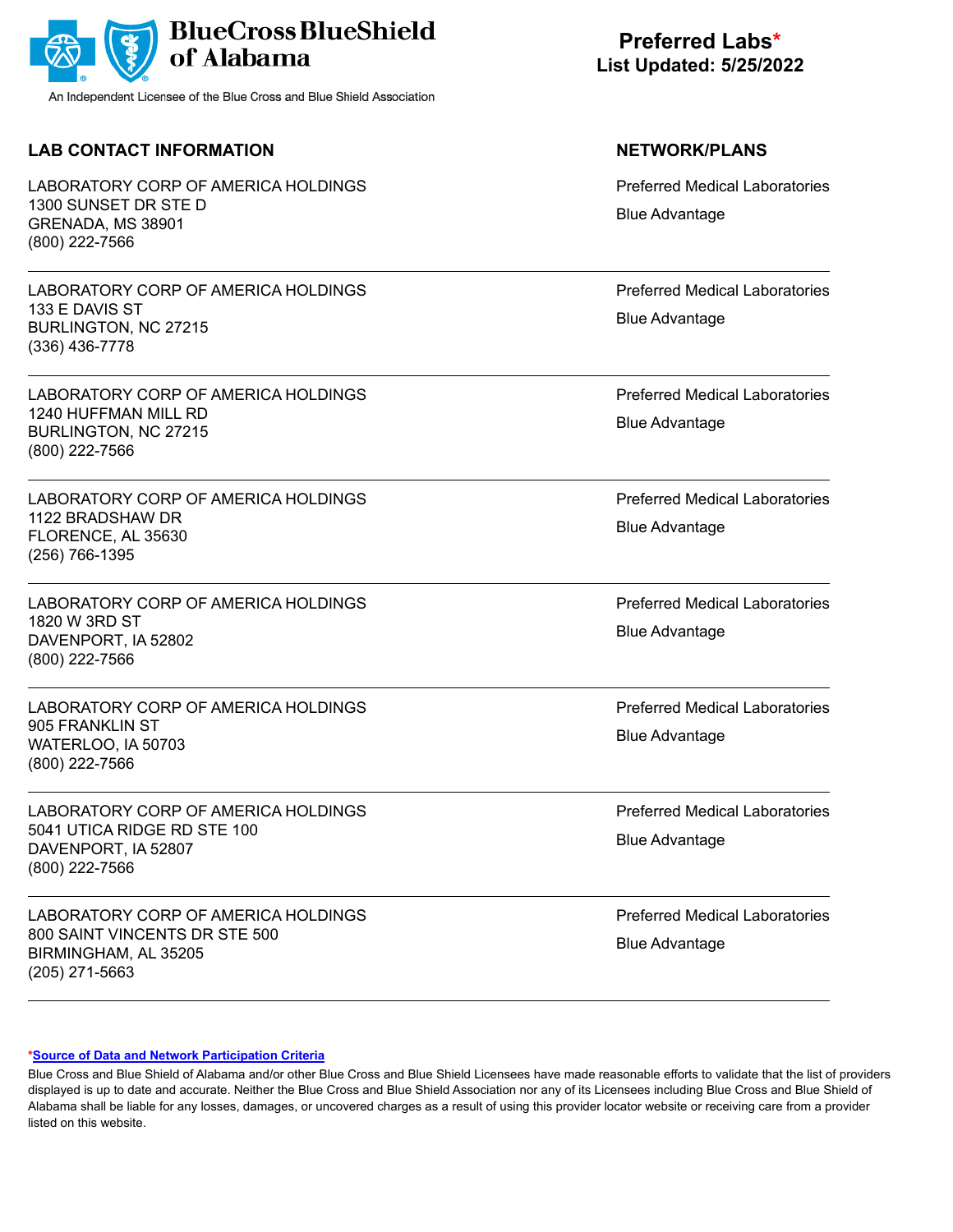BlueCross BlueShield of Alabama

An Independent Licensee of the Blue Cross and Blue Shield Association

**Preferred Labs***
**List Updated: 5/25/2022**

| LAB CONTACT INFORMATION | NETWORK/PLANS |
| --- | --- |
| LABORATORY CORP OF AMERICA HOLDINGS<br>1300 SUNSET DR STE D<br>GRENADA, MS 38901<br>(800) 222-7566 | Preferred Medical Laboratories<br>Blue Advantage |
| LABORATORY CORP OF AMERICA HOLDINGS<br>133 E DAVIS ST<br>BURLINGTON, NC 27215<br>(336) 436-7778 | Preferred Medical Laboratories<br>Blue Advantage |
| LABORATORY CORP OF AMERICA HOLDINGS<br>1240 HUFFMAN MILL RD<br>BURLINGTON, NC 27215<br>(800) 222-7566 | Preferred Medical Laboratories<br>Blue Advantage |
| LABORATORY CORP OF AMERICA HOLDINGS<br>1122 BRADSHAW DR<br>FLORENCE, AL 35630<br>(256) 766-1395 | Preferred Medical Laboratories<br>Blue Advantage |
| LABORATORY CORP OF AMERICA HOLDINGS<br>1820 W 3RD ST<br>DAVENPORT, IA 52802<br>(800) 222-7566 | Preferred Medical Laboratories<br>Blue Advantage |
| LABORATORY CORP OF AMERICA HOLDINGS<br>905 FRANKLIN ST<br>WATERLOO, IA 50703<br>(800) 222-7566 | Preferred Medical Laboratories<br>Blue Advantage |
| LABORATORY CORP OF AMERICA HOLDINGS<br>5041 UTICA RIDGE RD STE 100<br>DAVENPORT, IA 52807<br>(800) 222-7566 | Preferred Medical Laboratories<br>Blue Advantage |
| LABORATORY CORP OF AMERICA HOLDINGS<br>800 SAINT VINCENTS DR STE 500<br>BIRMINGHAM, AL 35205<br>(205) 271-5663 | Preferred Medical Laboratories<br>Blue Advantage |

***Source of Data and Network Participation Criteria**

Blue Cross and Blue Shield of Alabama and/or other Blue Cross and Blue Shield Licensees have made reasonable efforts to validate that the list of providers displayed is up to date and accurate. Neither the Blue Cross and Blue Shield Association nor any of its Licensees including Blue Cross and Blue Shield of Alabama shall be liable for any losses, damages, or uncovered charges as a result of using this provider locator website or receiving care from a provider listed on this website.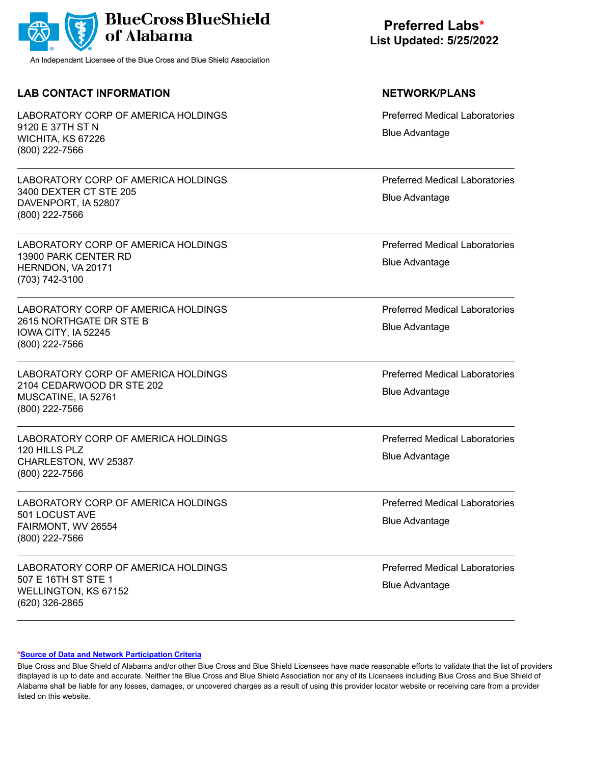**BlueCross BlueShield of Alabama**

An Independent Licensee of the Blue Cross and Blue Shield Association

# Preferred Labs*
**List Updated: 5/25/2022**

| LAB CONTACT INFORMATION | NETWORK/PLANS |
| --- | --- |
| LABORATORY CORP OF AMERICA HOLDINGS<br>9120 E 37TH ST N<br>WICHITA, KS 67226<br>(800) 222-7566 | Preferred Medical Laboratories<br>Blue Advantage |
| LABORATORY CORP OF AMERICA HOLDINGS<br>3400 DEXTER CT STE 205<br>DAVENPORT, IA 52807<br>(800) 222-7566 | Preferred Medical Laboratories<br>Blue Advantage |
| LABORATORY CORP OF AMERICA HOLDINGS<br>13900 PARK CENTER RD<br>HERNDON, VA 20171<br>(703) 742-3100 | Preferred Medical Laboratories<br>Blue Advantage |
| LABORATORY CORP OF AMERICA HOLDINGS<br>2615 NORTHGATE DR STE B<br>IOWA CITY, IA 52245<br>(800) 222-7566 | Preferred Medical Laboratories<br>Blue Advantage |
| LABORATORY CORP OF AMERICA HOLDINGS<br>2104 CEDARWOOD DR STE 202<br>MUSCATINE, IA 52761<br>(800) 222-7566 | Preferred Medical Laboratories<br>Blue Advantage |
| LABORATORY CORP OF AMERICA HOLDINGS<br>120 HILLS PLZ<br>CHARLESTON, WV 25387<br>(800) 222-7566 | Preferred Medical Laboratories<br>Blue Advantage |
| LABORATORY CORP OF AMERICA HOLDINGS<br>501 LOCUST AVE<br>FAIRMONT, WV 26554<br>(800) 222-7566 | Preferred Medical Laboratories<br>Blue Advantage |
| LABORATORY CORP OF AMERICA HOLDINGS<br>507 E 16TH ST STE 1<br>WELLINGTON, KS 67152<br>(620) 326-2865 | Preferred Medical Laboratories<br>Blue Advantage |

*[Source of Data and Network Participation Criteria]

Blue Cross and Blue Shield of Alabama and/or other Blue Cross and Blue Shield Licensees have made reasonable efforts to validate that the list of providers displayed is up to date and accurate. Neither the Blue Cross and Blue Shield Association nor any of its Licensees including Blue Cross and Blue Shield of Alabama shall be liable for any losses, damages, or uncovered charges as a result of using this provider locator website or receiving care from a provider listed on this website.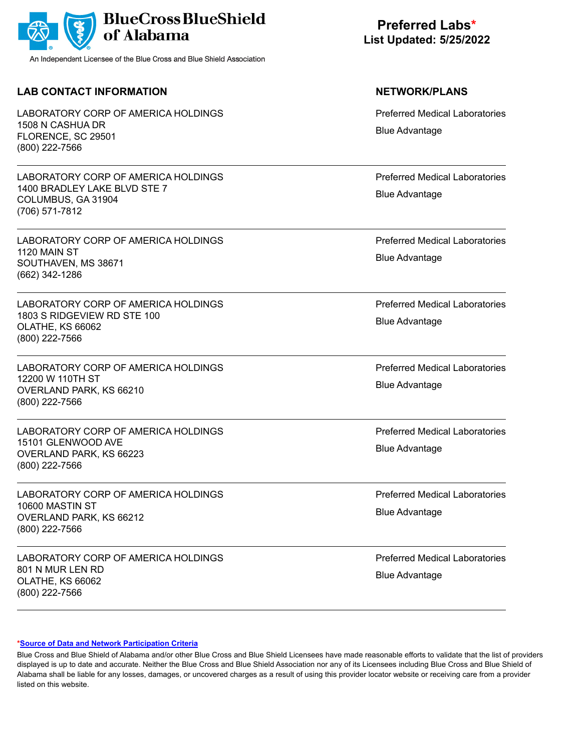**BlueCross BlueShield of Alabama**

An Independent Licensee of the Blue Cross and Blue Shield Association

## Preferred Labs*
**List Updated: 5/25/2022**

| LAB CONTACT INFORMATION | NETWORK/PLANS |
|---|---|
| LABORATORY CORP OF AMERICA HOLDINGS<br>1508 N CASHUA DR<br>FLORENCE, SC 29501<br>(800) 222-7566 | Preferred Medical Laboratories<br>Blue Advantage |
| LABORATORY CORP OF AMERICA HOLDINGS<br>1400 BRADLEY LAKE BLVD STE 7<br>COLUMBUS, GA 31904<br>(706) 571-7812 | Preferred Medical Laboratories<br>Blue Advantage |
| LABORATORY CORP OF AMERICA HOLDINGS<br>1120 MAIN ST<br>SOUTHAVEN, MS 38671<br>(662) 342-1286 | Preferred Medical Laboratories<br>Blue Advantage |
| LABORATORY CORP OF AMERICA HOLDINGS<br>1803 S RIDGEVIEW RD STE 100<br>OLATHE, KS 66062<br>(800) 222-7566 | Preferred Medical Laboratories<br>Blue Advantage |
| LABORATORY CORP OF AMERICA HOLDINGS<br>12200 W 110TH ST<br>OVERLAND PARK, KS 66210<br>(800) 222-7566 | Preferred Medical Laboratories<br>Blue Advantage |
| LABORATORY CORP OF AMERICA HOLDINGS<br>15101 GLENWOOD AVE<br>OVERLAND PARK, KS 66223<br>(800) 222-7566 | Preferred Medical Laboratories<br>Blue Advantage |
| LABORATORY CORP OF AMERICA HOLDINGS<br>10600 MASTIN ST<br>OVERLAND PARK, KS 66212<br>(800) 222-7566 | Preferred Medical Laboratories<br>Blue Advantage |
| LABORATORY CORP OF AMERICA HOLDINGS<br>801 N MUR LEN RD<br>OLATHE, KS 66062<br>(800) 222-7566 | Preferred Medical Laboratories<br>Blue Advantage |

*Source of Data and Network Participation Criteria

Blue Cross and Blue Shield of Alabama and/or other Blue Cross and Blue Shield Licensees have made reasonable efforts to validate that the list of providers displayed is up to date and accurate. Neither the Blue Cross and Blue Shield Association nor any of its Licensees including Blue Cross and Blue Shield of Alabama shall be liable for any losses, damages, or uncovered charges as a result of using this provider locator website or receiving care from a provider listed on this website.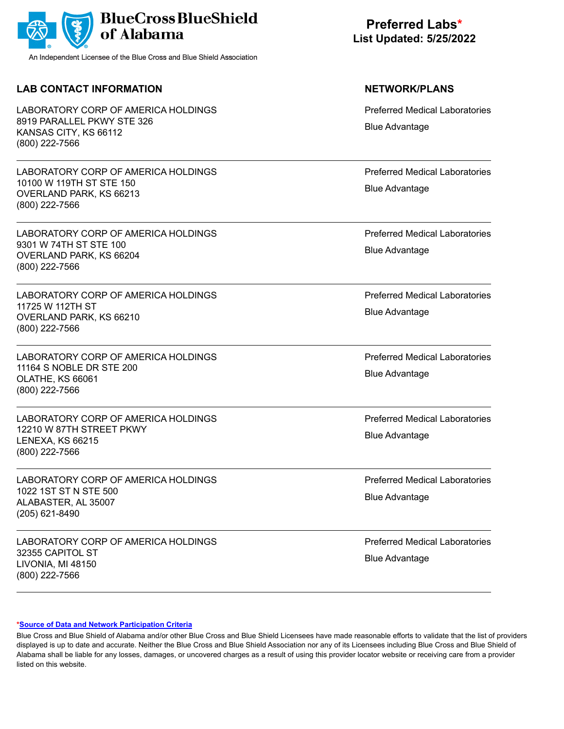BlueCross BlueShield of Alabama

An Independent Licensee of the Blue Cross and Blue Shield Association

# Preferred Labs*

**List Updated: 5/25/2022**

| LAB CONTACT INFORMATION | NETWORK/PLANS |
|---|---|
| LABORATORY CORP OF AMERICA HOLDINGS<br>8919 PARALLEL PKWY STE 326<br>KANSAS CITY, KS 66112<br>(800) 222-7566 | Preferred Medical Laboratories<br>Blue Advantage |
| LABORATORY CORP OF AMERICA HOLDINGS<br>10100 W 119TH ST STE 150<br>OVERLAND PARK, KS 66213<br>(800) 222-7566 | Preferred Medical Laboratories<br>Blue Advantage |
| LABORATORY CORP OF AMERICA HOLDINGS<br>9301 W 74TH ST STE 100<br>OVERLAND PARK, KS 66204<br>(800) 222-7566 | Preferred Medical Laboratories<br>Blue Advantage |
| LABORATORY CORP OF AMERICA HOLDINGS<br>11725 W 112TH ST<br>OVERLAND PARK, KS 66210<br>(800) 222-7566 | Preferred Medical Laboratories<br>Blue Advantage |
| LABORATORY CORP OF AMERICA HOLDINGS<br>11164 S NOBLE DR STE 200<br>OLATHE, KS 66061<br>(800) 222-7566 | Preferred Medical Laboratories<br>Blue Advantage |
| LABORATORY CORP OF AMERICA HOLDINGS<br>12210 W 87TH STREET PKWY<br>LENEXA, KS 66215<br>(800) 222-7566 | Preferred Medical Laboratories<br>Blue Advantage |
| LABORATORY CORP OF AMERICA HOLDINGS<br>1022 1ST ST N STE 500<br>ALABASTER, AL 35007<br>(205) 621-8490 | Preferred Medical Laboratories<br>Blue Advantage |
| LABORATORY CORP OF AMERICA HOLDINGS<br>32355 CAPITOL ST<br>LIVONIA, MI 48150<br>(800) 222-7566 | Preferred Medical Laboratories<br>Blue Advantage |

*Source of Data and Network Participation Criteria

Blue Cross and Blue Shield of Alabama and/or other Blue Cross and Blue Shield Licensees have made reasonable efforts to validate that the list of providers displayed is up to date and accurate. Neither the Blue Cross and Blue Shield Association nor any of its Licensees including Blue Cross and Blue Shield of Alabama shall be liable for any losses, damages, or uncovered charges as a result of using this provider locator website or receiving care from a provider listed on this website.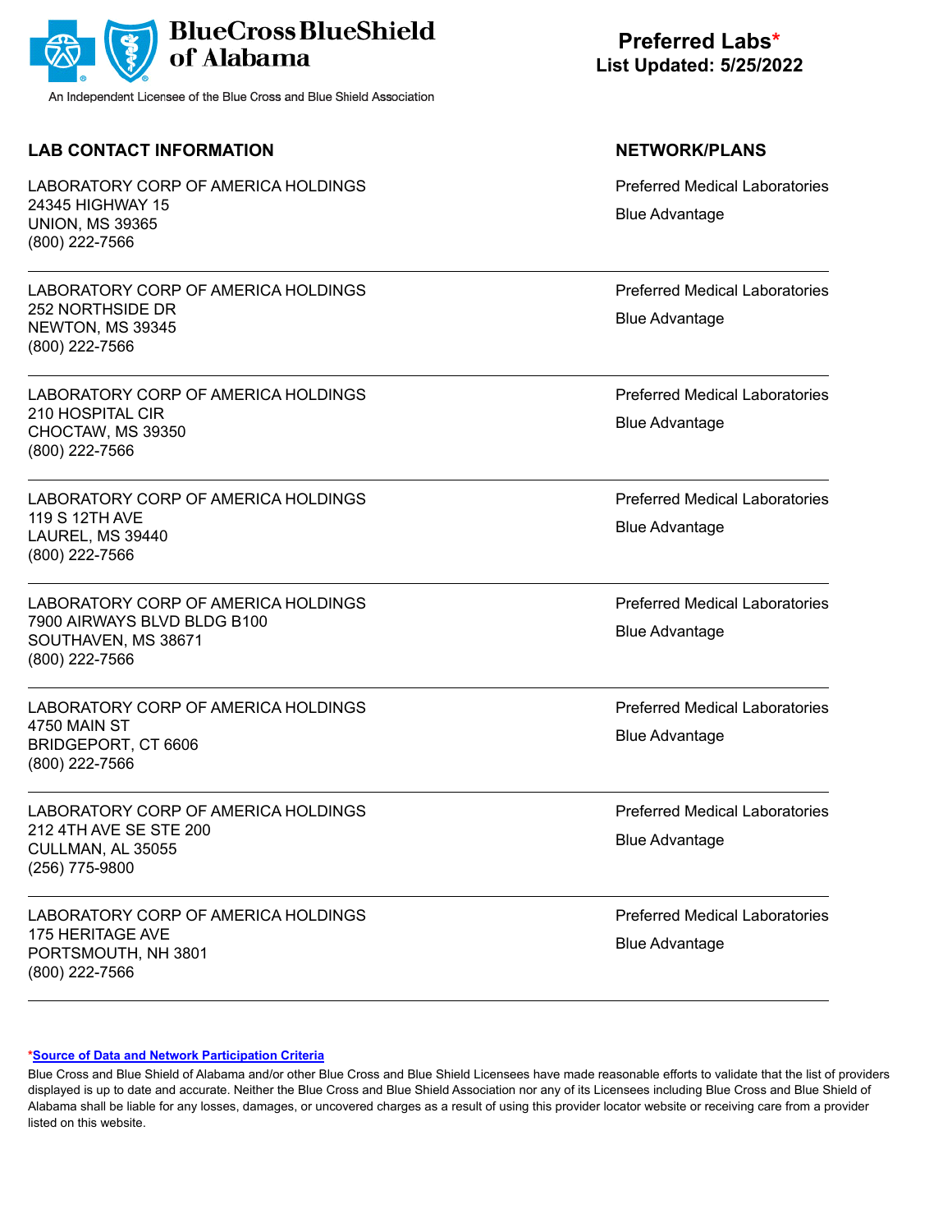**BlueCross BlueShield of Alabama**

An Independent Licensee of the Blue Cross and Blue Shield Association

# Preferred Labs*
**List Updated: 5/25/2022**

| LAB CONTACT INFORMATION | NETWORK/PLANS |
|---|---|
| LABORATORY CORP OF AMERICA HOLDINGS<br>24345 HIGHWAY 15<br>UNION, MS 39365<br>(800) 222-7566 | Preferred Medical Laboratories<br>Blue Advantage |
| LABORATORY CORP OF AMERICA HOLDINGS<br>252 NORTHSIDE DR<br>NEWTON, MS 39345<br>(800) 222-7566 | Preferred Medical Laboratories<br>Blue Advantage |
| LABORATORY CORP OF AMERICA HOLDINGS<br>210 HOSPITAL CIR<br>CHOCTAW, MS 39350<br>(800) 222-7566 | Preferred Medical Laboratories<br>Blue Advantage |
| LABORATORY CORP OF AMERICA HOLDINGS<br>119 S 12TH AVE<br>LAUREL, MS 39440<br>(800) 222-7566 | Preferred Medical Laboratories<br>Blue Advantage |
| LABORATORY CORP OF AMERICA HOLDINGS<br>7900 AIRWAYS BLVD BLDG B100<br>SOUTHAVEN, MS 38671<br>(800) 222-7566 | Preferred Medical Laboratories<br>Blue Advantage |
| LABORATORY CORP OF AMERICA HOLDINGS<br>4750 MAIN ST<br>BRIDGEPORT, CT 6606<br>(800) 222-7566 | Preferred Medical Laboratories<br>Blue Advantage |
| LABORATORY CORP OF AMERICA HOLDINGS<br>212 4TH AVE SE STE 200<br>CULLMAN, AL 35055<br>(256) 775-9800 | Preferred Medical Laboratories<br>Blue Advantage |
| LABORATORY CORP OF AMERICA HOLDINGS<br>175 HERITAGE AVE<br>PORTSMOUTH, NH 3801<br>(800) 222-7566 | Preferred Medical Laboratories<br>Blue Advantage |

*Source of Data and Network Participation Criteria

Blue Cross and Blue Shield of Alabama and/or other Blue Cross and Blue Shield Licensees have made reasonable efforts to validate that the list of providers displayed is up to date and accurate. Neither the Blue Cross and Blue Shield Association nor any of its Licensees including Blue Cross and Blue Shield of Alabama shall be liable for any losses, damages, or uncovered charges as a result of using this provider locator website or receiving care from a provider listed on this website.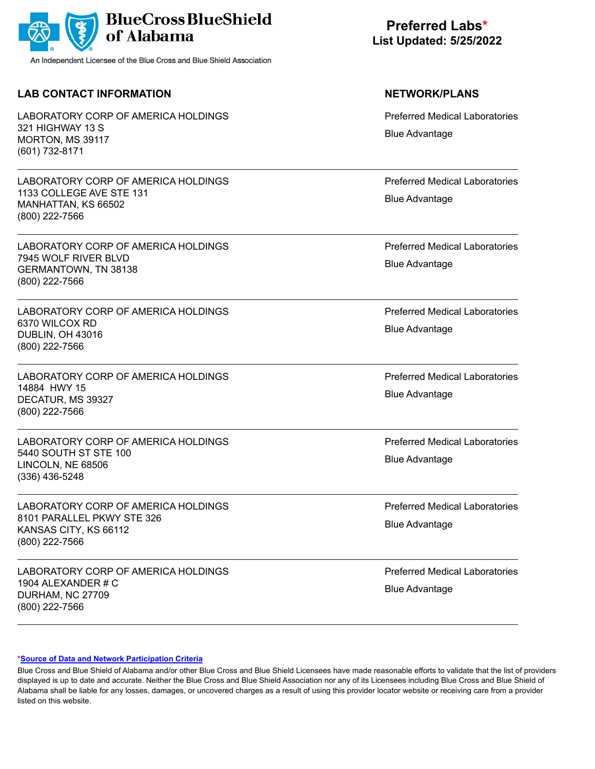BlueCross BlueShield of Alabama

An Independent Licensee of the Blue Cross and Blue Shield Association

**Preferred Labs***
**List Updated: 5/25/2022**

| LAB CONTACT INFORMATION | NETWORK/PLANS |
| --- | --- |
| LABORATORY CORP OF AMERICA HOLDINGS<br>321 HIGHWAY 13 S<br>MORTON, MS 39117<br>(601) 732-8171 | Preferred Medical Laboratories<br>Blue Advantage |
| LABORATORY CORP OF AMERICA HOLDINGS<br>1133 COLLEGE AVE STE 131<br>MANHATTAN, KS 66502<br>(800) 222-7566 | Preferred Medical Laboratories<br>Blue Advantage |
| LABORATORY CORP OF AMERICA HOLDINGS<br>7945 WOLF RIVER BLVD<br>GERMANTOWN, TN 38138<br>(800) 222-7566 | Preferred Medical Laboratories<br>Blue Advantage |
| LABORATORY CORP OF AMERICA HOLDINGS<br>6370 WILCOX RD<br>DUBLIN, OH 43016<br>(800) 222-7566 | Preferred Medical Laboratories<br>Blue Advantage |
| LABORATORY CORP OF AMERICA HOLDINGS<br>14884 HWY 15<br>DECATUR, MS 39327<br>(800) 222-7566 | Preferred Medical Laboratories<br>Blue Advantage |
| LABORATORY CORP OF AMERICA HOLDINGS<br>5440 SOUTH ST STE 100<br>LINCOLN, NE 68506<br>(336) 436-5248 | Preferred Medical Laboratories<br>Blue Advantage |
| LABORATORY CORP OF AMERICA HOLDINGS<br>8101 PARALLEL PKWY STE 326<br>KANSAS CITY, KS 66112<br>(800) 222-7566 | Preferred Medical Laboratories<br>Blue Advantage |
| LABORATORY CORP OF AMERICA HOLDINGS<br>1904 ALEXANDER # C<br>DURHAM, NC 27709<br>(800) 222-7566 | Preferred Medical Laboratories<br>Blue Advantage |

*[Source of Data and Network Participation Criteria]

Blue Cross and Blue Shield of Alabama and/or other Blue Cross and Blue Shield Licensees have made reasonable efforts to validate that the list of providers displayed is up to date and accurate. Neither the Blue Cross and Blue Shield Association nor any of its Licensees including Blue Cross and Blue Shield of Alabama shall be liable for any losses, damages, or uncovered charges as a result of using this provider locator website or receiving care from a provider listed on this website.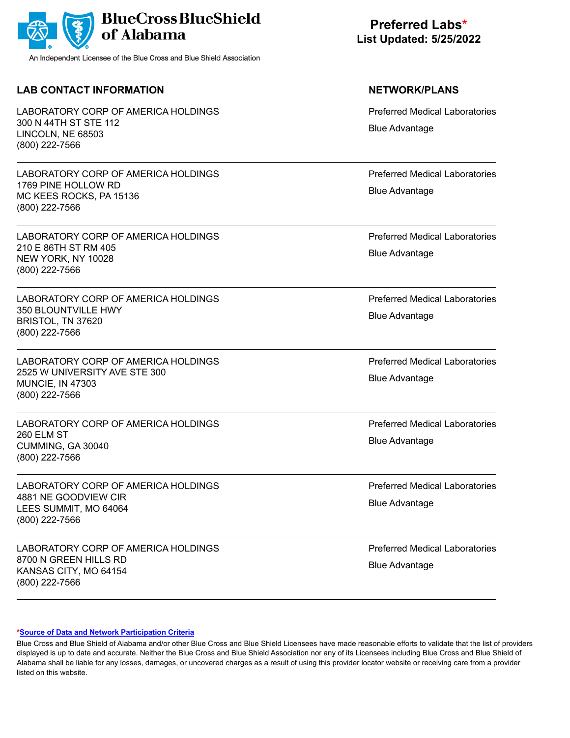**BlueCross BlueShield of Alabama**

An Independent Licensee of the Blue Cross and Blue Shield Association

**Preferred Labs***
**List Updated: 5/25/2022**

| LAB CONTACT INFORMATION | NETWORK/PLANS |
| --- | --- |
| LABORATORY CORP OF AMERICA HOLDINGS<br>300 N 44TH ST STE 112<br>LINCOLN, NE 68503<br>(800) 222-7566 | Preferred Medical Laboratories<br>Blue Advantage |
| LABORATORY CORP OF AMERICA HOLDINGS<br>1769 PINE HOLLOW RD<br>MC KEES ROCKS, PA 15136<br>(800) 222-7566 | Preferred Medical Laboratories<br>Blue Advantage |
| LABORATORY CORP OF AMERICA HOLDINGS<br>210 E 86TH ST RM 405<br>NEW YORK, NY 10028<br>(800) 222-7566 | Preferred Medical Laboratories<br>Blue Advantage |
| LABORATORY CORP OF AMERICA HOLDINGS<br>350 BLOUNTVILLE HWY<br>BRISTOL, TN 37620<br>(800) 222-7566 | Preferred Medical Laboratories<br>Blue Advantage |
| LABORATORY CORP OF AMERICA HOLDINGS<br>2525 W UNIVERSITY AVE STE 300<br>MUNCIE, IN 47303<br>(800) 222-7566 | Preferred Medical Laboratories<br>Blue Advantage |
| LABORATORY CORP OF AMERICA HOLDINGS<br>260 ELM ST<br>CUMMING, GA 30040<br>(800) 222-7566 | Preferred Medical Laboratories<br>Blue Advantage |
| LABORATORY CORP OF AMERICA HOLDINGS<br>4881 NE GOODVIEW CIR<br>LEES SUMMIT, MO 64064<br>(800) 222-7566 | Preferred Medical Laboratories<br>Blue Advantage |
| LABORATORY CORP OF AMERICA HOLDINGS<br>8700 N GREEN HILLS RD<br>KANSAS CITY, MO 64154<br>(800) 222-7566 | Preferred Medical Laboratories<br>Blue Advantage |

***Source of Data and Network Participation Criteria**

Blue Cross and Blue Shield of Alabama and/or other Blue Cross and Blue Shield Licensees have made reasonable efforts to validate that the list of providers displayed is up to date and accurate. Neither the Blue Cross and Blue Shield Association nor any of its Licensees including Blue Cross and Blue Shield of Alabama shall be liable for any losses, damages, or uncovered charges as a result of using this provider locator website or receiving care from a provider listed on this website.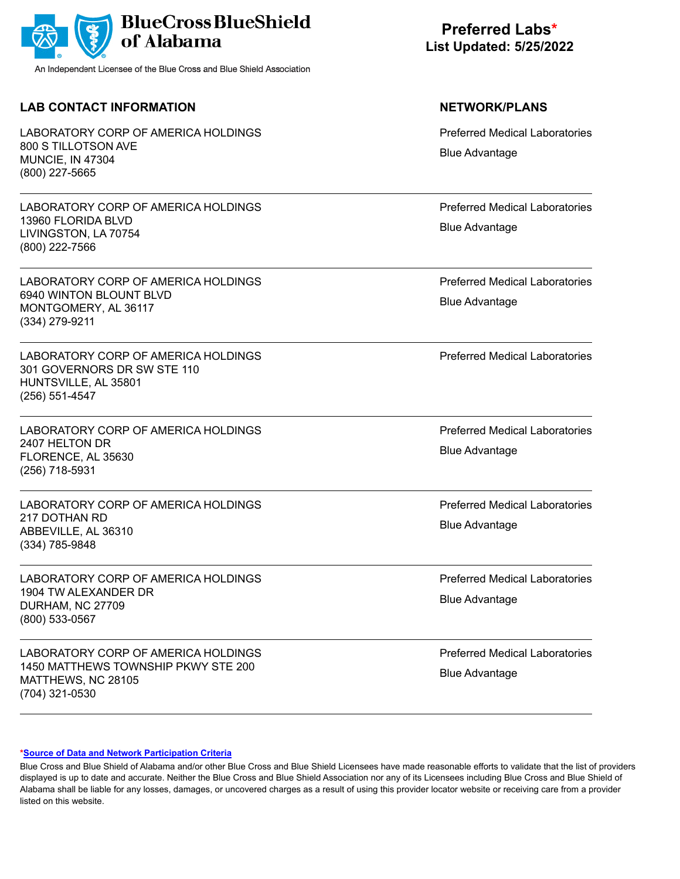BlueCross BlueShield of Alabama

An Independent Licensee of the Blue Cross and Blue Shield Association

**Preferred Labs***
**List Updated: 5/25/2022**

| LAB CONTACT INFORMATION | NETWORK/PLANS |
| --- | --- |
| LABORATORY CORP OF AMERICA HOLDINGS<br>800 S TILLOTSON AVE<br>MUNCIE, IN 47304<br>(800) 227-5665 | Preferred Medical Laboratories<br>Blue Advantage |
| LABORATORY CORP OF AMERICA HOLDINGS<br>13960 FLORIDA BLVD<br>LIVINGSTON, LA 70754<br>(800) 222-7566 | Preferred Medical Laboratories<br>Blue Advantage |
| LABORATORY CORP OF AMERICA HOLDINGS<br>6940 WINTON BLOUNT BLVD<br>MONTGOMERY, AL 36117<br>(334) 279-9211 | Preferred Medical Laboratories<br>Blue Advantage |
| LABORATORY CORP OF AMERICA HOLDINGS<br>301 GOVERNORS DR SW STE 110<br>HUNTSVILLE, AL 35801<br>(256) 551-4547 | Preferred Medical Laboratories |
| LABORATORY CORP OF AMERICA HOLDINGS<br>2407 HELTON DR<br>FLORENCE, AL 35630<br>(256) 718-5931 | Preferred Medical Laboratories<br>Blue Advantage |
| LABORATORY CORP OF AMERICA HOLDINGS<br>217 DOTHAN RD<br>ABBEVILLE, AL 36310<br>(334) 785-9848 | Preferred Medical Laboratories<br>Blue Advantage |
| LABORATORY CORP OF AMERICA HOLDINGS<br>1904 TW ALEXANDER DR<br>DURHAM, NC 27709<br>(800) 533-0567 | Preferred Medical Laboratories<br>Blue Advantage |
| LABORATORY CORP OF AMERICA HOLDINGS<br>1450 MATTHEWS TOWNSHIP PKWY STE 200<br>MATTHEWS, NC 28105<br>(704) 321-0530 | Preferred Medical Laboratories<br>Blue Advantage |

***Source of Data and Network Participation Criteria**

Blue Cross and Blue Shield of Alabama and/or other Blue Cross and Blue Shield Licensees have made reasonable efforts to validate that the list of providers displayed is up to date and accurate. Neither the Blue Cross and Blue Shield Association nor any of its Licensees including Blue Cross and Blue Shield of Alabama shall be liable for any losses, damages, or uncovered charges as a result of using this provider locator website or receiving care from a provider listed on this website.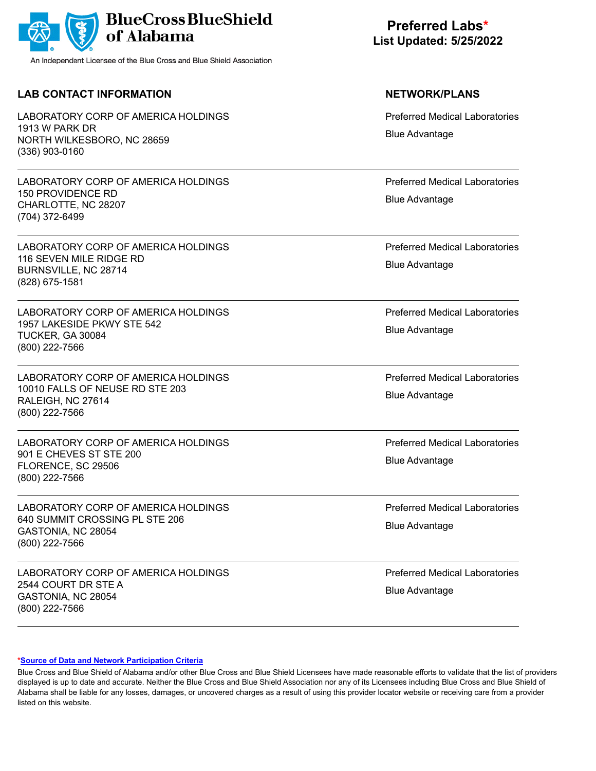**BlueCross BlueShield of Alabama**
An Independent Licensee of the Blue Cross and Blue Shield Association

**Preferred Labs***
**List Updated: 5/25/2022**

| LAB CONTACT INFORMATION | NETWORK/PLANS |
|---|---|
| LABORATORY CORP OF AMERICA HOLDINGS<br>1913 W PARK DR<br>NORTH WILKESBORO, NC 28659<br>(336) 903-0160 | Preferred Medical Laboratories<br>Blue Advantage |
| LABORATORY CORP OF AMERICA HOLDINGS<br>150 PROVIDENCE RD<br>CHARLOTTE, NC 28207<br>(704) 372-6499 | Preferred Medical Laboratories<br>Blue Advantage |
| LABORATORY CORP OF AMERICA HOLDINGS<br>116 SEVEN MILE RIDGE RD<br>BURNSVILLE, NC 28714<br>(828) 675-1581 | Preferred Medical Laboratories<br>Blue Advantage |
| LABORATORY CORP OF AMERICA HOLDINGS<br>1957 LAKESIDE PKWY STE 542<br>TUCKER, GA 30084<br>(800) 222-7566 | Preferred Medical Laboratories<br>Blue Advantage |
| LABORATORY CORP OF AMERICA HOLDINGS<br>10010 FALLS OF NEUSE RD STE 203<br>RALEIGH, NC 27614<br>(800) 222-7566 | Preferred Medical Laboratories<br>Blue Advantage |
| LABORATORY CORP OF AMERICA HOLDINGS<br>901 E CHEVES ST STE 200<br>FLORENCE, SC 29506<br>(800) 222-7566 | Preferred Medical Laboratories<br>Blue Advantage |
| LABORATORY CORP OF AMERICA HOLDINGS<br>640 SUMMIT CROSSING PL STE 206<br>GASTONIA, NC 28054<br>(800) 222-7566 | Preferred Medical Laboratories<br>Blue Advantage |
| LABORATORY CORP OF AMERICA HOLDINGS<br>2544 COURT DR STE A<br>GASTONIA, NC 28054<br>(800) 222-7566 | Preferred Medical Laboratories<br>Blue Advantage |

***Source of Data and Network Participation Criteria**

Blue Cross and Blue Shield of Alabama and/or other Blue Cross and Blue Shield Licensees have made reasonable efforts to validate that the list of providers displayed is up to date and accurate. Neither the Blue Cross and Blue Shield Association nor any of its Licensees including Blue Cross and Blue Shield of Alabama shall be liable for any losses, damages, or uncovered charges as a result of using this provider locator website or receiving care from a provider listed on this website.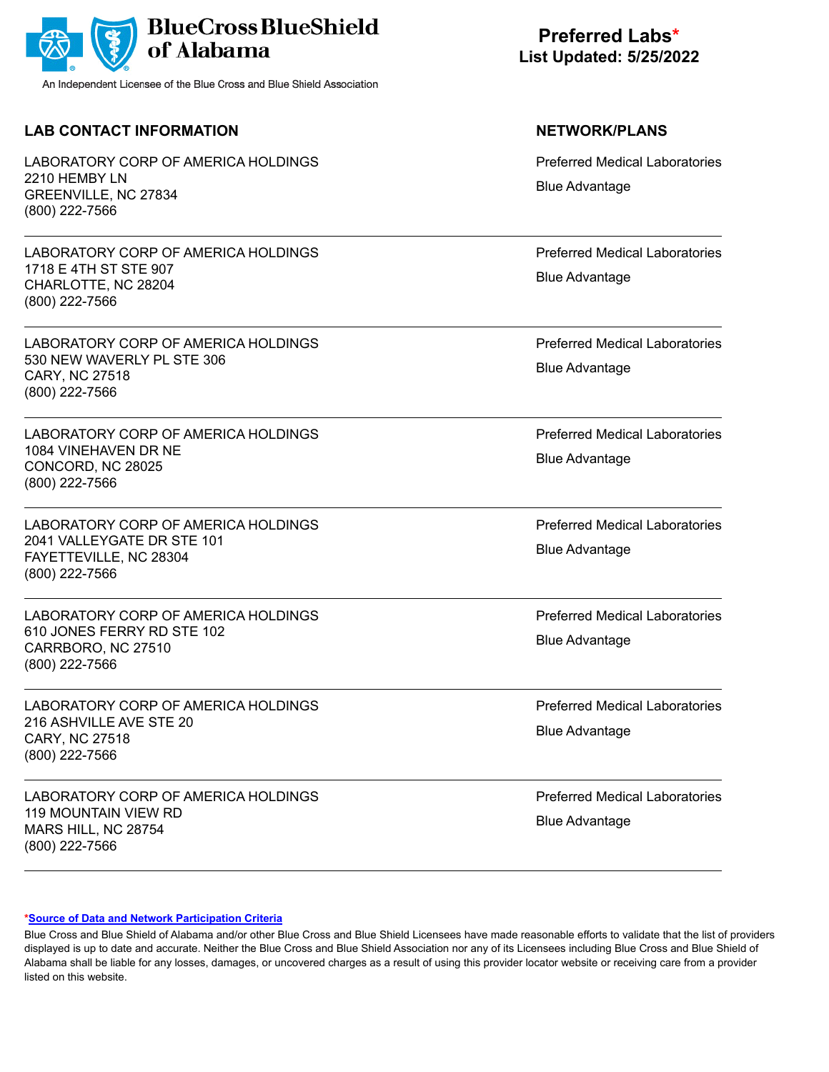BlueCross BlueShield of Alabama

An Independent Licensee of the Blue Cross and Blue Shield Association

**Preferred Labs***
**List Updated: 5/25/2022**

| LAB CONTACT INFORMATION | NETWORK/PLANS |
|---|---|
| LABORATORY CORP OF AMERICA HOLDINGS<br>2210 HEMBY LN<br>GREENVILLE, NC 27834<br>(800) 222-7566 | Preferred Medical Laboratories<br>Blue Advantage |
| LABORATORY CORP OF AMERICA HOLDINGS<br>1718 E 4TH ST STE 907<br>CHARLOTTE, NC 28204<br>(800) 222-7566 | Preferred Medical Laboratories<br>Blue Advantage |
| LABORATORY CORP OF AMERICA HOLDINGS<br>530 NEW WAVERLY PL STE 306<br>CARY, NC 27518<br>(800) 222-7566 | Preferred Medical Laboratories<br>Blue Advantage |
| LABORATORY CORP OF AMERICA HOLDINGS<br>1084 VINEHAVEN DR NE<br>CONCORD, NC 28025<br>(800) 222-7566 | Preferred Medical Laboratories<br>Blue Advantage |
| LABORATORY CORP OF AMERICA HOLDINGS<br>2041 VALLEYGATE DR STE 101<br>FAYETTEVILLE, NC 28304<br>(800) 222-7566 | Preferred Medical Laboratories<br>Blue Advantage |
| LABORATORY CORP OF AMERICA HOLDINGS<br>610 JONES FERRY RD STE 102<br>CARRBORO, NC 27510<br>(800) 222-7566 | Preferred Medical Laboratories<br>Blue Advantage |
| LABORATORY CORP OF AMERICA HOLDINGS<br>216 ASHVILLE AVE STE 20<br>CARY, NC 27518<br>(800) 222-7566 | Preferred Medical Laboratories<br>Blue Advantage |
| LABORATORY CORP OF AMERICA HOLDINGS<br>119 MOUNTAIN VIEW RD<br>MARS HILL, NC 28754<br>(800) 222-7566 | Preferred Medical Laboratories<br>Blue Advantage |

***Source of Data and Network Participation Criteria**

Blue Cross and Blue Shield of Alabama and/or other Blue Cross and Blue Shield Licensees have made reasonable efforts to validate that the list of providers displayed is up to date and accurate. Neither the Blue Cross and Blue Shield Association nor any of its Licensees including Blue Cross and Blue Shield of Alabama shall be liable for any losses, damages, or uncovered charges as a result of using this provider locator website or receiving care from a provider listed on this website.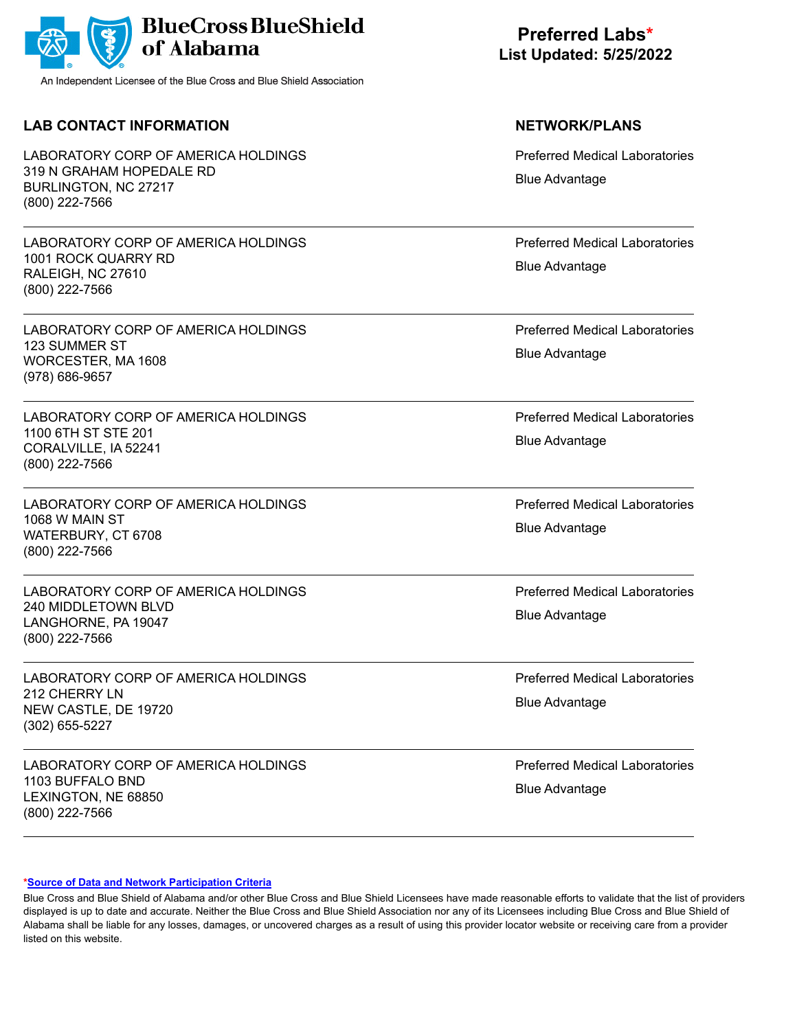BlueCross BlueShield of Alabama

An Independent Licensee of the Blue Cross and Blue Shield Association

# Preferred Labs*

**List Updated: 5/25/2022**

| LAB CONTACT INFORMATION | NETWORK/PLANS |
|---|---|
| LABORATORY CORP OF AMERICA HOLDINGS<br>319 N GRAHAM HOPEDALE RD<br>BURLINGTON, NC 27217<br>(800) 222-7566 | Preferred Medical Laboratories<br>Blue Advantage |
| LABORATORY CORP OF AMERICA HOLDINGS<br>1001 ROCK QUARRY RD<br>RALEIGH, NC 27610<br>(800) 222-7566 | Preferred Medical Laboratories<br>Blue Advantage |
| LABORATORY CORP OF AMERICA HOLDINGS<br>123 SUMMER ST<br>WORCESTER, MA 1608<br>(978) 686-9657 | Preferred Medical Laboratories<br>Blue Advantage |
| LABORATORY CORP OF AMERICA HOLDINGS<br>1100 6TH ST STE 201<br>CORALVILLE, IA 52241<br>(800) 222-7566 | Preferred Medical Laboratories<br>Blue Advantage |
| LABORATORY CORP OF AMERICA HOLDINGS<br>1068 W MAIN ST<br>WATERBURY, CT 6708<br>(800) 222-7566 | Preferred Medical Laboratories<br>Blue Advantage |
| LABORATORY CORP OF AMERICA HOLDINGS<br>240 MIDDLETOWN BLVD<br>LANGHORNE, PA 19047<br>(800) 222-7566 | Preferred Medical Laboratories<br>Blue Advantage |
| LABORATORY CORP OF AMERICA HOLDINGS<br>212 CHERRY LN<br>NEW CASTLE, DE 19720<br>(302) 655-5227 | Preferred Medical Laboratories<br>Blue Advantage |
| LABORATORY CORP OF AMERICA HOLDINGS<br>1103 BUFFALO BND<br>LEXINGTON, NE 68850<br>(800) 222-7566 | Preferred Medical Laboratories<br>Blue Advantage |

***Source of Data and Network Participation Criteria**

Blue Cross and Blue Shield of Alabama and/or other Blue Cross and Blue Shield Licensees have made reasonable efforts to validate that the list of providers displayed is up to date and accurate. Neither the Blue Cross and Blue Shield Association nor any of its Licensees including Blue Cross and Blue Shield of Alabama shall be liable for any losses, damages, or uncovered charges as a result of using this provider locator website or receiving care from a provider listed on this website.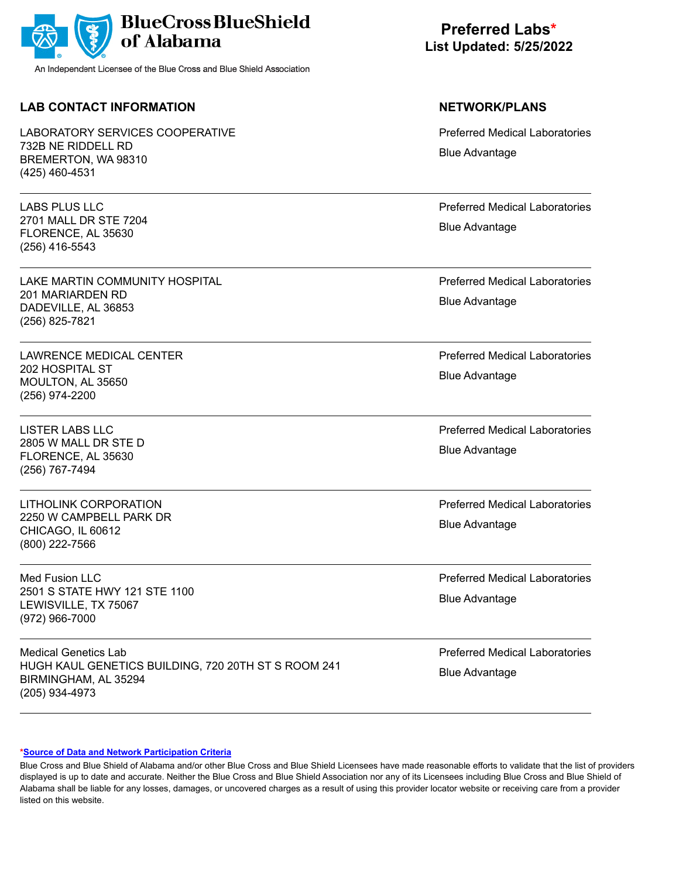**BlueCross BlueShield of Alabama**

An Independent Licensee of the Blue Cross and Blue Shield Association

**Preferred Labs***
**List Updated: 5/25/2022**

| LAB CONTACT INFORMATION | NETWORK/PLANS |
|---|---|
| LABORATORY SERVICES COOPERATIVE<br>732B NE RIDDELL RD<br>BREMERTON, WA 98310<br>(425) 460-4531 | Preferred Medical Laboratories<br>Blue Advantage |
| LABS PLUS LLC<br>2701 MALL DR STE 7204<br>FLORENCE, AL 35630<br>(256) 416-5543 | Preferred Medical Laboratories<br>Blue Advantage |
| LAKE MARTIN COMMUNITY HOSPITAL<br>201 MARIARDEN RD<br>DADEVILLE, AL 36853<br>(256) 825-7821 | Preferred Medical Laboratories<br>Blue Advantage |
| LAWRENCE MEDICAL CENTER<br>202 HOSPITAL ST<br>MOULTON, AL 35650<br>(256) 974-2200 | Preferred Medical Laboratories<br>Blue Advantage |
| LISTER LABS LLC<br>2805 W MALL DR STE D<br>FLORENCE, AL 35630<br>(256) 767-7494 | Preferred Medical Laboratories<br>Blue Advantage |
| LITHOLINK CORPORATION<br>2250 W CAMPBELL PARK DR<br>CHICAGO, IL 60612<br>(800) 222-7566 | Preferred Medical Laboratories<br>Blue Advantage |
| Med Fusion LLC<br>2501 S STATE HWY 121 STE 1100<br>LEWISVILLE, TX 75067<br>(972) 966-7000 | Preferred Medical Laboratories<br>Blue Advantage |
| Medical Genetics Lab<br>HUGH KAUL GENETICS BUILDING, 720 20TH ST S ROOM 241<br>BIRMINGHAM, AL 35294<br>(205) 934-4973 | Preferred Medical Laboratories<br>Blue Advantage |

***Source of Data and Network Participation Criteria**

Blue Cross and Blue Shield of Alabama and/or other Blue Cross and Blue Shield Licensees have made reasonable efforts to validate that the list of providers displayed is up to date and accurate. Neither the Blue Cross and Blue Shield Association nor any of its Licensees including Blue Cross and Blue Shield of Alabama shall be liable for any losses, damages, or uncovered charges as a result of using this provider locator website or receiving care from a provider listed on this website.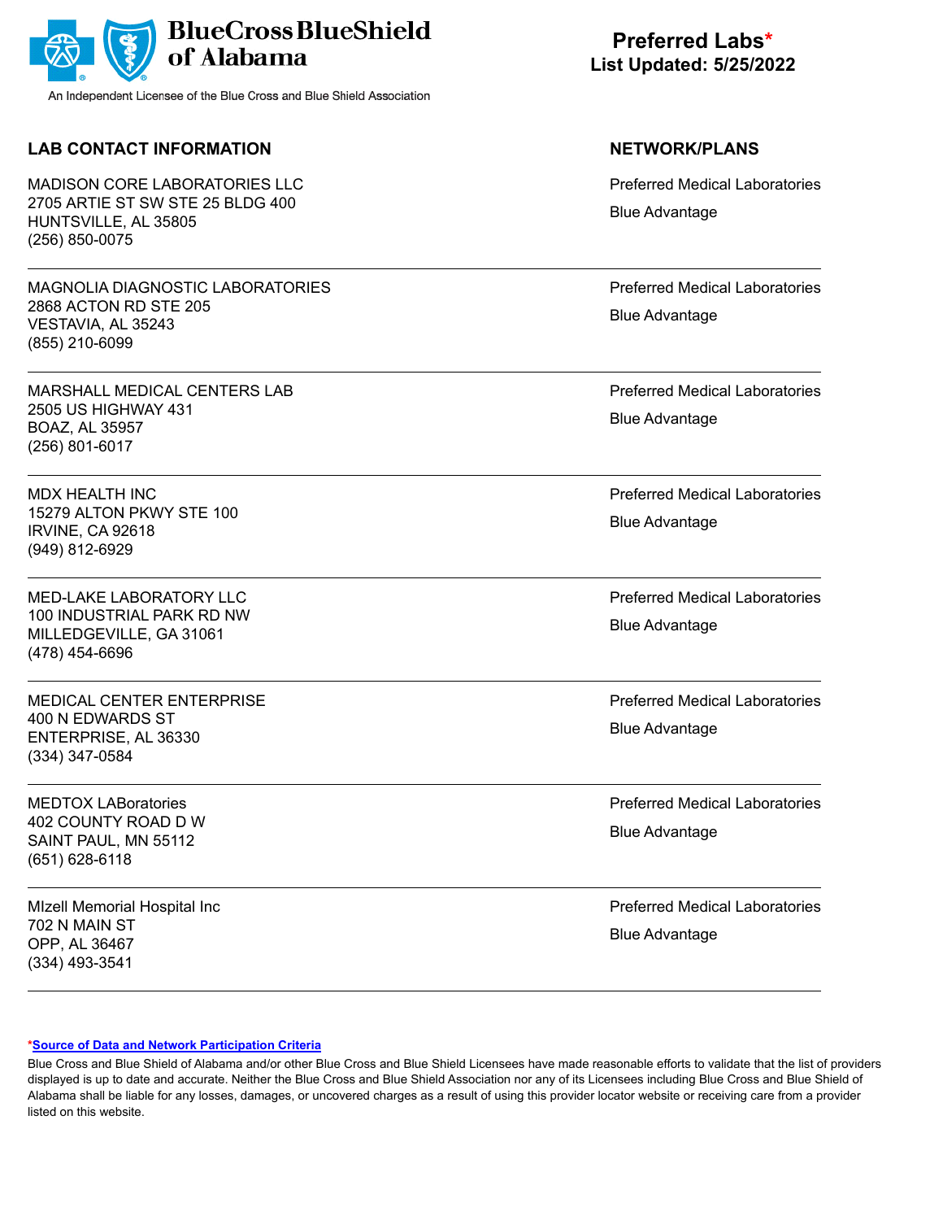**BlueCross BlueShield of Alabama**

An Independent Licensee of the Blue Cross and Blue Shield Association

# Preferred Labs*
**List Updated: 5/25/2022**

| LAB CONTACT INFORMATION | NETWORK/PLANS |
|---|---|
| MADISON CORE LABORATORIES LLC<br>2705 ARTIE ST SW STE 25 BLDG 400<br>HUNTSVILLE, AL 35805<br>(256) 850-0075 | Preferred Medical Laboratories<br>Blue Advantage |
| MAGNOLIA DIAGNOSTIC LABORATORIES<br>2868 ACTON RD STE 205<br>VESTAVIA, AL 35243<br>(855) 210-6099 | Preferred Medical Laboratories<br>Blue Advantage |
| MARSHALL MEDICAL CENTERS LAB<br>2505 US HIGHWAY 431<br>BOAZ, AL 35957<br>(256) 801-6017 | Preferred Medical Laboratories<br>Blue Advantage |
| MDX HEALTH INC<br>15279 ALTON PKWY STE 100<br>IRVINE, CA 92618<br>(949) 812-6929 | Preferred Medical Laboratories<br>Blue Advantage |
| MED-LAKE LABORATORY LLC<br>100 INDUSTRIAL PARK RD NW<br>MILLEDGEVILLE, GA 31061<br>(478) 454-6696 | Preferred Medical Laboratories<br>Blue Advantage |
| MEDICAL CENTER ENTERPRISE<br>400 N EDWARDS ST<br>ENTERPRISE, AL 36330<br>(334) 347-0584 | Preferred Medical Laboratories<br>Blue Advantage |
| MEDTOX LABoratories<br>402 COUNTY ROAD D W<br>SAINT PAUL, MN 55112<br>(651) 628-6118 | Preferred Medical Laboratories<br>Blue Advantage |
| MIzell Memorial Hospital Inc<br>702 N MAIN ST<br>OPP, AL 36467<br>(334) 493-3541 | Preferred Medical Laboratories<br>Blue Advantage |

*Source of Data and Network Participation Criteria

Blue Cross and Blue Shield of Alabama and/or other Blue Cross and Blue Shield Licensees have made reasonable efforts to validate that the list of providers displayed is up to date and accurate. Neither the Blue Cross and Blue Shield Association nor any of its Licensees including Blue Cross and Blue Shield of Alabama shall be liable for any losses, damages, or uncovered charges as a result of using this provider locator website or receiving care from a provider listed on this website.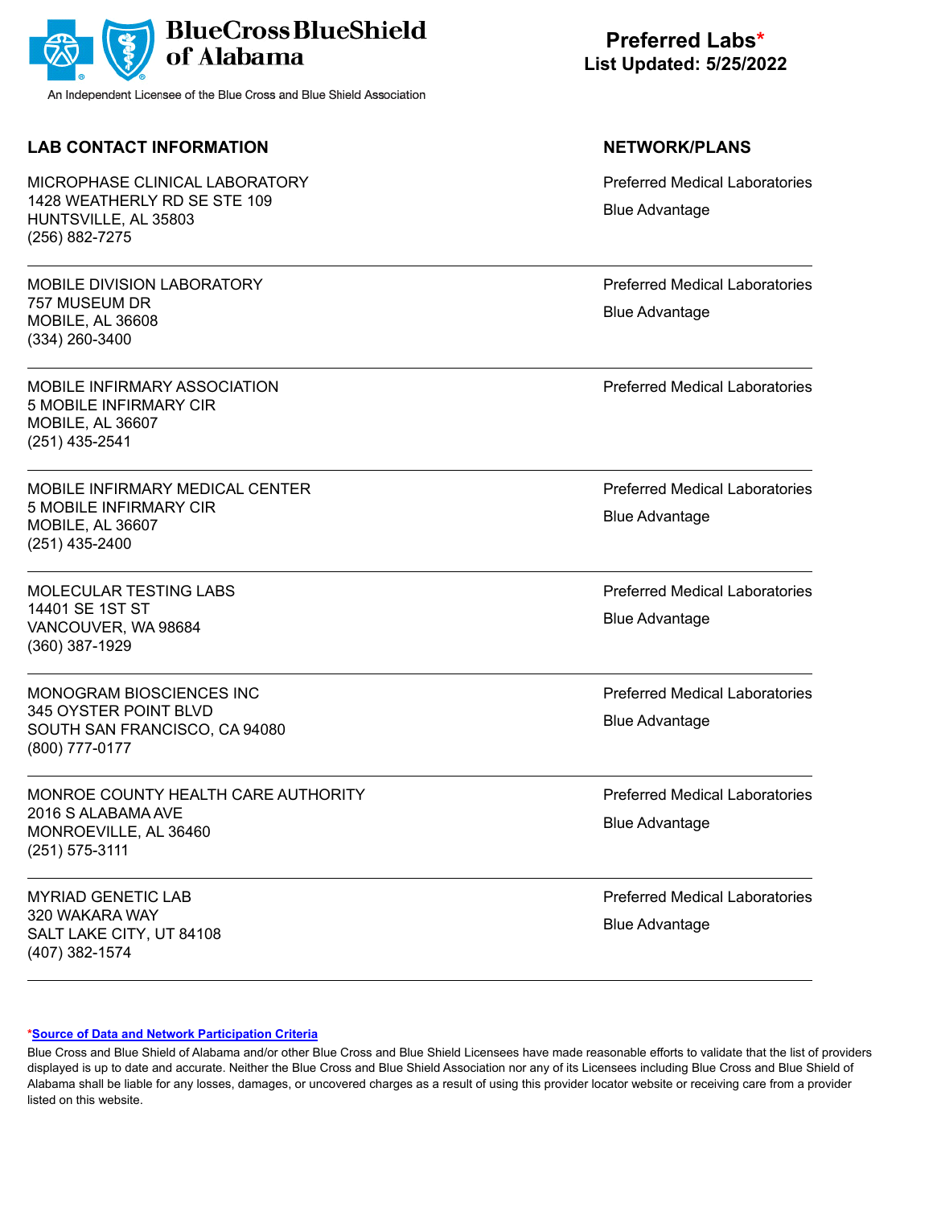**BlueCross BlueShield of Alabama**

An Independent Licensee of the Blue Cross and Blue Shield Association

## Preferred Labs*
**List Updated: 5/25/2022**

| LAB CONTACT INFORMATION | NETWORK/PLANS |
|---|---|
| MICROPHASE CLINICAL LABORATORY<br>1428 WEATHERLY RD SE STE 109<br>HUNTSVILLE, AL 35803<br>(256) 882-7275 | Preferred Medical Laboratories<br>Blue Advantage |
| MOBILE DIVISION LABORATORY<br>757 MUSEUM DR<br>MOBILE, AL 36608<br>(334) 260-3400 | Preferred Medical Laboratories<br>Blue Advantage |
| MOBILE INFIRMARY ASSOCIATION<br>5 MOBILE INFIRMARY CIR<br>MOBILE, AL 36607<br>(251) 435-2541 | Preferred Medical Laboratories |
| MOBILE INFIRMARY MEDICAL CENTER<br>5 MOBILE INFIRMARY CIR<br>MOBILE, AL 36607<br>(251) 435-2400 | Preferred Medical Laboratories<br>Blue Advantage |
| MOLECULAR TESTING LABS<br>14401 SE 1ST ST<br>VANCOUVER, WA 98684<br>(360) 387-1929 | Preferred Medical Laboratories<br>Blue Advantage |
| MONOGRAM BIOSCIENCES INC<br>345 OYSTER POINT BLVD<br>SOUTH SAN FRANCISCO, CA 94080<br>(800) 777-0177 | Preferred Medical Laboratories<br>Blue Advantage |
| MONROE COUNTY HEALTH CARE AUTHORITY<br>2016 S ALABAMA AVE<br>MONROEVILLE, AL 36460<br>(251) 575-3111 | Preferred Medical Laboratories<br>Blue Advantage |
| MYRIAD GENETIC LAB<br>320 WAKARA WAY<br>SALT LAKE CITY, UT 84108<br>(407) 382-1574 | Preferred Medical Laboratories<br>Blue Advantage |

***Source of Data and Network Participation Criteria**

Blue Cross and Blue Shield of Alabama and/or other Blue Cross and Blue Shield Licensees have made reasonable efforts to validate that the list of providers displayed is up to date and accurate. Neither the Blue Cross and Blue Shield Association nor any of its Licensees including Blue Cross and Blue Shield of Alabama shall be liable for any losses, damages, or uncovered charges as a result of using this provider locator website or receiving care from a provider listed on this website.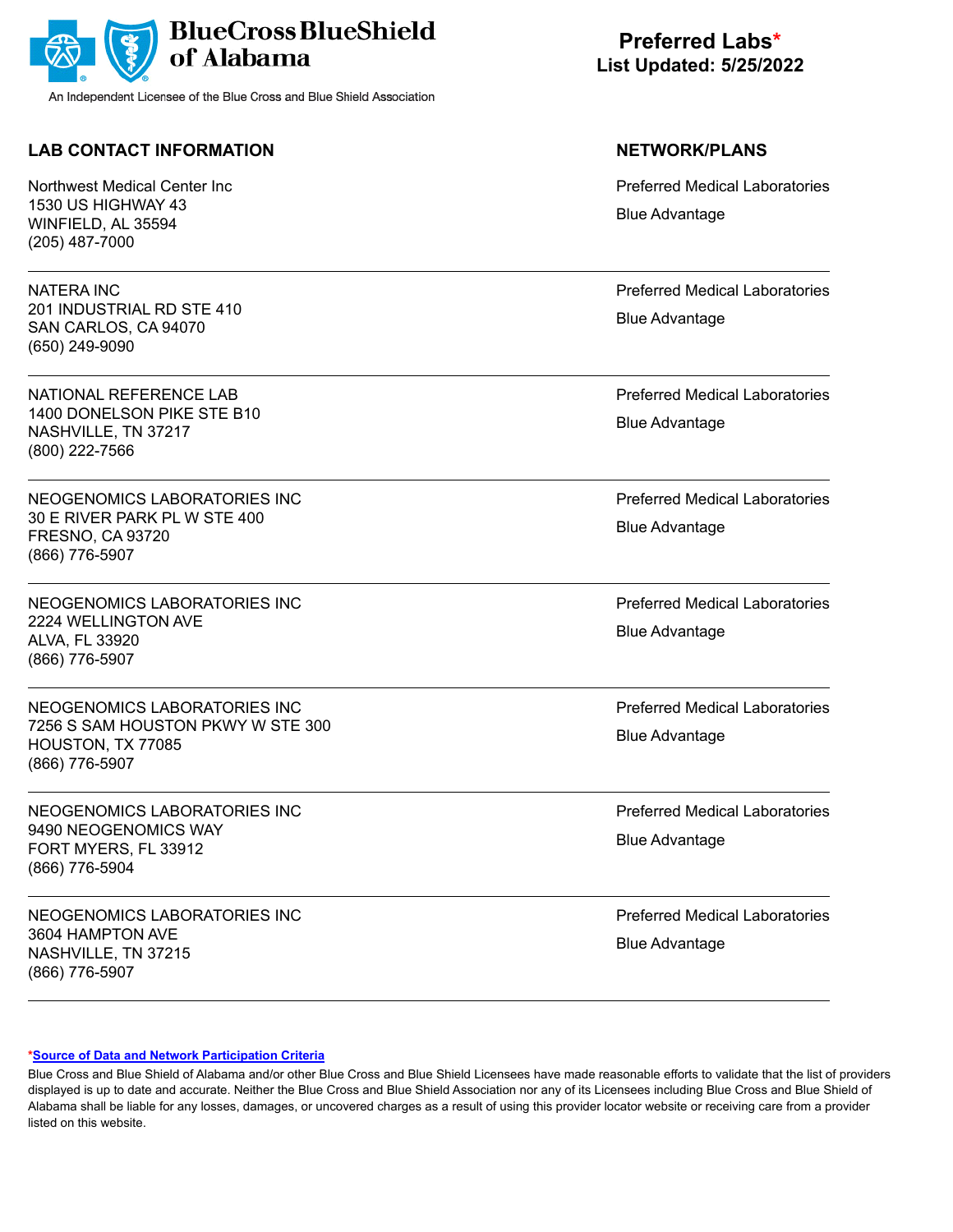**BlueCross BlueShield of Alabama**

An Independent Licensee of the Blue Cross and Blue Shield Association

**Preferred Labs***
**List Updated: 5/25/2022**

| LAB CONTACT INFORMATION | NETWORK/PLANS |
|---|---|
| Northwest Medical Center Inc<br>1530 US HIGHWAY 43<br>WINFIELD, AL 35594<br>(205) 487-7000 | Preferred Medical Laboratories<br>Blue Advantage |
| NATERA INC<br>201 INDUSTRIAL RD STE 410<br>SAN CARLOS, CA 94070<br>(650) 249-9090 | Preferred Medical Laboratories<br>Blue Advantage |
| NATIONAL REFERENCE LAB<br>1400 DONELSON PIKE STE B10<br>NASHVILLE, TN 37217<br>(800) 222-7566 | Preferred Medical Laboratories<br>Blue Advantage |
| NEOGENOMICS LABORATORIES INC<br>30 E RIVER PARK PL W STE 400<br>FRESNO, CA 93720<br>(866) 776-5907 | Preferred Medical Laboratories<br>Blue Advantage |
| NEOGENOMICS LABORATORIES INC<br>2224 WELLINGTON AVE<br>ALVA, FL 33920<br>(866) 776-5907 | Preferred Medical Laboratories<br>Blue Advantage |
| NEOGENOMICS LABORATORIES INC<br>7256 S SAM HOUSTON PKWY W STE 300<br>HOUSTON, TX 77085<br>(866) 776-5907 | Preferred Medical Laboratories<br>Blue Advantage |
| NEOGENOMICS LABORATORIES INC<br>9490 NEOGENOMICS WAY<br>FORT MYERS, FL 33912<br>(866) 776-5904 | Preferred Medical Laboratories<br>Blue Advantage |
| NEOGENOMICS LABORATORIES INC<br>3604 HAMPTON AVE<br>NASHVILLE, TN 37215<br>(866) 776-5907 | Preferred Medical Laboratories<br>Blue Advantage |

*Source of Data and Network Participation Criteria

Blue Cross and Blue Shield of Alabama and/or other Blue Cross and Blue Shield Licensees have made reasonable efforts to validate that the list of providers displayed is up to date and accurate. Neither the Blue Cross and Blue Shield Association nor any of its Licensees including Blue Cross and Blue Shield of Alabama shall be liable for any losses, damages, or uncovered charges as a result of using this provider locator website or receiving care from a provider listed on this website.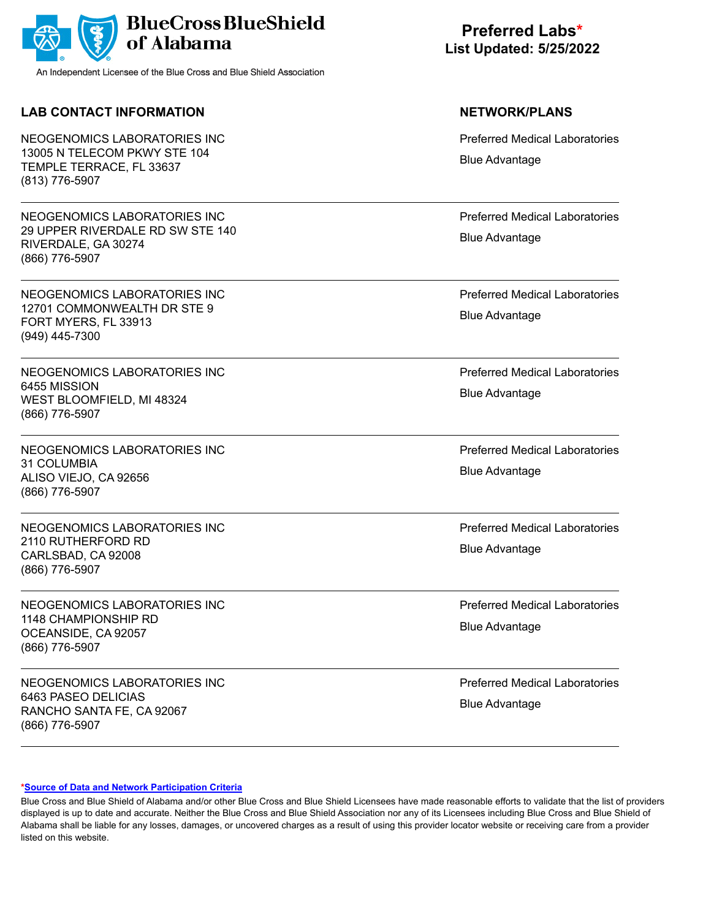BlueCross BlueShield of Alabama

An Independent Licensee of the Blue Cross and Blue Shield Association

**Preferred Labs***
**List Updated: 5/25/2022**

| LAB CONTACT INFORMATION | NETWORK/PLANS |
|---|---|
| NEOGENOMICS LABORATORIES INC<br>13005 N TELECOM PKWY STE 104<br>TEMPLE TERRACE, FL 33637<br>(813) 776-5907 | Preferred Medical Laboratories<br>Blue Advantage |
| NEOGENOMICS LABORATORIES INC<br>29 UPPER RIVERDALE RD SW STE 140<br>RIVERDALE, GA 30274<br>(866) 776-5907 | Preferred Medical Laboratories<br>Blue Advantage |
| NEOGENOMICS LABORATORIES INC<br>12701 COMMONWEALTH DR STE 9<br>FORT MYERS, FL 33913<br>(949) 445-7300 | Preferred Medical Laboratories<br>Blue Advantage |
| NEOGENOMICS LABORATORIES INC<br>6455 MISSION<br>WEST BLOOMFIELD, MI 48324<br>(866) 776-5907 | Preferred Medical Laboratories<br>Blue Advantage |
| NEOGENOMICS LABORATORIES INC<br>31 COLUMBIA<br>ALISO VIEJO, CA 92656<br>(866) 776-5907 | Preferred Medical Laboratories<br>Blue Advantage |
| NEOGENOMICS LABORATORIES INC<br>2110 RUTHERFORD RD<br>CARLSBAD, CA 92008<br>(866) 776-5907 | Preferred Medical Laboratories<br>Blue Advantage |
| NEOGENOMICS LABORATORIES INC<br>1148 CHAMPIONSHIP RD<br>OCEANSIDE, CA 92057<br>(866) 776-5907 | Preferred Medical Laboratories<br>Blue Advantage |
| NEOGENOMICS LABORATORIES INC<br>6463 PASEO DELICIAS<br>RANCHO SANTA FE, CA 92067<br>(866) 776-5907 | Preferred Medical Laboratories<br>Blue Advantage |

***Source of Data and Network Participation Criteria**

Blue Cross and Blue Shield of Alabama and/or other Blue Cross and Blue Shield Licensees have made reasonable efforts to validate that the list of providers displayed is up to date and accurate. Neither the Blue Cross and Blue Shield Association nor any of its Licensees including Blue Cross and Blue Shield of Alabama shall be liable for any losses, damages, or uncovered charges as a result of using this provider locator website or receiving care from a provider listed on this website.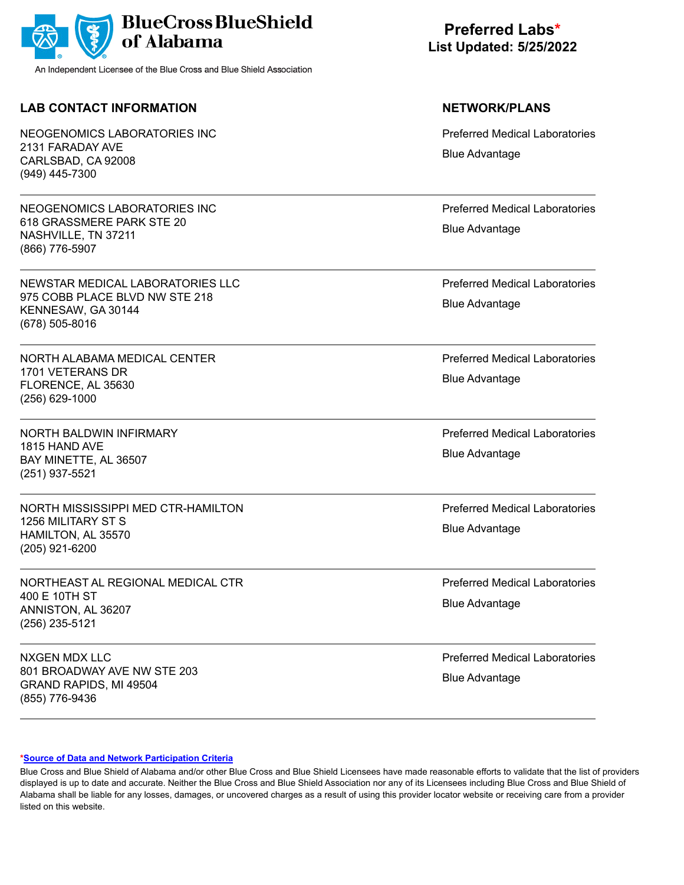**BlueCross BlueShield of Alabama**

An Independent Licensee of the Blue Cross and Blue Shield Association

# Preferred Labs*

**List Updated: 5/25/2022**

| LAB CONTACT INFORMATION | NETWORK/PLANS |
|---|---|
| NEOGENOMICS LABORATORIES INC<br>2131 FARADAY AVE<br>CARLSBAD, CA 92008<br>(949) 445-7300 | Preferred Medical Laboratories<br>Blue Advantage |
| NEOGENOMICS LABORATORIES INC<br>618 GRASSMERE PARK STE 20<br>NASHVILLE, TN 37211<br>(866) 776-5907 | Preferred Medical Laboratories<br>Blue Advantage |
| NEWSTAR MEDICAL LABORATORIES LLC<br>975 COBB PLACE BLVD NW STE 218<br>KENNESAW, GA 30144<br>(678) 505-8016 | Preferred Medical Laboratories<br>Blue Advantage |
| NORTH ALABAMA MEDICAL CENTER<br>1701 VETERANS DR<br>FLORENCE, AL 35630<br>(256) 629-1000 | Preferred Medical Laboratories<br>Blue Advantage |
| NORTH BALDWIN INFIRMARY<br>1815 HAND AVE<br>BAY MINETTE, AL 36507<br>(251) 937-5521 | Preferred Medical Laboratories<br>Blue Advantage |
| NORTH MISSISSIPPI MED CTR-HAMILTON<br>1256 MILITARY ST S<br>HAMILTON, AL 35570<br>(205) 921-6200 | Preferred Medical Laboratories<br>Blue Advantage |
| NORTHEAST AL REGIONAL MEDICAL CTR<br>400 E 10TH ST<br>ANNISTON, AL 36207<br>(256) 235-5121 | Preferred Medical Laboratories<br>Blue Advantage |
| NXGEN MDX LLC<br>801 BROADWAY AVE NW STE 203<br>GRAND RAPIDS, MI 49504<br>(855) 776-9436 | Preferred Medical Laboratories<br>Blue Advantage |

*__Source of Data and Network Participation Criteria__

Blue Cross and Blue Shield of Alabama and/or other Blue Cross and Blue Shield Licensees have made reasonable efforts to validate that the list of providers displayed is up to date and accurate. Neither the Blue Cross and Blue Shield Association nor any of its Licensees including Blue Cross and Blue Shield of Alabama shall be liable for any losses, damages, or uncovered charges as a result of using this provider locator website or receiving care from a provider listed on this website.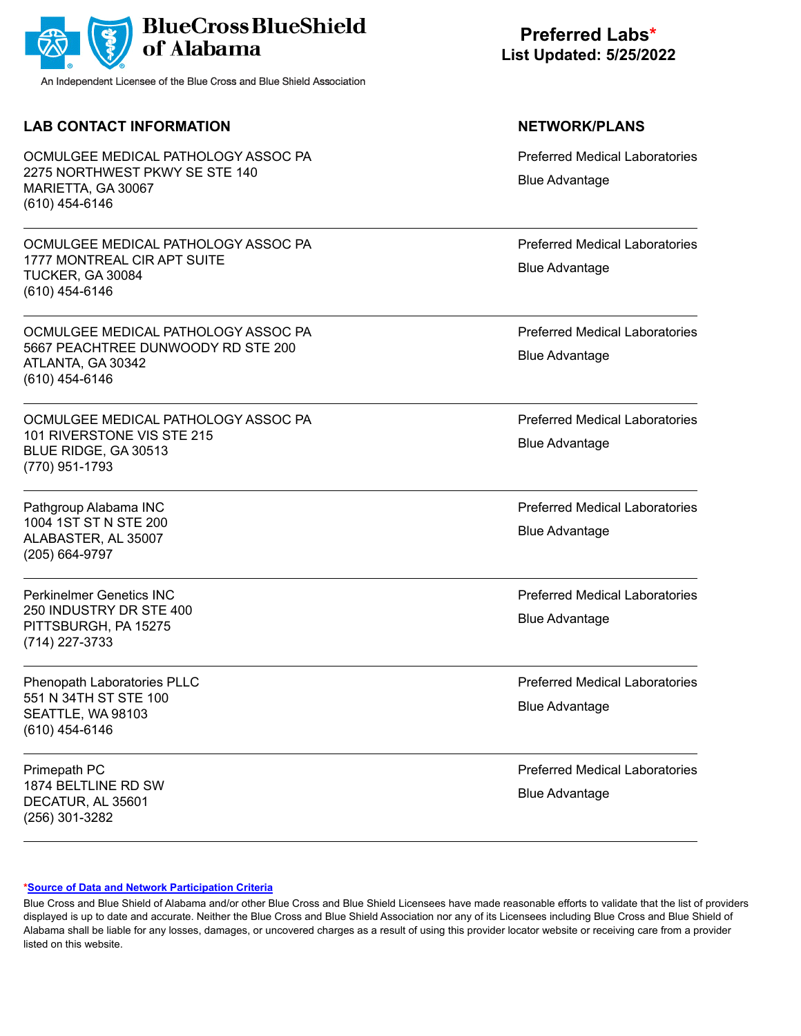BlueCross BlueShield of Alabama

An Independent Licensee of the Blue Cross and Blue Shield Association

**Preferred Labs***
**List Updated: 5/25/2022**

| LAB CONTACT INFORMATION | NETWORK/PLANS |
|---|---|
| OCMULGEE MEDICAL PATHOLOGY ASSOC PA<br>2275 NORTHWEST PKWY SE STE 140<br>MARIETTA, GA 30067<br>(610) 454-6146 | Preferred Medical Laboratories<br>Blue Advantage |
| OCMULGEE MEDICAL PATHOLOGY ASSOC PA<br>1777 MONTREAL CIR APT SUITE<br>TUCKER, GA 30084<br>(610) 454-6146 | Preferred Medical Laboratories<br>Blue Advantage |
| OCMULGEE MEDICAL PATHOLOGY ASSOC PA<br>5667 PEACHTREE DUNWOODY RD STE 200<br>ATLANTA, GA 30342<br>(610) 454-6146 | Preferred Medical Laboratories<br>Blue Advantage |
| OCMULGEE MEDICAL PATHOLOGY ASSOC PA<br>101 RIVERSTONE VIS STE 215<br>BLUE RIDGE, GA 30513<br>(770) 951-1793 | Preferred Medical Laboratories<br>Blue Advantage |
| Pathgroup Alabama INC<br>1004 1ST ST N STE 200<br>ALABASTER, AL 35007<br>(205) 664-9797 | Preferred Medical Laboratories<br>Blue Advantage |
| Perkinelmer Genetics INC<br>250 INDUSTRY DR STE 400<br>PITTSBURGH, PA 15275<br>(714) 227-3733 | Preferred Medical Laboratories<br>Blue Advantage |
| Phenopath Laboratories PLLC<br>551 N 34TH ST STE 100<br>SEATTLE, WA 98103<br>(610) 454-6146 | Preferred Medical Laboratories<br>Blue Advantage |
| Primepath PC<br>1874 BELTLINE RD SW<br>DECATUR, AL 35601<br>(256) 301-3282 | Preferred Medical Laboratories<br>Blue Advantage |

*[Source of Data and Network Participation Criteria]

Blue Cross and Blue Shield of Alabama and/or other Blue Cross and Blue Shield Licensees have made reasonable efforts to validate that the list of providers displayed is up to date and accurate. Neither the Blue Cross and Blue Shield Association nor any of its Licensees including Blue Cross and Blue Shield of Alabama shall be liable for any losses, damages, or uncovered charges as a result of using this provider locator website or receiving care from a provider listed on this website.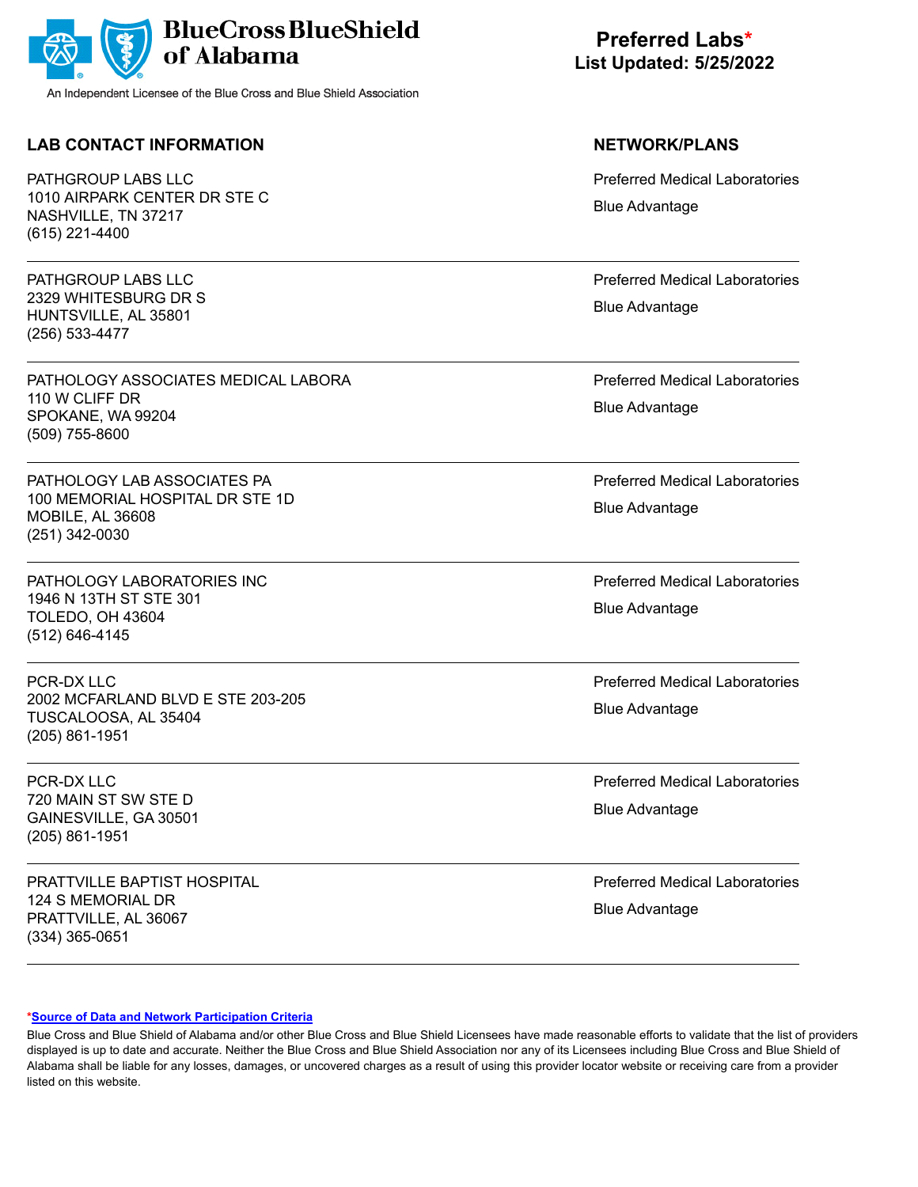# Preferred Labs*

**List Updated: 5/25/2022**

| LAB CONTACT INFORMATION | NETWORK/PLANS |
|---|---|
| PATHGROUP LABS LLC<br>1010 AIRPARK CENTER DR STE C<br>NASHVILLE, TN 37217<br>(615) 221-4400 | Preferred Medical Laboratories<br>Blue Advantage |
| PATHGROUP LABS LLC<br>2329 WHITESBURG DR S<br>HUNTSVILLE, AL 35801<br>(256) 533-4477 | Preferred Medical Laboratories<br>Blue Advantage |
| PATHOLOGY ASSOCIATES MEDICAL LABORA<br>110 W CLIFF DR<br>SPOKANE, WA 99204<br>(509) 755-8600 | Preferred Medical Laboratories<br>Blue Advantage |
| PATHOLOGY LAB ASSOCIATES PA<br>100 MEMORIAL HOSPITAL DR STE 1D<br>MOBILE, AL 36608<br>(251) 342-0030 | Preferred Medical Laboratories<br>Blue Advantage |
| PATHOLOGY LABORATORIES INC<br>1946 N 13TH ST STE 301<br>TOLEDO, OH 43604<br>(512) 646-4145 | Preferred Medical Laboratories<br>Blue Advantage |
| PCR-DX LLC<br>2002 MCFARLAND BLVD E STE 203-205<br>TUSCALOOSA, AL 35404<br>(205) 861-1951 | Preferred Medical Laboratories<br>Blue Advantage |
| PCR-DX LLC<br>720 MAIN ST SW STE D<br>GAINESVILLE, GA 30501<br>(205) 861-1951 | Preferred Medical Laboratories<br>Blue Advantage |
| PRATTVILLE BAPTIST HOSPITAL<br>124 S MEMORIAL DR<br>PRATTVILLE, AL 36067<br>(334) 365-0651 | Preferred Medical Laboratories<br>Blue Advantage |

*Source of Data and Network Participation Criteria

Blue Cross and Blue Shield of Alabama and/or other Blue Cross and Blue Shield Licensees have made reasonable efforts to validate that the list of providers displayed is up to date and accurate. Neither the Blue Cross and Blue Shield Association nor any of its Licensees including Blue Cross and Blue Shield of Alabama shall be liable for any losses, damages, or uncovered charges as a result of using this provider locator website or receiving care from a provider listed on this website.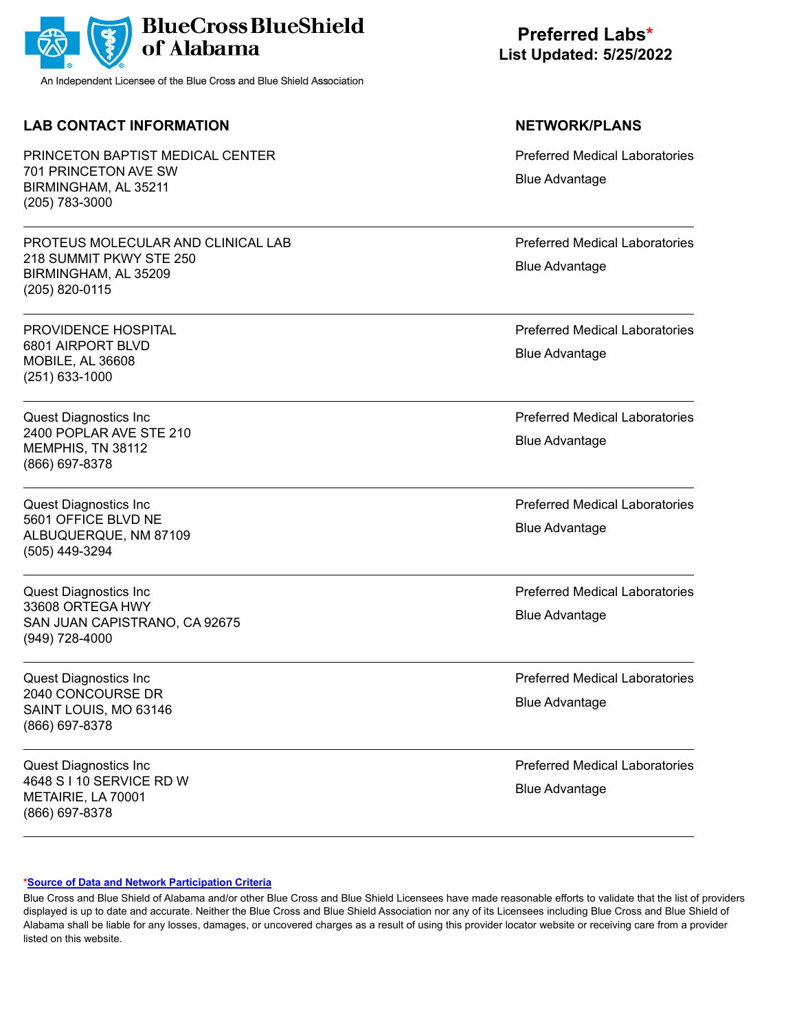**BlueCross BlueShield of Alabama**

An Independent Licensee of the Blue Cross and Blue Shield Association

# Preferred Labs*
## List Updated: 5/25/2022

| LAB CONTACT INFORMATION | NETWORK/PLANS |
|---|---|
| PRINCETON BAPTIST MEDICAL CENTER<br>701 PRINCETON AVE SW<br>BIRMINGHAM, AL 35211<br>(205) 783-3000 | Preferred Medical Laboratories<br>Blue Advantage |
| PROTEUS MOLECULAR AND CLINICAL LAB<br>218 SUMMIT PKWY STE 250<br>BIRMINGHAM, AL 35209<br>(205) 820-0115 | Preferred Medical Laboratories<br>Blue Advantage |
| PROVIDENCE HOSPITAL<br>6801 AIRPORT BLVD<br>MOBILE, AL 36608<br>(251) 633-1000 | Preferred Medical Laboratories<br>Blue Advantage |
| Quest Diagnostics Inc<br>2400 POPLAR AVE STE 210<br>MEMPHIS, TN 38112<br>(866) 697-8378 | Preferred Medical Laboratories<br>Blue Advantage |
| Quest Diagnostics Inc<br>5601 OFFICE BLVD NE<br>ALBUQUERQUE, NM 87109<br>(505) 449-3294 | Preferred Medical Laboratories<br>Blue Advantage |
| Quest Diagnostics Inc<br>33608 ORTEGA HWY<br>SAN JUAN CAPISTRANO, CA 92675<br>(949) 728-4000 | Preferred Medical Laboratories<br>Blue Advantage |
| Quest Diagnostics Inc<br>2040 CONCOURSE DR<br>SAINT LOUIS, MO 63146<br>(866) 697-8378 | Preferred Medical Laboratories<br>Blue Advantage |
| Quest Diagnostics Inc<br>4648 S I 10 SERVICE RD W<br>METAIRIE, LA 70001<br>(866) 697-8378 | Preferred Medical Laboratories<br>Blue Advantage |

*Source of Data and Network Participation Criteria

Blue Cross and Blue Shield of Alabama and/or other Blue Cross and Blue Shield Licensees have made reasonable efforts to validate that the list of providers displayed is up to date and accurate. Neither the Blue Cross and Blue Shield Association nor any of its Licensees including Blue Cross and Blue Shield of Alabama shall be liable for any losses, damages, or uncovered charges as a result of using this provider locator website or receiving care from a provider listed on this website.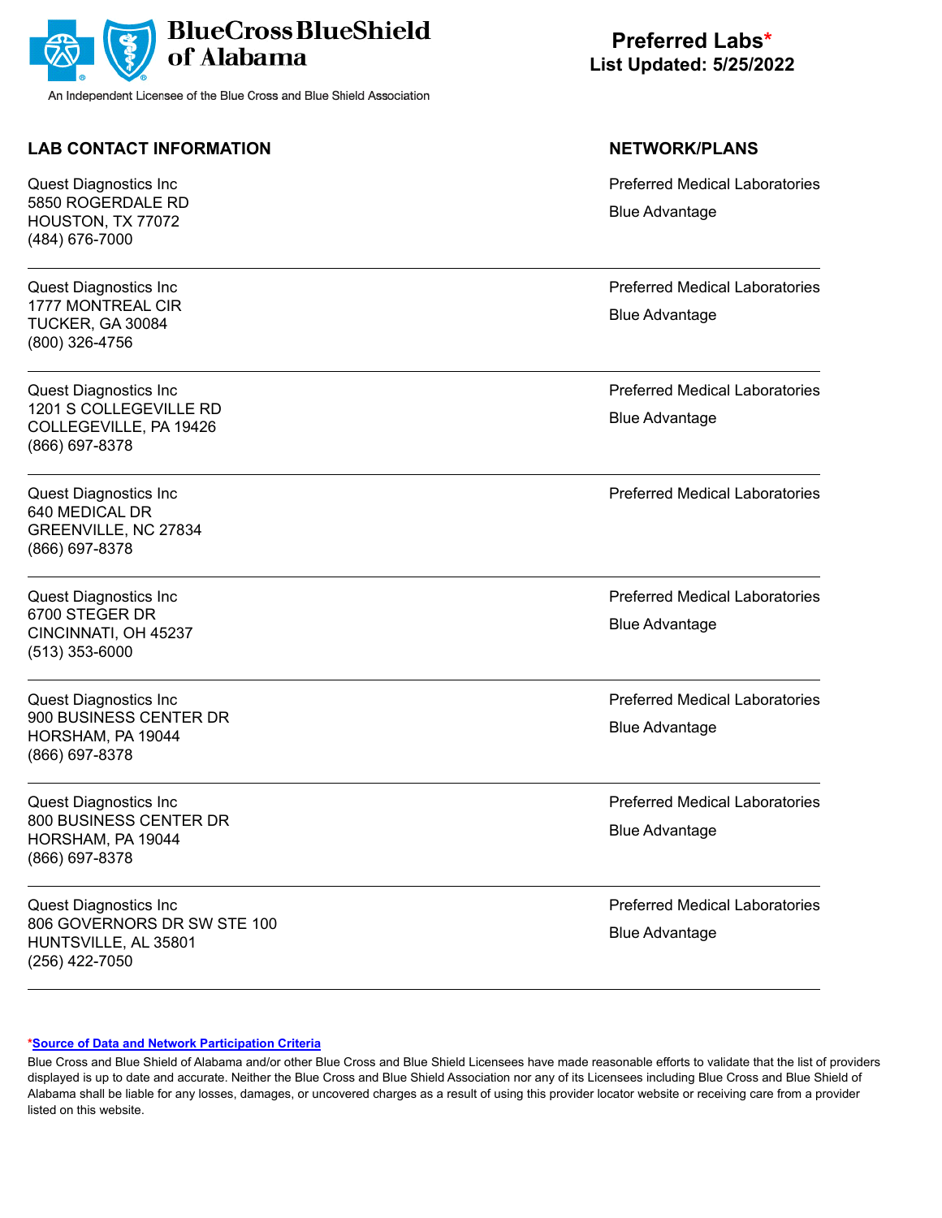BlueCross BlueShield of Alabama

An Independent Licensee of the Blue Cross and Blue Shield Association

# Preferred Labs*

**List Updated: 5/25/2022**

| LAB CONTACT INFORMATION | NETWORK/PLANS |
|---|---|
| Quest Diagnostics Inc<br>5850 ROGERDALE RD<br>HOUSTON, TX 77072<br>(484) 676-7000 | Preferred Medical Laboratories<br>Blue Advantage |
| Quest Diagnostics Inc<br>1777 MONTREAL CIR<br>TUCKER, GA 30084<br>(800) 326-4756 | Preferred Medical Laboratories<br>Blue Advantage |
| Quest Diagnostics Inc<br>1201 S COLLEGEVILLE RD<br>COLLEGEVILLE, PA 19426<br>(866) 697-8378 | Preferred Medical Laboratories<br>Blue Advantage |
| Quest Diagnostics Inc<br>640 MEDICAL DR<br>GREENVILLE, NC 27834<br>(866) 697-8378 | Preferred Medical Laboratories |
| Quest Diagnostics Inc<br>6700 STEGER DR<br>CINCINNATI, OH 45237<br>(513) 353-6000 | Preferred Medical Laboratories<br>Blue Advantage |
| Quest Diagnostics Inc<br>900 BUSINESS CENTER DR<br>HORSHAM, PA 19044<br>(866) 697-8378 | Preferred Medical Laboratories<br>Blue Advantage |
| Quest Diagnostics Inc<br>800 BUSINESS CENTER DR<br>HORSHAM, PA 19044<br>(866) 697-8378 | Preferred Medical Laboratories<br>Blue Advantage |
| Quest Diagnostics Inc<br>806 GOVERNORS DR SW STE 100<br>HUNTSVILLE, AL 35801<br>(256) 422-7050 | Preferred Medical Laboratories<br>Blue Advantage |

*[Source of Data and Network Participation Criteria]

Blue Cross and Blue Shield of Alabama and/or other Blue Cross and Blue Shield Licensees have made reasonable efforts to validate that the list of providers displayed is up to date and accurate. Neither the Blue Cross and Blue Shield Association nor any of its Licensees including Blue Cross and Blue Shield of Alabama shall be liable for any losses, damages, or uncovered charges as a result of using this provider locator website or receiving care from a provider listed on this website.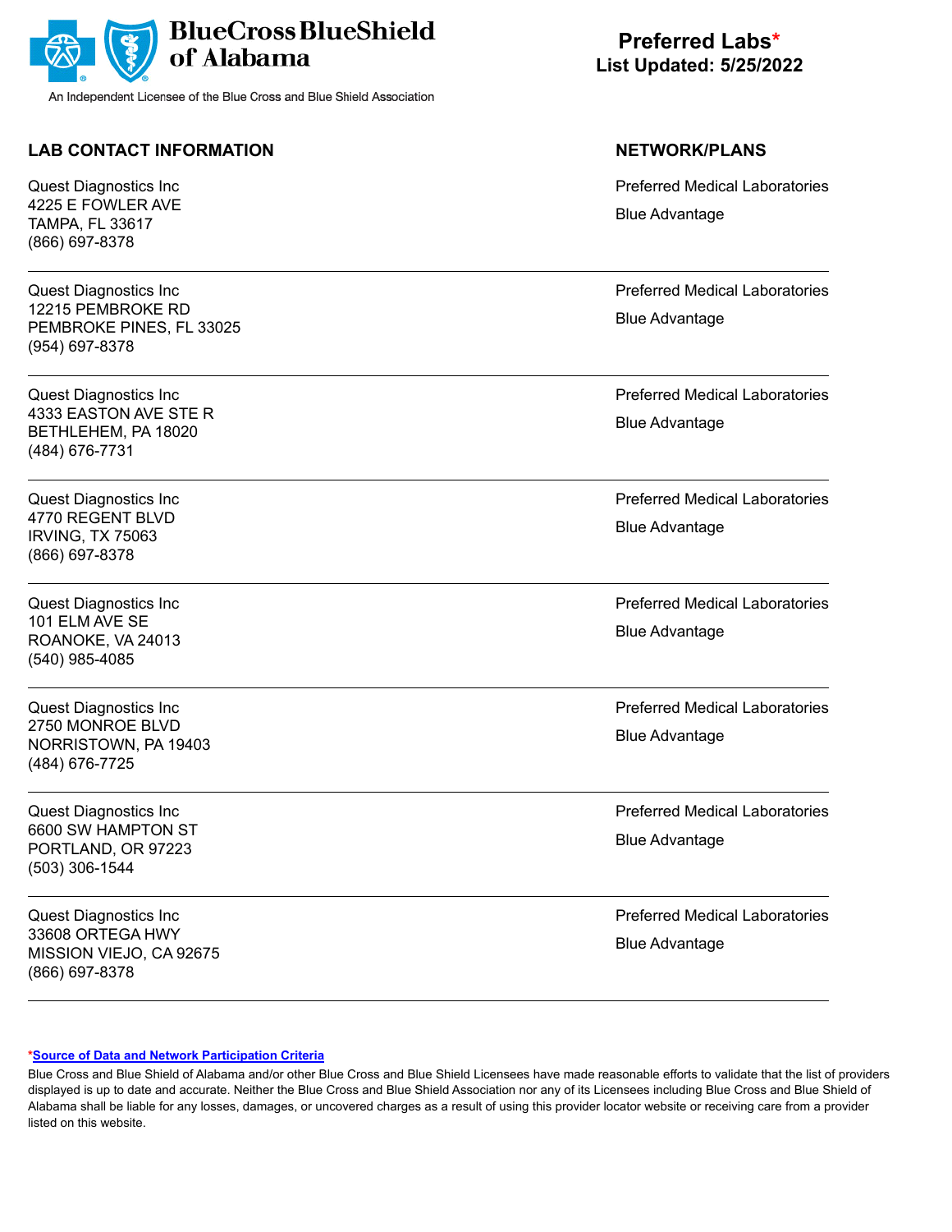**BlueCross BlueShield of Alabama**

An Independent Licensee of the Blue Cross and Blue Shield Association

**Preferred Labs***
**List Updated: 5/25/2022**

| LAB CONTACT INFORMATION | NETWORK/PLANS |
|---|---|
| Quest Diagnostics Inc<br>4225 E FOWLER AVE<br>TAMPA, FL 33617<br>(866) 697-8378 | Preferred Medical Laboratories<br>Blue Advantage |
| Quest Diagnostics Inc<br>12215 PEMBROKE RD<br>PEMBROKE PINES, FL 33025<br>(954) 697-8378 | Preferred Medical Laboratories<br>Blue Advantage |
| Quest Diagnostics Inc<br>4333 EASTON AVE STE R<br>BETHLEHEM, PA 18020<br>(484) 676-7731 | Preferred Medical Laboratories<br>Blue Advantage |
| Quest Diagnostics Inc<br>4770 REGENT BLVD<br>IRVING, TX 75063<br>(866) 697-8378 | Preferred Medical Laboratories<br>Blue Advantage |
| Quest Diagnostics Inc<br>101 ELM AVE SE<br>ROANOKE, VA 24013<br>(540) 985-4085 | Preferred Medical Laboratories<br>Blue Advantage |
| Quest Diagnostics Inc<br>2750 MONROE BLVD<br>NORRISTOWN, PA 19403<br>(484) 676-7725 | Preferred Medical Laboratories<br>Blue Advantage |
| Quest Diagnostics Inc<br>6600 SW HAMPTON ST<br>PORTLAND, OR 97223<br>(503) 306-1544 | Preferred Medical Laboratories<br>Blue Advantage |
| Quest Diagnostics Inc<br>33608 ORTEGA HWY<br>MISSION VIEJO, CA 92675<br>(866) 697-8378 | Preferred Medical Laboratories<br>Blue Advantage |

***Source of Data and Network Participation Criteria**

Blue Cross and Blue Shield of Alabama and/or other Blue Cross and Blue Shield Licensees have made reasonable efforts to validate that the list of providers displayed is up to date and accurate. Neither the Blue Cross and Blue Shield Association nor any of its Licensees including Blue Cross and Blue Shield of Alabama shall be liable for any losses, damages, or uncovered charges as a result of using this provider locator website or receiving care from a provider listed on this website.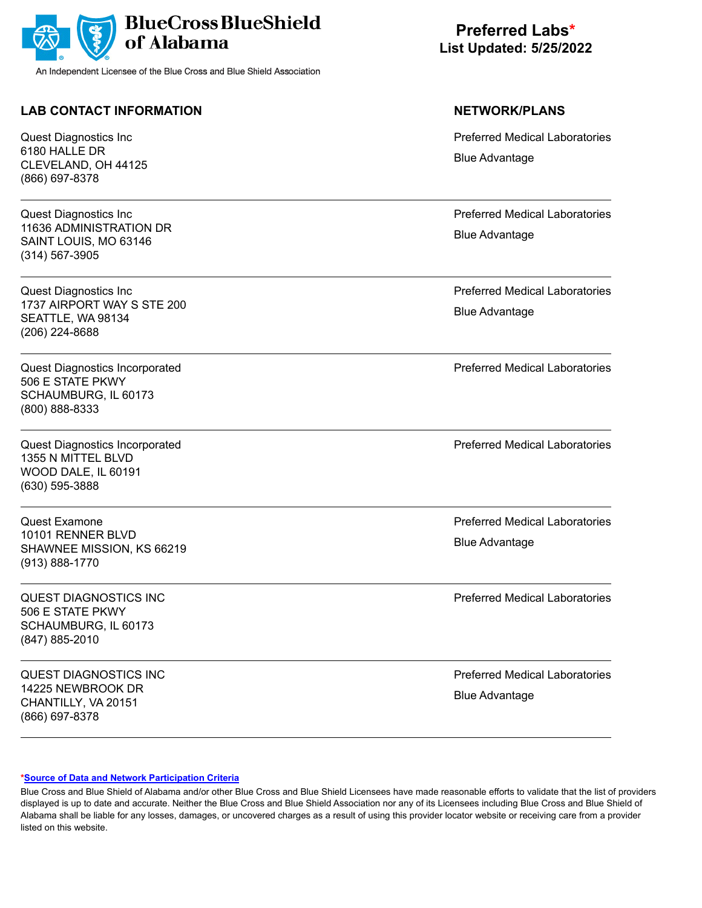**BlueCross BlueShield of Alabama**

An Independent Licensee of the Blue Cross and Blue Shield Association

**Preferred Labs***
**List Updated: 5/25/2022**

| LAB CONTACT INFORMATION | NETWORK/PLANS |
|---|---|
| Quest Diagnostics Inc<br>6180 HALLE DR<br>CLEVELAND, OH 44125<br>(866) 697-8378 | Preferred Medical Laboratories<br>Blue Advantage |
| Quest Diagnostics Inc<br>11636 ADMINISTRATION DR<br>SAINT LOUIS, MO 63146<br>(314) 567-3905 | Preferred Medical Laboratories<br>Blue Advantage |
| Quest Diagnostics Inc<br>1737 AIRPORT WAY S STE 200<br>SEATTLE, WA 98134<br>(206) 224-8688 | Preferred Medical Laboratories<br>Blue Advantage |
| Quest Diagnostics Incorporated<br>506 E STATE PKWY<br>SCHAUMBURG, IL 60173<br>(800) 888-8333 | Preferred Medical Laboratories |
| Quest Diagnostics Incorporated<br>1355 N MITTEL BLVD<br>WOOD DALE, IL 60191<br>(630) 595-3888 | Preferred Medical Laboratories |
| Quest Examone<br>10101 RENNER BLVD<br>SHAWNEE MISSION, KS 66219<br>(913) 888-1770 | Preferred Medical Laboratories<br>Blue Advantage |
| QUEST DIAGNOSTICS INC<br>506 E STATE PKWY<br>SCHAUMBURG, IL 60173<br>(847) 885-2010 | Preferred Medical Laboratories |
| QUEST DIAGNOSTICS INC<br>14225 NEWBROOK DR<br>CHANTILLY, VA 20151<br>(866) 697-8378 | Preferred Medical Laboratories<br>Blue Advantage |

*Source of Data and Network Participation Criteria

Blue Cross and Blue Shield of Alabama and/or other Blue Cross and Blue Shield Licensees have made reasonable efforts to validate that the list of providers displayed is up to date and accurate. Neither the Blue Cross and Blue Shield Association nor any of its Licensees including Blue Cross and Blue Shield of Alabama shall be liable for any losses, damages, or uncovered charges as a result of using this provider locator website or receiving care from a provider listed on this website.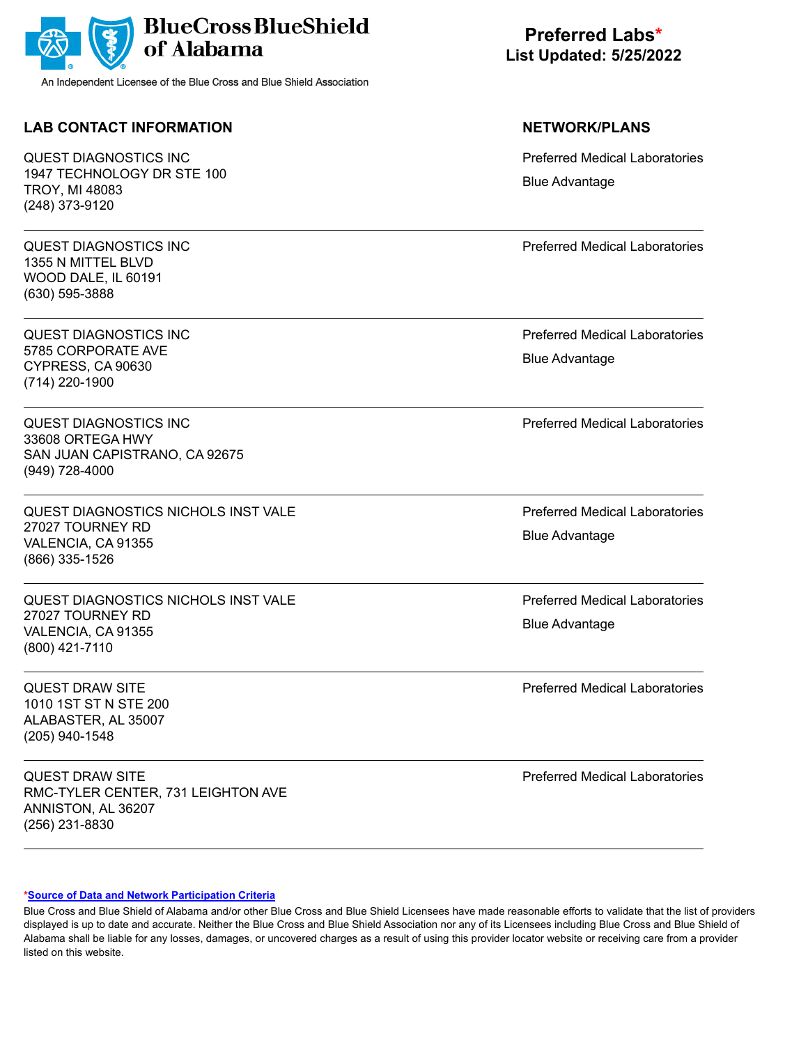BlueCross BlueShield of Alabama

An Independent Licensee of the Blue Cross and Blue Shield Association

**Preferred Labs***
**List Updated: 5/25/2022**

| LAB CONTACT INFORMATION | NETWORK/PLANS |
| --- | --- |
| QUEST DIAGNOSTICS INC<br>1947 TECHNOLOGY DR STE 100<br>TROY, MI 48083<br>(248) 373-9120 | Preferred Medical Laboratories<br>Blue Advantage |
| QUEST DIAGNOSTICS INC<br>1355 N MITTEL BLVD<br>WOOD DALE, IL 60191<br>(630) 595-3888 | Preferred Medical Laboratories |
| QUEST DIAGNOSTICS INC<br>5785 CORPORATE AVE<br>CYPRESS, CA 90630<br>(714) 220-1900 | Preferred Medical Laboratories<br>Blue Advantage |
| QUEST DIAGNOSTICS INC<br>33608 ORTEGA HWY<br>SAN JUAN CAPISTRANO, CA 92675<br>(949) 728-4000 | Preferred Medical Laboratories |
| QUEST DIAGNOSTICS NICHOLS INST VALE<br>27027 TOURNEY RD<br>VALENCIA, CA 91355<br>(866) 335-1526 | Preferred Medical Laboratories<br>Blue Advantage |
| QUEST DIAGNOSTICS NICHOLS INST VALE<br>27027 TOURNEY RD<br>VALENCIA, CA 91355<br>(800) 421-7110 | Preferred Medical Laboratories<br>Blue Advantage |
| QUEST DRAW SITE<br>1010 1ST ST N STE 200<br>ALABASTER, AL 35007<br>(205) 940-1548 | Preferred Medical Laboratories |
| QUEST DRAW SITE<br>RMC-TYLER CENTER, 731 LEIGHTON AVE<br>ANNISTON, AL 36207<br>(256) 231-8830 | Preferred Medical Laboratories |

***Source of Data and Network Participation Criteria**

Blue Cross and Blue Shield of Alabama and/or other Blue Cross and Blue Shield Licensees have made reasonable efforts to validate that the list of providers displayed is up to date and accurate. Neither the Blue Cross and Blue Shield Association nor any of its Licensees including Blue Cross and Blue Shield of Alabama shall be liable for any losses, damages, or uncovered charges as a result of using this provider locator website or receiving care from a provider listed on this website.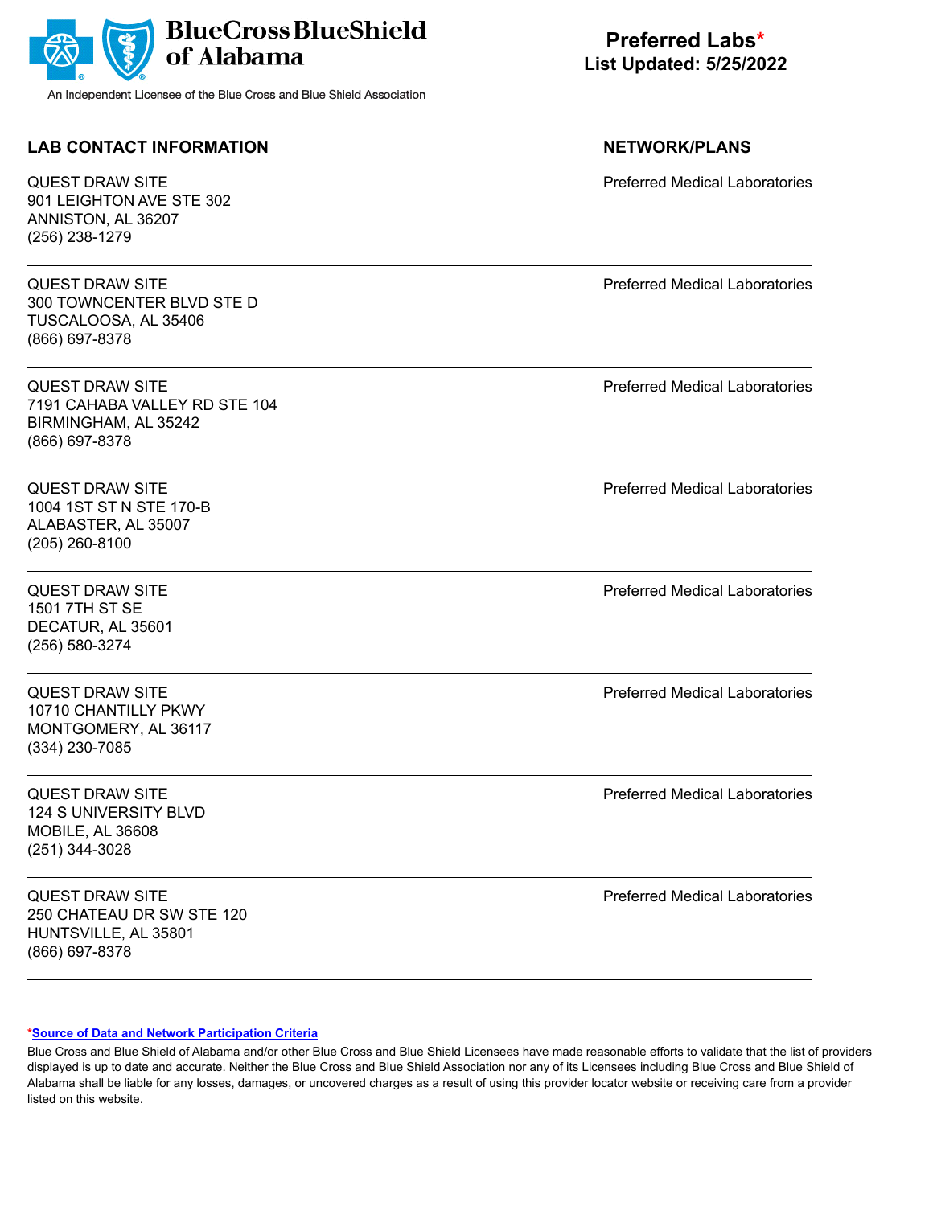BlueCross BlueShield of Alabama

An Independent Licensee of the Blue Cross and Blue Shield Association

# Preferred Labs*

**List Updated: 5/25/2022**

| LAB CONTACT INFORMATION | NETWORK/PLANS |
|---|---|
| QUEST DRAW SITE<br>901 LEIGHTON AVE STE 302<br>ANNISTON, AL 36207<br>(256) 238-1279 | Preferred Medical Laboratories |
| QUEST DRAW SITE<br>300 TOWNCENTER BLVD STE D<br>TUSCALOOSA, AL 35406<br>(866) 697-8378 | Preferred Medical Laboratories |
| QUEST DRAW SITE<br>7191 CAHABA VALLEY RD STE 104<br>BIRMINGHAM, AL 35242<br>(866) 697-8378 | Preferred Medical Laboratories |
| QUEST DRAW SITE<br>1004 1ST ST N STE 170-B<br>ALABASTER, AL 35007<br>(205) 260-8100 | Preferred Medical Laboratories |
| QUEST DRAW SITE<br>1501 7TH ST SE<br>DECATUR, AL 35601<br>(256) 580-3274 | Preferred Medical Laboratories |
| QUEST DRAW SITE<br>10710 CHANTILLY PKWY<br>MONTGOMERY, AL 36117<br>(334) 230-7085 | Preferred Medical Laboratories |
| QUEST DRAW SITE<br>124 S UNIVERSITY BLVD<br>MOBILE, AL 36608<br>(251) 344-3028 | Preferred Medical Laboratories |
| QUEST DRAW SITE<br>250 CHATEAU DR SW STE 120<br>HUNTSVILLE, AL 35801<br>(866) 697-8378 | Preferred Medical Laboratories |

***Source of Data and Network Participation Criteria**

Blue Cross and Blue Shield of Alabama and/or other Blue Cross and Blue Shield Licensees have made reasonable efforts to validate that the list of providers displayed is up to date and accurate. Neither the Blue Cross and Blue Shield Association nor any of its Licensees including Blue Cross and Blue Shield of Alabama shall be liable for any losses, damages, or uncovered charges as a result of using this provider locator website or receiving care from a provider listed on this website.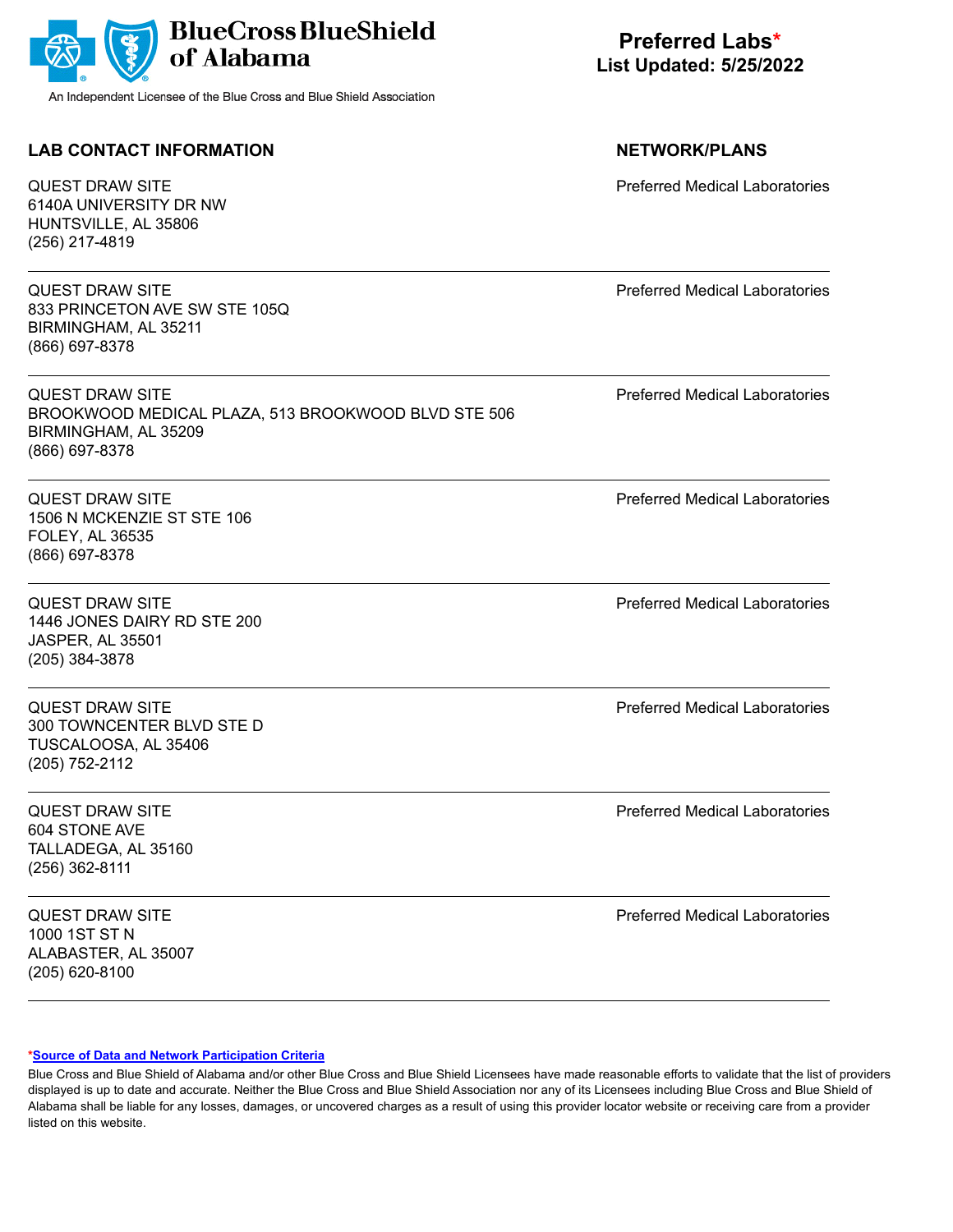**BlueCross BlueShield of Alabama**

An Independent Licensee of the Blue Cross and Blue Shield Association

# Preferred Labs*

**List Updated: 5/25/2022**

| LAB CONTACT INFORMATION | NETWORK/PLANS |
|---|---|
| QUEST DRAW SITE<br>6140A UNIVERSITY DR NW<br>HUNTSVILLE, AL 35806<br>(256) 217-4819 | Preferred Medical Laboratories |
| QUEST DRAW SITE<br>833 PRINCETON AVE SW STE 105Q<br>BIRMINGHAM, AL 35211<br>(866) 697-8378 | Preferred Medical Laboratories |
| QUEST DRAW SITE<br>BROOKWOOD MEDICAL PLAZA, 513 BROOKWOOD BLVD STE 506<br>BIRMINGHAM, AL 35209<br>(866) 697-8378 | Preferred Medical Laboratories |
| QUEST DRAW SITE<br>1506 N MCKENZIE ST STE 106<br>FOLEY, AL 36535<br>(866) 697-8378 | Preferred Medical Laboratories |
| QUEST DRAW SITE<br>1446 JONES DAIRY RD STE 200<br>JASPER, AL 35501<br>(205) 384-3878 | Preferred Medical Laboratories |
| QUEST DRAW SITE<br>300 TOWNCENTER BLVD STE D<br>TUSCALOOSA, AL 35406<br>(205) 752-2112 | Preferred Medical Laboratories |
| QUEST DRAW SITE<br>604 STONE AVE<br>TALLADEGA, AL 35160<br>(256) 362-8111 | Preferred Medical Laboratories |
| QUEST DRAW SITE<br>1000 1ST ST N<br>ALABASTER, AL 35007<br>(205) 620-8100 | Preferred Medical Laboratories |

*Source of Data and Network Participation Criteria

Blue Cross and Blue Shield of Alabama and/or other Blue Cross and Blue Shield Licensees have made reasonable efforts to validate that the list of providers displayed is up to date and accurate. Neither the Blue Cross and Blue Shield Association nor any of its Licensees including Blue Cross and Blue Shield of Alabama shall be liable for any losses, damages, or uncovered charges as a result of using this provider locator website or receiving care from a provider listed on this website.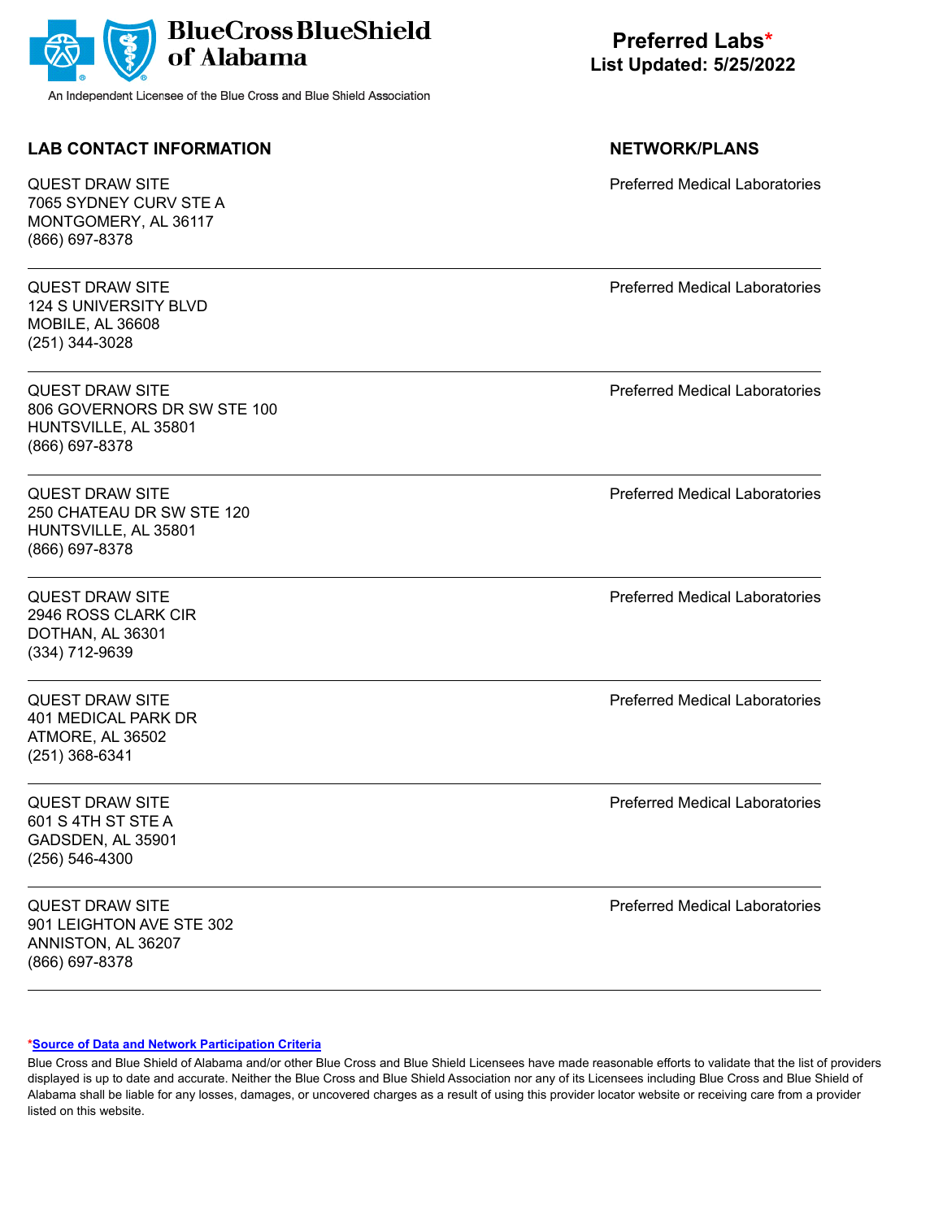BlueCross BlueShield of Alabama

An Independent Licensee of the Blue Cross and Blue Shield Association

**Preferred Labs***
**List Updated: 5/25/2022**

| LAB CONTACT INFORMATION | NETWORK/PLANS |
|---|---|
| QUEST DRAW SITE<br>7065 SYDNEY CURV STE A<br>MONTGOMERY, AL 36117<br>(866) 697-8378 | Preferred Medical Laboratories |
| QUEST DRAW SITE<br>124 S UNIVERSITY BLVD<br>MOBILE, AL 36608<br>(251) 344-3028 | Preferred Medical Laboratories |
| QUEST DRAW SITE<br>806 GOVERNORS DR SW STE 100<br>HUNTSVILLE, AL 35801<br>(866) 697-8378 | Preferred Medical Laboratories |
| QUEST DRAW SITE<br>250 CHATEAU DR SW STE 120<br>HUNTSVILLE, AL 35801<br>(866) 697-8378 | Preferred Medical Laboratories |
| QUEST DRAW SITE<br>2946 ROSS CLARK CIR<br>DOTHAN, AL 36301<br>(334) 712-9639 | Preferred Medical Laboratories |
| QUEST DRAW SITE<br>401 MEDICAL PARK DR<br>ATMORE, AL 36502<br>(251) 368-6341 | Preferred Medical Laboratories |
| QUEST DRAW SITE<br>601 S 4TH ST STE A<br>GADSDEN, AL 35901<br>(256) 546-4300 | Preferred Medical Laboratories |
| QUEST DRAW SITE<br>901 LEIGHTON AVE STE 302<br>ANNISTON, AL 36207<br>(866) 697-8378 | Preferred Medical Laboratories |

***Source of Data and Network Participation Criteria**

Blue Cross and Blue Shield of Alabama and/or other Blue Cross and Blue Shield Licensees have made reasonable efforts to validate that the list of providers displayed is up to date and accurate. Neither the Blue Cross and Blue Shield Association nor any of its Licensees including Blue Cross and Blue Shield of Alabama shall be liable for any losses, damages, or uncovered charges as a result of using this provider locator website or receiving care from a provider listed on this website.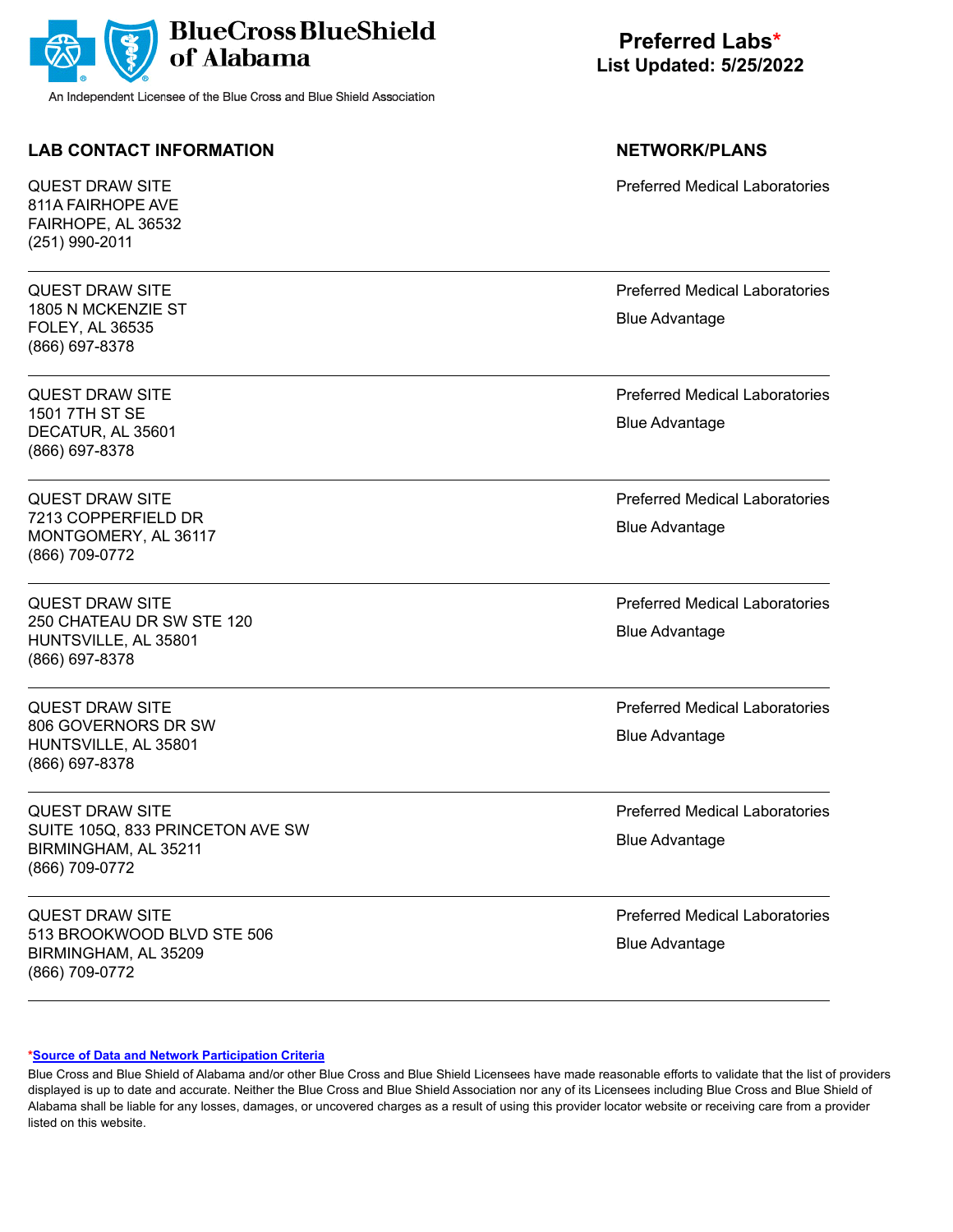**BlueCross BlueShield of Alabama**

An Independent Licensee of the Blue Cross and Blue Shield Association

# Preferred Labs*

**List Updated: 5/25/2022**

| LAB CONTACT INFORMATION | NETWORK/PLANS |
|---|---|
| QUEST DRAW SITE<br>811A FAIRHOPE AVE<br>FAIRHOPE, AL 36532<br>(251) 990-2011 | Preferred Medical Laboratories |
| QUEST DRAW SITE<br>1805 N MCKENZIE ST<br>FOLEY, AL 36535<br>(866) 697-8378 | Preferred Medical Laboratories<br>Blue Advantage |
| QUEST DRAW SITE<br>1501 7TH ST SE<br>DECATUR, AL 35601<br>(866) 697-8378 | Preferred Medical Laboratories<br>Blue Advantage |
| QUEST DRAW SITE<br>7213 COPPERFIELD DR<br>MONTGOMERY, AL 36117<br>(866) 709-0772 | Preferred Medical Laboratories<br>Blue Advantage |
| QUEST DRAW SITE<br>250 CHATEAU DR SW STE 120<br>HUNTSVILLE, AL 35801<br>(866) 697-8378 | Preferred Medical Laboratories<br>Blue Advantage |
| QUEST DRAW SITE<br>806 GOVERNORS DR SW<br>HUNTSVILLE, AL 35801<br>(866) 697-8378 | Preferred Medical Laboratories<br>Blue Advantage |
| QUEST DRAW SITE<br>SUITE 105Q, 833 PRINCETON AVE SW<br>BIRMINGHAM, AL 35211<br>(866) 709-0772 | Preferred Medical Laboratories<br>Blue Advantage |
| QUEST DRAW SITE<br>513 BROOKWOOD BLVD STE 506<br>BIRMINGHAM, AL 35209<br>(866) 709-0772 | Preferred Medical Laboratories<br>Blue Advantage |

*__Source of Data and Network Participation Criteria__

Blue Cross and Blue Shield of Alabama and/or other Blue Cross and Blue Shield Licensees have made reasonable efforts to validate that the list of providers displayed is up to date and accurate. Neither the Blue Cross and Blue Shield Association nor any of its Licensees including Blue Cross and Blue Shield of Alabama shall be liable for any losses, damages, or uncovered charges as a result of using this provider locator website or receiving care from a provider listed on this website.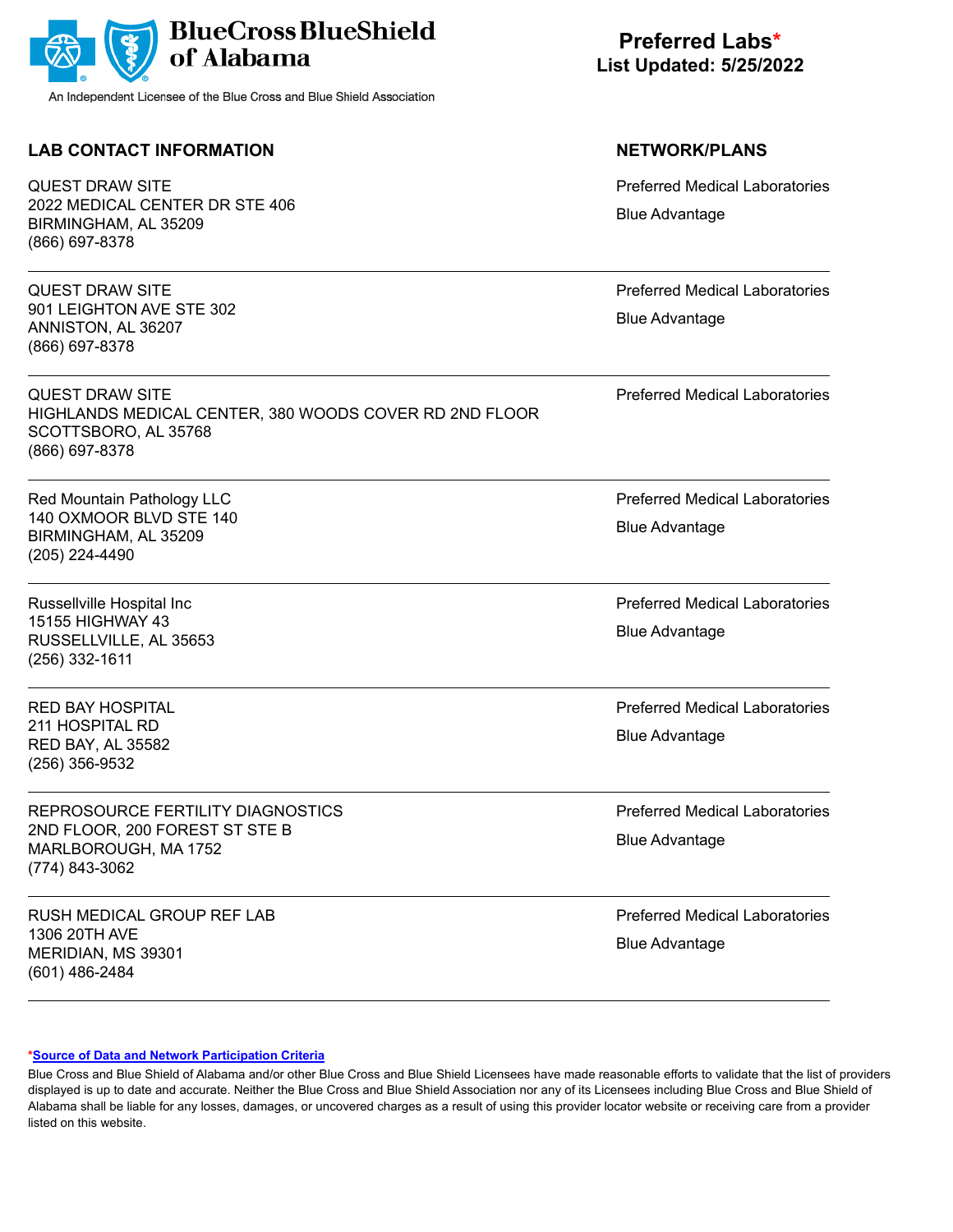BlueCross BlueShield of Alabama

An Independent Licensee of the Blue Cross and Blue Shield Association

# Preferred Labs*
**List Updated: 5/25/2022**

| LAB CONTACT INFORMATION | NETWORK/PLANS |
|---|---|
| QUEST DRAW SITE<br>2022 MEDICAL CENTER DR STE 406<br>BIRMINGHAM, AL 35209<br>(866) 697-8378 | Preferred Medical Laboratories<br>Blue Advantage |
| QUEST DRAW SITE<br>901 LEIGHTON AVE STE 302<br>ANNISTON, AL 36207<br>(866) 697-8378 | Preferred Medical Laboratories<br>Blue Advantage |
| QUEST DRAW SITE<br>HIGHLANDS MEDICAL CENTER, 380 WOODS COVER RD 2ND FLOOR<br>SCOTTSBORO, AL 35768<br>(866) 697-8378 | Preferred Medical Laboratories |
| Red Mountain Pathology LLC<br>140 OXMOOR BLVD STE 140<br>BIRMINGHAM, AL 35209<br>(205) 224-4490 | Preferred Medical Laboratories<br>Blue Advantage |
| Russellville Hospital Inc<br>15155 HIGHWAY 43<br>RUSSELLVILLE, AL 35653<br>(256) 332-1611 | Preferred Medical Laboratories<br>Blue Advantage |
| RED BAY HOSPITAL<br>211 HOSPITAL RD<br>RED BAY, AL 35582<br>(256) 356-9532 | Preferred Medical Laboratories<br>Blue Advantage |
| REPROSOURCE FERTILITY DIAGNOSTICS<br>2ND FLOOR, 200 FOREST ST STE B<br>MARLBOROUGH, MA 1752<br>(774) 843-3062 | Preferred Medical Laboratories<br>Blue Advantage |
| RUSH MEDICAL GROUP REF LAB<br>1306 20TH AVE<br>MERIDIAN, MS 39301<br>(601) 486-2484 | Preferred Medical Laboratories<br>Blue Advantage |

***Source of Data and Network Participation Criteria**

Blue Cross and Blue Shield of Alabama and/or other Blue Cross and Blue Shield Licensees have made reasonable efforts to validate that the list of providers displayed is up to date and accurate. Neither the Blue Cross and Blue Shield Association nor any of its Licensees including Blue Cross and Blue Shield of Alabama shall be liable for any losses, damages, or uncovered charges as a result of using this provider locator website or receiving care from a provider listed on this website.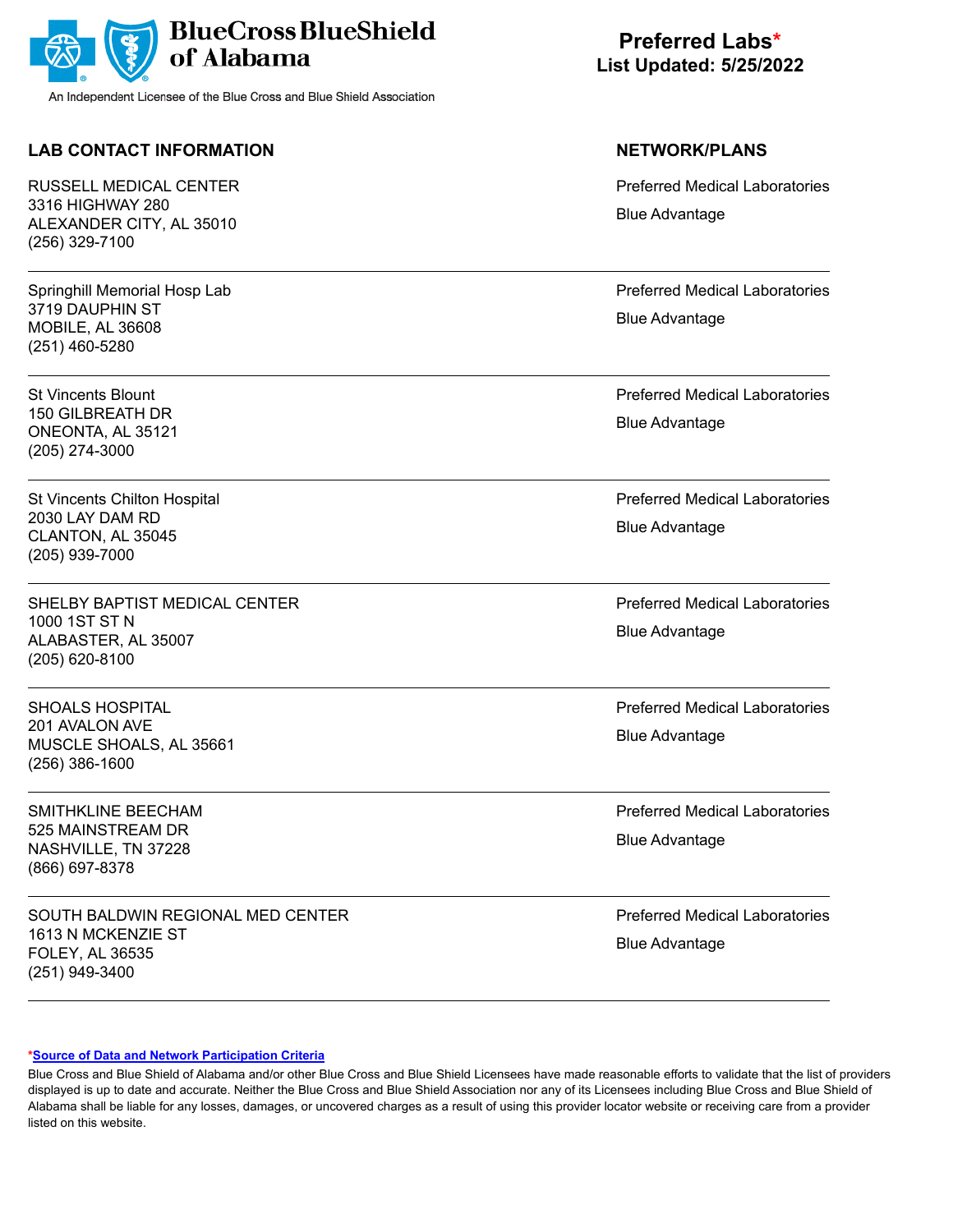BlueCross BlueShield of Alabama

An Independent Licensee of the Blue Cross and Blue Shield Association

# Preferred Labs*
**List Updated: 5/25/2022**

| LAB CONTACT INFORMATION | NETWORK/PLANS |
|---|---|
| RUSSELL MEDICAL CENTER<br>3316 HIGHWAY 280<br>ALEXANDER CITY, AL 35010<br>(256) 329-7100 | Preferred Medical Laboratories<br>Blue Advantage |
| Springhill Memorial Hosp Lab<br>3719 DAUPHIN ST<br>MOBILE, AL 36608<br>(251) 460-5280 | Preferred Medical Laboratories<br>Blue Advantage |
| St Vincents Blount<br>150 GILBREATH DR<br>ONEONTA, AL 35121<br>(205) 274-3000 | Preferred Medical Laboratories<br>Blue Advantage |
| St Vincents Chilton Hospital<br>2030 LAY DAM RD<br>CLANTON, AL 35045<br>(205) 939-7000 | Preferred Medical Laboratories<br>Blue Advantage |
| SHELBY BAPTIST MEDICAL CENTER<br>1000 1ST ST N<br>ALABASTER, AL 35007<br>(205) 620-8100 | Preferred Medical Laboratories<br>Blue Advantage |
| SHOALS HOSPITAL<br>201 AVALON AVE<br>MUSCLE SHOALS, AL 35661<br>(256) 386-1600 | Preferred Medical Laboratories<br>Blue Advantage |
| SMITHKLINE BEECHAM<br>525 MAINSTREAM DR<br>NASHVILLE, TN 37228<br>(866) 697-8378 | Preferred Medical Laboratories<br>Blue Advantage |
| SOUTH BALDWIN REGIONAL MED CENTER<br>1613 N MCKENZIE ST<br>FOLEY, AL 36535<br>(251) 949-3400 | Preferred Medical Laboratories<br>Blue Advantage |

***Source of Data and Network Participation Criteria**

Blue Cross and Blue Shield of Alabama and/or other Blue Cross and Blue Shield Licensees have made reasonable efforts to validate that the list of providers displayed is up to date and accurate. Neither the Blue Cross and Blue Shield Association nor any of its Licensees including Blue Cross and Blue Shield of Alabama shall be liable for any losses, damages, or uncovered charges as a result of using this provider locator website or receiving care from a provider listed on this website.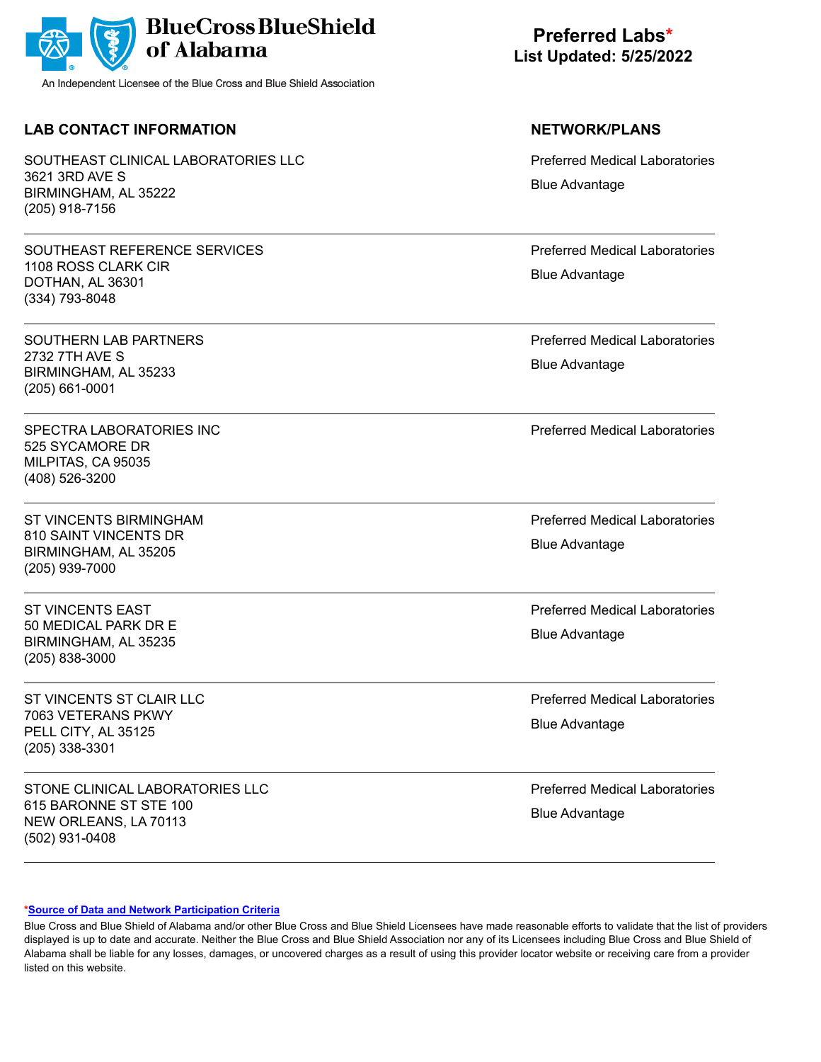**BlueCross BlueShield of Alabama**

An Independent Licensee of the Blue Cross and Blue Shield Association

# Preferred Labs*

**List Updated: 5/25/2022**

| LAB CONTACT INFORMATION | NETWORK/PLANS |
|---|---|
| SOUTHEAST CLINICAL LABORATORIES LLC<br>3621 3RD AVE S<br>BIRMINGHAM, AL 35222<br>(205) 918-7156 | Preferred Medical Laboratories<br>Blue Advantage |
| SOUTHEAST REFERENCE SERVICES<br>1108 ROSS CLARK CIR<br>DOTHAN, AL 36301<br>(334) 793-8048 | Preferred Medical Laboratories<br>Blue Advantage |
| SOUTHERN LAB PARTNERS<br>2732 7TH AVE S<br>BIRMINGHAM, AL 35233<br>(205) 661-0001 | Preferred Medical Laboratories<br>Blue Advantage |
| SPECTRA LABORATORIES INC<br>525 SYCAMORE DR<br>MILPITAS, CA 95035<br>(408) 526-3200 | Preferred Medical Laboratories |
| ST VINCENTS BIRMINGHAM<br>810 SAINT VINCENTS DR<br>BIRMINGHAM, AL 35205<br>(205) 939-7000 | Preferred Medical Laboratories<br>Blue Advantage |
| ST VINCENTS EAST<br>50 MEDICAL PARK DR E<br>BIRMINGHAM, AL 35235<br>(205) 838-3000 | Preferred Medical Laboratories<br>Blue Advantage |
| ST VINCENTS ST CLAIR LLC<br>7063 VETERANS PKWY<br>PELL CITY, AL 35125<br>(205) 338-3301 | Preferred Medical Laboratories<br>Blue Advantage |
| STONE CLINICAL LABORATORIES LLC<br>615 BARONNE ST STE 100<br>NEW ORLEANS, LA 70113<br>(502) 931-0408 | Preferred Medical Laboratories<br>Blue Advantage |

*__Source of Data and Network Participation Criteria__

Blue Cross and Blue Shield of Alabama and/or other Blue Cross and Blue Shield Licensees have made reasonable efforts to validate that the list of providers displayed is up to date and accurate. Neither the Blue Cross and Blue Shield Association nor any of its Licensees including Blue Cross and Blue Shield of Alabama shall be liable for any losses, damages, or uncovered charges as a result of using this provider locator website or receiving care from a provider listed on this website.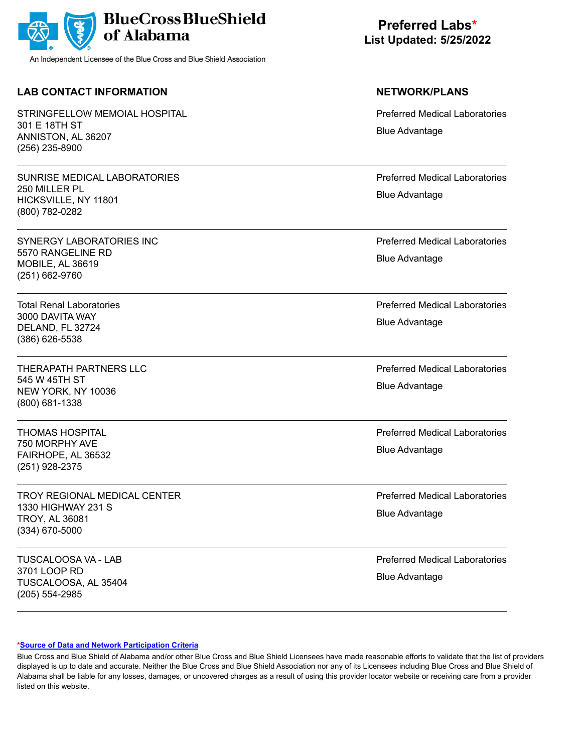BlueCross BlueShield of Alabama

An Independent Licensee of the Blue Cross and Blue Shield Association

# Preferred Labs*

**List Updated: 5/25/2022**

| LAB CONTACT INFORMATION | NETWORK/PLANS |
|---|---|
| STRINGFELLOW MEMOIAL HOSPITAL<br>301 E 18TH ST<br>ANNISTON, AL 36207<br>(256) 235-8900 | Preferred Medical Laboratories<br>Blue Advantage |
| SUNRISE MEDICAL LABORATORIES<br>250 MILLER PL<br>HICKSVILLE, NY 11801<br>(800) 782-0282 | Preferred Medical Laboratories<br>Blue Advantage |
| SYNERGY LABORATORIES INC<br>5570 RANGELINE RD<br>MOBILE, AL 36619<br>(251) 662-9760 | Preferred Medical Laboratories<br>Blue Advantage |
| Total Renal Laboratories<br>3000 DAVITA WAY<br>DELAND, FL 32724<br>(386) 626-5538 | Preferred Medical Laboratories<br>Blue Advantage |
| THERAPATH PARTNERS LLC<br>545 W 45TH ST<br>NEW YORK, NY 10036<br>(800) 681-1338 | Preferred Medical Laboratories<br>Blue Advantage |
| THOMAS HOSPITAL<br>750 MORPHY AVE<br>FAIRHOPE, AL 36532<br>(251) 928-2375 | Preferred Medical Laboratories<br>Blue Advantage |
| TROY REGIONAL MEDICAL CENTER<br>1330 HIGHWAY 231 S<br>TROY, AL 36081<br>(334) 670-5000 | Preferred Medical Laboratories<br>Blue Advantage |
| TUSCALOOSA VA - LAB<br>3701 LOOP RD<br>TUSCALOOSA, AL 35404<br>(205) 554-2985 | Preferred Medical Laboratories<br>Blue Advantage |

*Source of Data and Network Participation Criteria

Blue Cross and Blue Shield of Alabama and/or other Blue Cross and Blue Shield Licensees have made reasonable efforts to validate that the list of providers displayed is up to date and accurate. Neither the Blue Cross and Blue Shield Association nor any of its Licensees including Blue Cross and Blue Shield of Alabama shall be liable for any losses, damages, or uncovered charges as a result of using this provider locator website or receiving care from a provider listed on this website.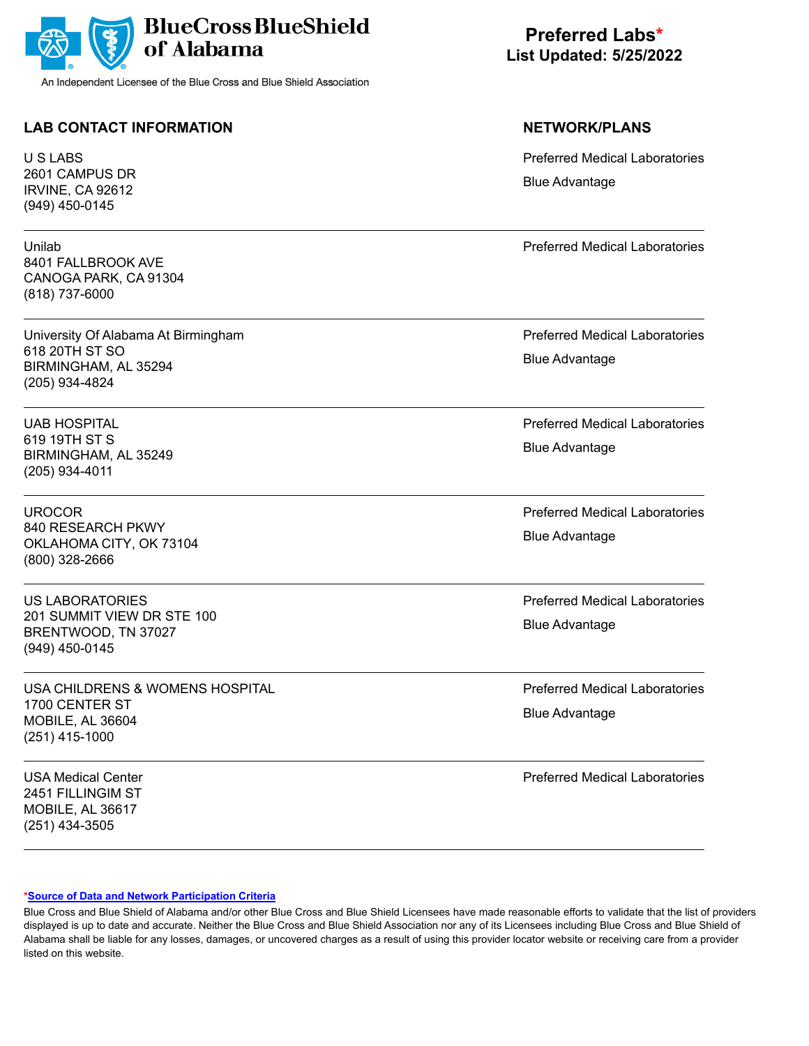BlueCross BlueShield of Alabama

An Independent Licensee of the Blue Cross and Blue Shield Association

# Preferred Labs*

**List Updated: 5/25/2022**

| LAB CONTACT INFORMATION | NETWORK/PLANS |
|---|---|
| U S LABS<br>2601 CAMPUS DR<br>IRVINE, CA 92612<br>(949) 450-0145 | Preferred Medical Laboratories<br>Blue Advantage |
| Unilab<br>8401 FALLBROOK AVE<br>CANOGA PARK, CA 91304<br>(818) 737-6000 | Preferred Medical Laboratories |
| University Of Alabama At Birmingham<br>618 20TH ST SO<br>BIRMINGHAM, AL 35294<br>(205) 934-4824 | Preferred Medical Laboratories<br>Blue Advantage |
| UAB HOSPITAL<br>619 19TH ST S<br>BIRMINGHAM, AL 35249<br>(205) 934-4011 | Preferred Medical Laboratories<br>Blue Advantage |
| UROCOR<br>840 RESEARCH PKWY<br>OKLAHOMA CITY, OK 73104<br>(800) 328-2666 | Preferred Medical Laboratories<br>Blue Advantage |
| US LABORATORIES<br>201 SUMMIT VIEW DR STE 100<br>BRENTWOOD, TN 37027<br>(949) 450-0145 | Preferred Medical Laboratories<br>Blue Advantage |
| USA CHILDRENS & WOMENS HOSPITAL<br>1700 CENTER ST<br>MOBILE, AL 36604<br>(251) 415-1000 | Preferred Medical Laboratories<br>Blue Advantage |
| USA Medical Center<br>2451 FILLINGIM ST<br>MOBILE, AL 36617<br>(251) 434-3505 | Preferred Medical Laboratories |

*Source of Data and Network Participation Criteria

Blue Cross and Blue Shield of Alabama and/or other Blue Cross and Blue Shield Licensees have made reasonable efforts to validate that the list of providers displayed is up to date and accurate. Neither the Blue Cross and Blue Shield Association nor any of its Licensees including Blue Cross and Blue Shield of Alabama shall be liable for any losses, damages, or uncovered charges as a result of using this provider locator website or receiving care from a provider listed on this website.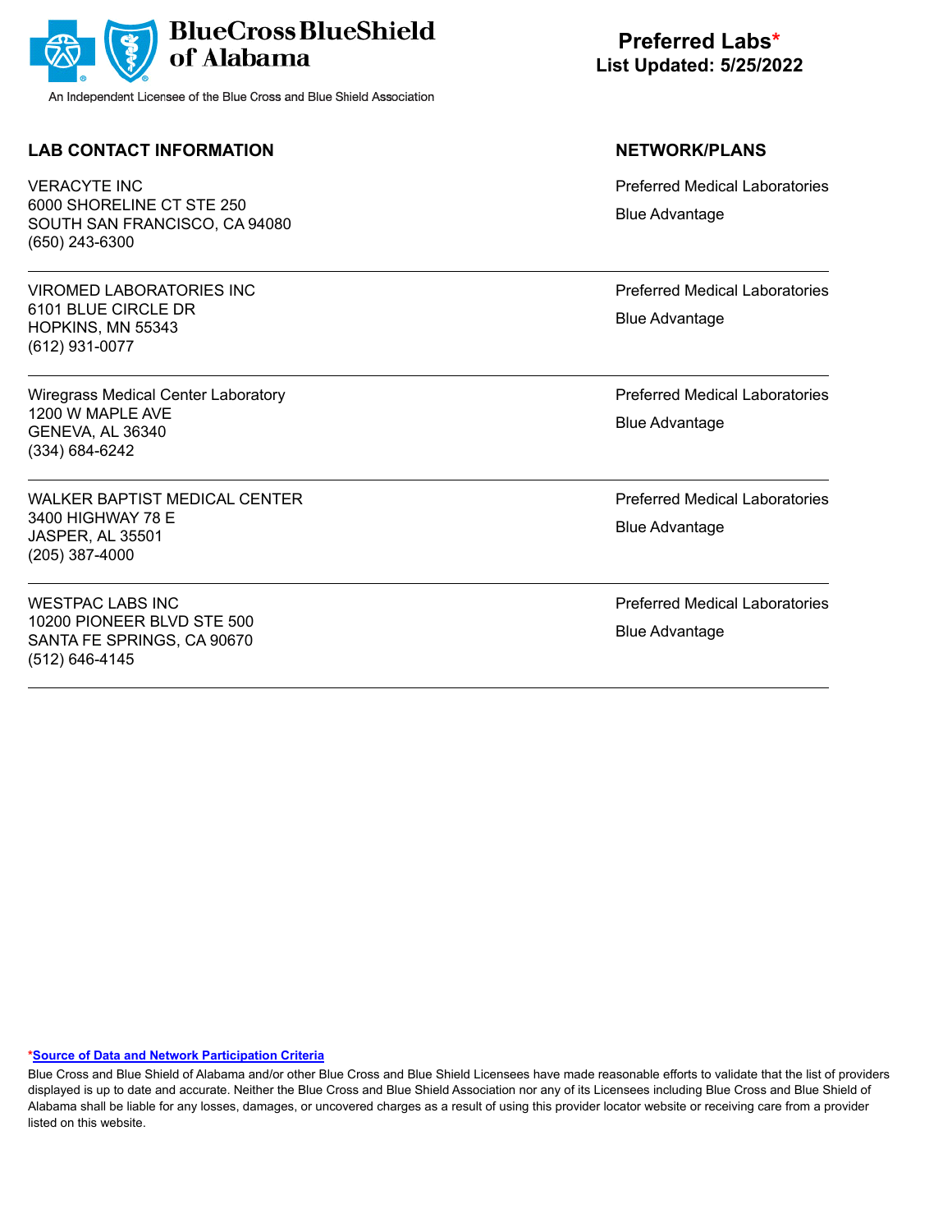BlueCross BlueShield of Alabama

An Independent Licensee of the Blue Cross and Blue Shield Association

**Preferred Labs***
**List Updated: 5/25/2022**

| LAB CONTACT INFORMATION | NETWORK/PLANS |
|---|---|
| VERACYTE INC<br>6000 SHORELINE CT STE 250<br>SOUTH SAN FRANCISCO, CA 94080<br>(650) 243-6300 | Preferred Medical Laboratories<br>Blue Advantage |
| VIROMED LABORATORIES INC<br>6101 BLUE CIRCLE DR<br>HOPKINS, MN 55343<br>(612) 931-0077 | Preferred Medical Laboratories<br>Blue Advantage |
| Wiregrass Medical Center Laboratory<br>1200 W MAPLE AVE<br>GENEVA, AL 36340<br>(334) 684-6242 | Preferred Medical Laboratories<br>Blue Advantage |
| WALKER BAPTIST MEDICAL CENTER<br>3400 HIGHWAY 78 E<br>JASPER, AL 35501<br>(205) 387-4000 | Preferred Medical Laboratories<br>Blue Advantage |
| WESTPAC LABS INC<br>10200 PIONEER BLVD STE 500<br>SANTA FE SPRINGS, CA 90670<br>(512) 646-4145 | Preferred Medical Laboratories<br>Blue Advantage |

***Source of Data and Network Participation Criteria**

Blue Cross and Blue Shield of Alabama and/or other Blue Cross and Blue Shield Licensees have made reasonable efforts to validate that the list of providers displayed is up to date and accurate. Neither the Blue Cross and Blue Shield Association nor any of its Licensees including Blue Cross and Blue Shield of Alabama shall be liable for any losses, damages, or uncovered charges as a result of using this provider locator website or receiving care from a provider listed on this website.